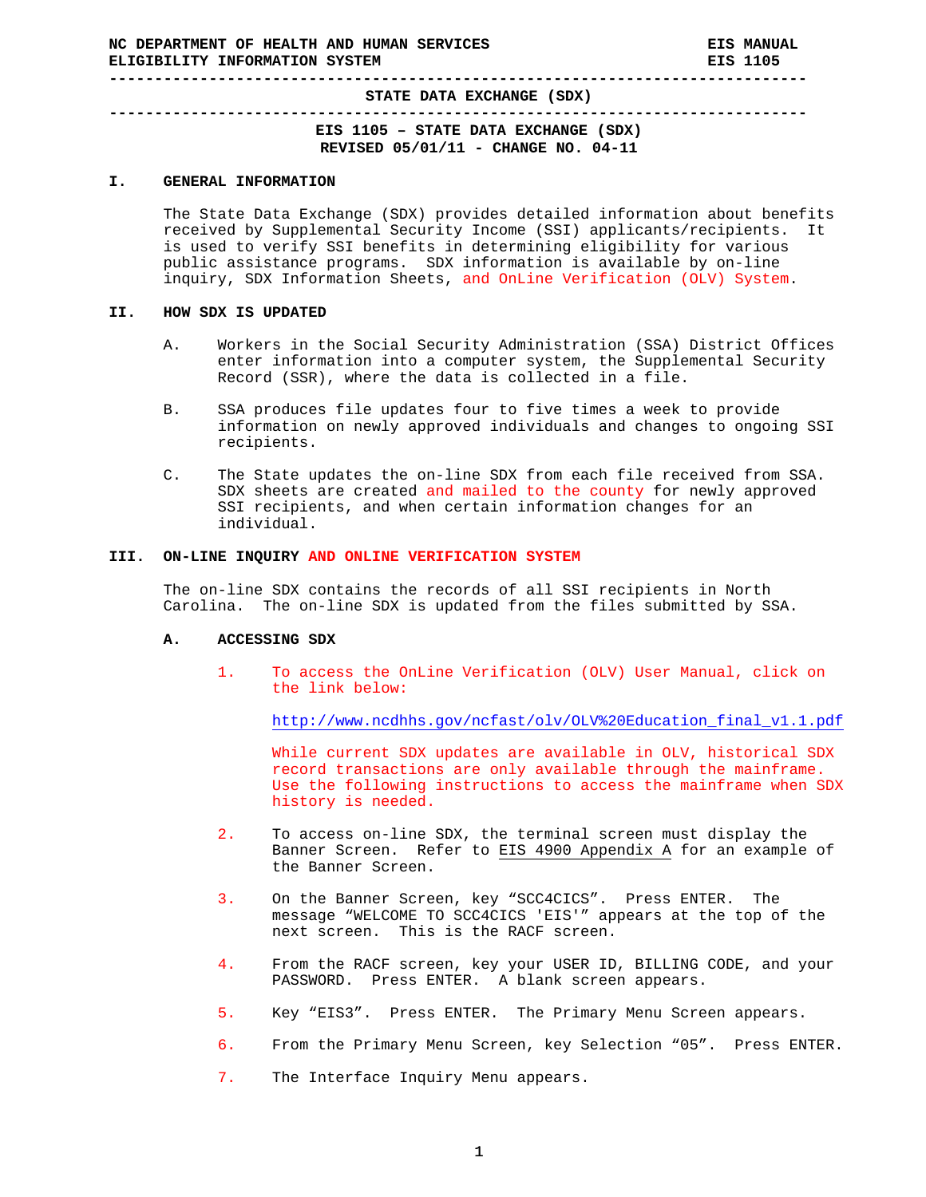# EIS 1105 – STATE DATA EXCHANGE (SDX)

**REVISED 05/01/11 - CHANGE NO. 04-11**

## I. GENERAL INFORMATION

The State Data Exchange (SDX) provides detailed information about benefits received by Supplemental Security Income (SSI) applicants/recipients. It is used to verify SSI benefits in determining eligibility for various public assistance programs. SDX information is available by on-line inquiry, SDX Information Sheets, and OnLine Verification (OLV) System.

## II. HOW SDX IS UPDATED

A. Workers in the Social Security Administration (SSA) District Offices enter information into a computer system, the Supplemental Security Record (SSR), where the data is collected in a file.

B. SSA produces file updates four to five times a week to provide information on newly approved individuals and changes to ongoing SSI recipients.

C. The State updates the on-line SDX from each file received from SSA. SDX sheets are created and mailed to the county for newly approved SSI recipients, and when certain information changes for an individual.

## III. ON-LINE INQUIRY AND ONLINE VERIFICATION SYSTEM

The on-line SDX contains the records of all SSI recipients in North Carolina. The on-line SDX is updated from the files submitted by SSA.

### A. ACCESSING SDX

1. To access the OnLine Verification (OLV) User Manual, click on the link below:

   http://www.ncdhhs.gov/ncfast/olv/OLV%20Education_final_v1.1.pdf

   While current SDX updates are available in OLV, historical SDX record transactions are only available through the mainframe. Use the following instructions to access the mainframe when SDX history is needed.

2. To access on-line SDX, the terminal screen must display the Banner Screen. Refer to EIS 4900 Appendix A for an example of the Banner Screen.

3. On the Banner Screen, key “SCC4CICS”. Press ENTER. The message “WELCOME TO SCC4CICS 'EIS'” appears at the top of the next screen. This is the RACF screen.

4. From the RACF screen, key your USER ID, BILLING CODE, and your PASSWORD. Press ENTER. A blank screen appears.

5. Key “EIS3”. Press ENTER. The Primary Menu Screen appears.

6. From the Primary Menu Screen, key Selection “05”. Press ENTER.

7. The Interface Inquiry Menu appears.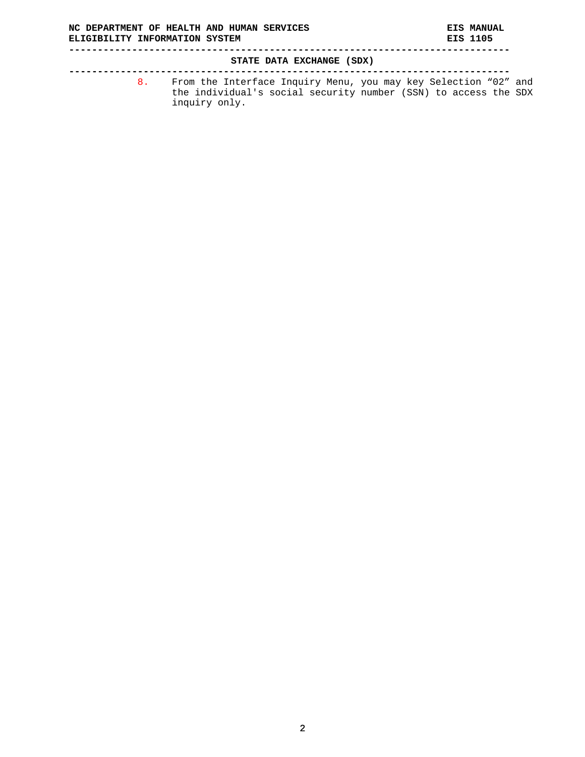## STATE DATA EXCHANGE (SDX)

8. From the Interface Inquiry Menu, you may key Selection “02” and the individual's social security number (SSN) to access the SDX inquiry only.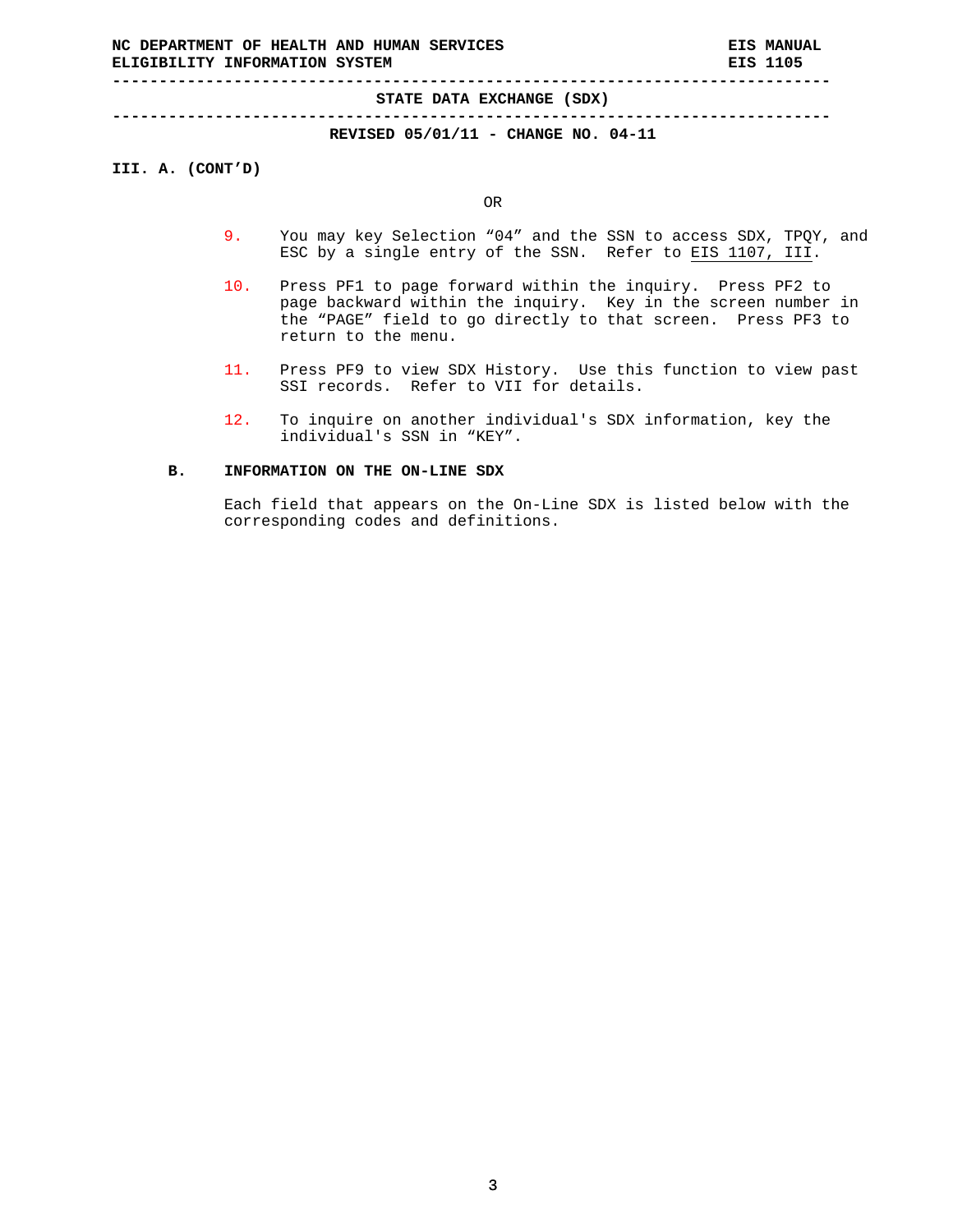**III. A. (CONT'D)**

OR

9. You may key Selection "04" and the SSN to access SDX, TPQY, and ESC by a single entry of the SSN. Refer to EIS 1107, III.

10. Press PF1 to page forward within the inquiry. Press PF2 to page backward within the inquiry. Key in the screen number in the "PAGE" field to go directly to that screen. Press PF3 to return to the menu.

11. Press PF9 to view SDX History. Use this function to view past SSI records. Refer to VII for details.

12. To inquire on another individual's SDX information, key the individual's SSN in "KEY".

### B. INFORMATION ON THE ON-LINE SDX

Each field that appears on the On-Line SDX is listed below with the corresponding codes and definitions.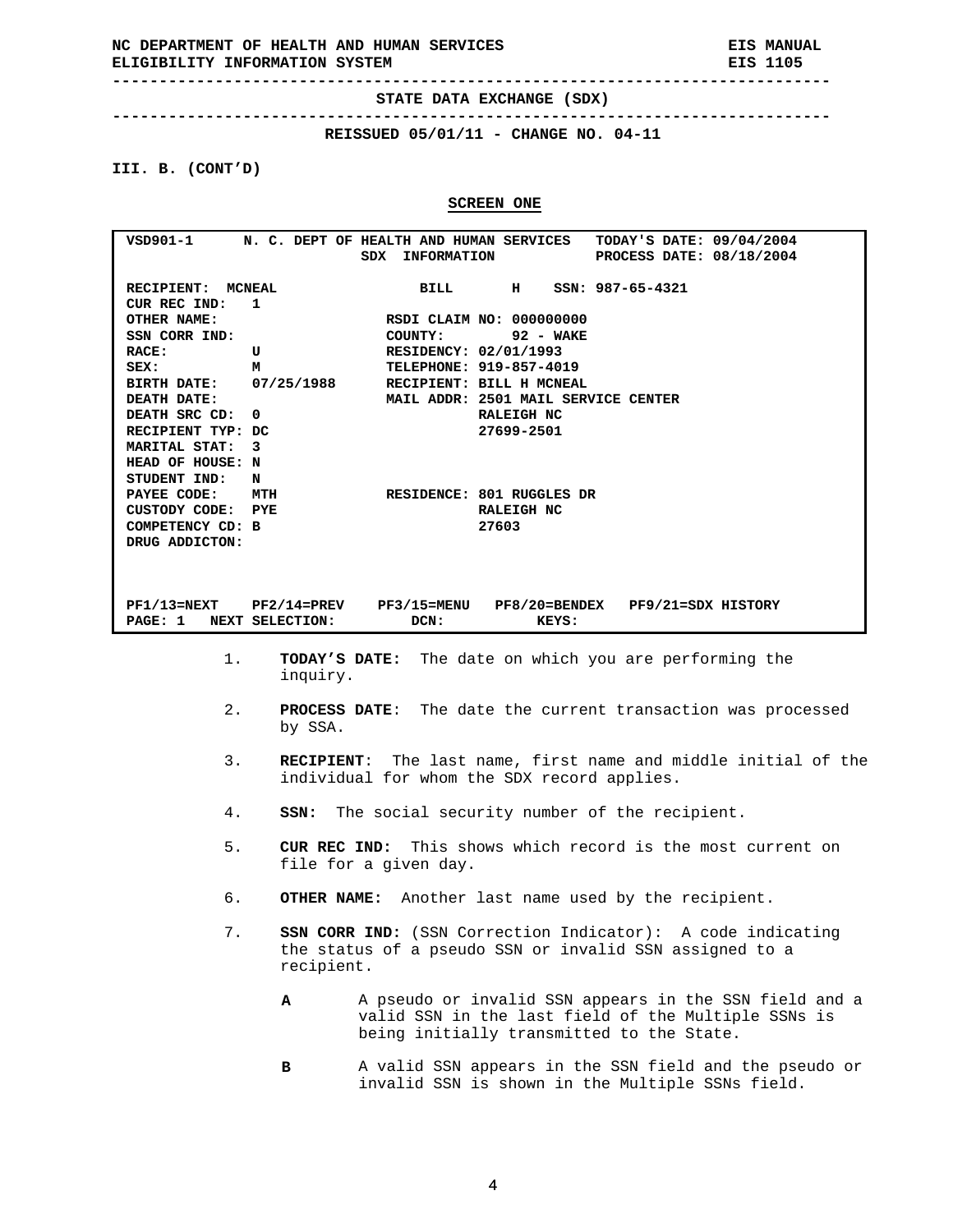**III. B. (CONT'D)**

**SCREEN ONE**

```
VSD901-1      N. C. DEPT OF HEALTH AND HUMAN SERVICES   TODAY'S DATE: 09/04/2004
                         SDX  INFORMATION             PROCESS DATE: 08/18/2004

RECIPIENT:  MCNEAL                  BILL       H    SSN: 987-65-4321
CUR REC IND:   1
OTHER NAME:                     RSDI CLAIM NO: 000000000
SSN CORR IND:                   COUNTY:       92 - WAKE
RACE:          U                RESIDENCY: 02/01/1993
SEX:           M                TELEPHONE: 919-857-4019
BIRTH DATE:    07/25/1988       RECIPIENT: BILL H MCNEAL
DEATH DATE:                     MAIL ADDR: 2501 MAIL SERVICE CENTER
DEATH SRC CD:  0                           RALEIGH NC
RECIPIENT TYP: DC                          27699-2501
MARITAL STAT:  3
HEAD OF HOUSE: N
STUDENT IND:   N
PAYEE CODE:    MTH              RESIDENCE: 801 RUGGLES DR
CUSTODY CODE:  PYE                         RALEIGH NC
COMPETENCY CD: B                           27603
DRUG ADDICTON:



PF1/13=NEXT   PF2/14=PREV   PF3/15=MENU   PF8/20=BENDEX   PF9/21=SDX HISTORY
PAGE: 1   NEXT SELECTION:       DCN:          KEYS:
```

1. **TODAY'S DATE:** The date on which you are performing the inquiry.
2. **PROCESS DATE**: The date the current transaction was processed by SSA.
3. **RECIPIENT**: The last name, first name and middle initial of the individual for whom the SDX record applies.
4. **SSN:** The social security number of the recipient.
5. **CUR REC IND:** This shows which record is the most current on file for a given day.
6. **OTHER NAME:** Another last name used by the recipient.
7. **SSN CORR IND:** (SSN Correction Indicator): A code indicating the status of a pseudo SSN or invalid SSN assigned to a recipient.

   **A** A pseudo or invalid SSN appears in the SSN field and a valid SSN in the last field of the Multiple SSNs is being initially transmitted to the State.

   **B** A valid SSN appears in the SSN field and the pseudo or invalid SSN is shown in the Multiple SSNs field.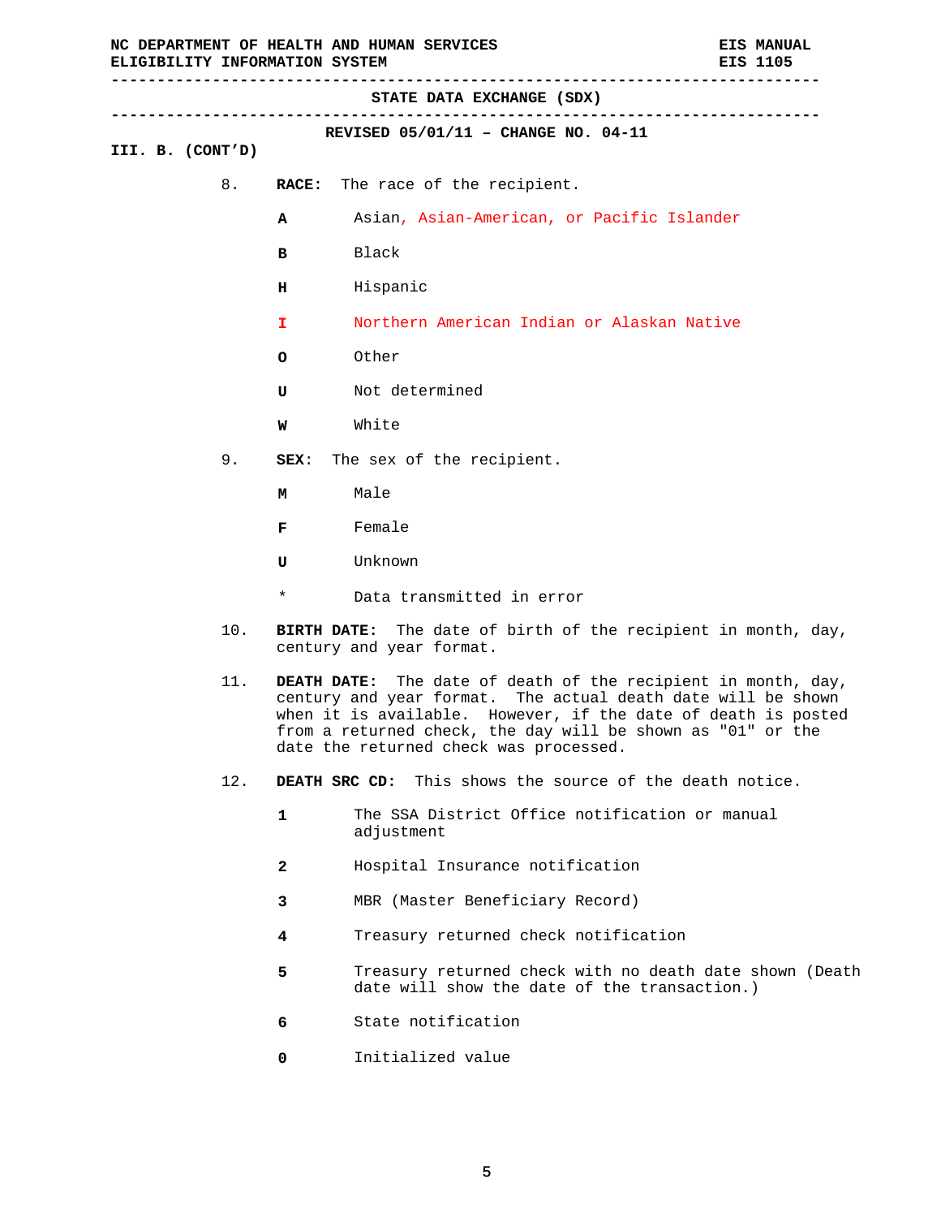REVISED 05/01/11 – CHANGE NO. 04-11

**III. B. (CONT'D)**

8. **RACE:** The race of the recipient.

   | | |
   |---|---|
   | **A** | Asian, Asian-American, or Pacific Islander |
   | **B** | Black |
   | **H** | Hispanic |
   | **I** | Northern American Indian or Alaskan Native |
   | **O** | Other |
   | **U** | Not determined |
   | **W** | White |

9. **SEX**: The sex of the recipient.

   | | |
   |---|---|
   | **M** | Male |
   | **F** | Female |
   | **U** | Unknown |
   | * | Data transmitted in error |

10. **BIRTH DATE:** The date of birth of the recipient in month, day, century and year format.

11. **DEATH DATE:** The date of death of the recipient in month, day, century and year format. The actual death date will be shown when it is available. However, if the date of death is posted from a returned check, the day will be shown as "01" or the date the returned check was processed.

12. **DEATH SRC CD:** This shows the source of the death notice.

    | | |
    |---|---|
    | **1** | The SSA District Office notification or manual adjustment |
    | **2** | Hospital Insurance notification |
    | **3** | MBR (Master Beneficiary Record) |
    | **4** | Treasury returned check notification |
    | **5** | Treasury returned check with no death date shown (Death date will show the date of the transaction.) |
    | **6** | State notification |
    | **0** | Initialized value |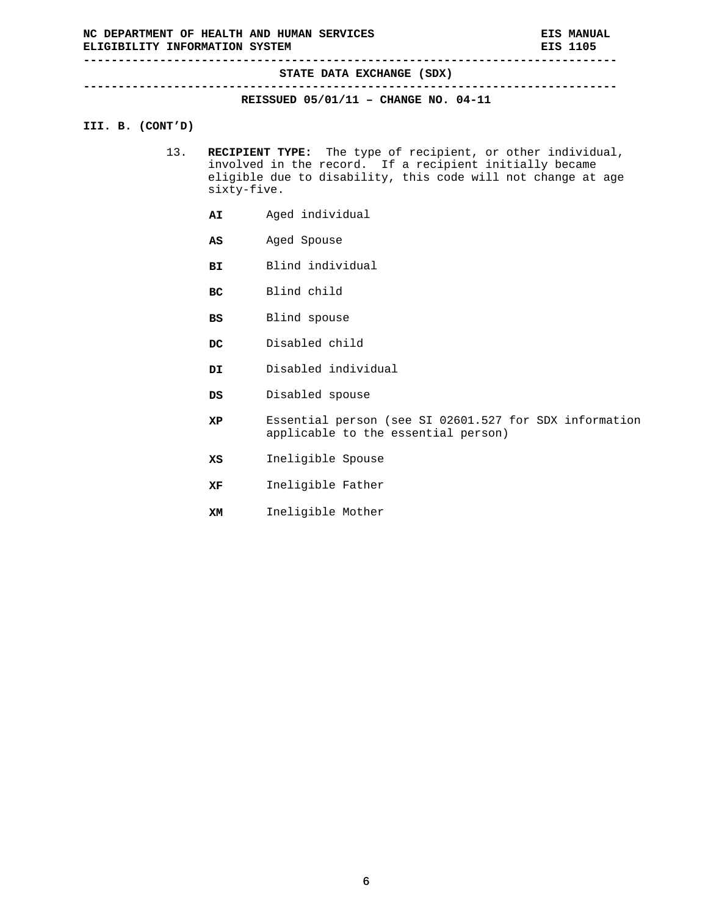**III. B. (CONT'D)**

13. **RECIPIENT TYPE:** The type of recipient, or other individual, involved in the record. If a recipient initially became eligible due to disability, this code will not change at age sixty-five.

    **AI** Aged individual

    **AS** Aged Spouse

    **BI** Blind individual

    **BC** Blind child

    **BS** Blind spouse

    **DC** Disabled child

    **DI** Disabled individual

    **DS** Disabled spouse

    **XP** Essential person (see SI 02601.527 for SDX information applicable to the essential person)

    **XS** Ineligible Spouse

    **XF** Ineligible Father

    **XM** Ineligible Mother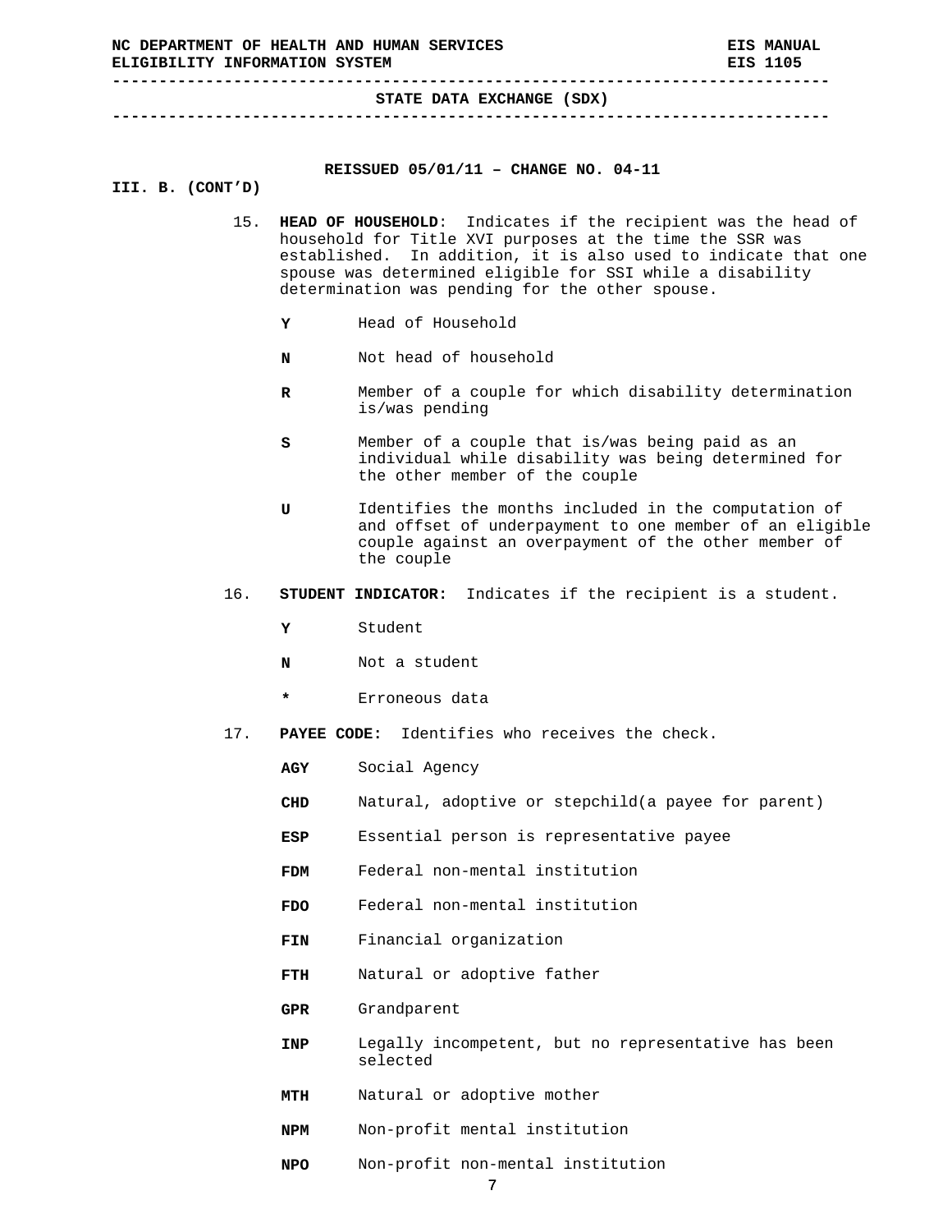**REISSUED 05/01/11 – CHANGE NO. 04-11**

**III. B. (CONT'D)**

15. **HEAD OF HOUSEHOLD**: Indicates if the recipient was the head of household for Title XVI purposes at the time the SSR was established. In addition, it is also used to indicate that one spouse was determined eligible for SSI while a disability determination was pending for the other spouse.

| | |
|---|---|
| **Y** | Head of Household |
| **N** | Not head of household |
| **R** | Member of a couple for which disability determination is/was pending |
| **S** | Member of a couple that is/was being paid as an individual while disability was being determined for the other member of the couple |
| **U** | Identifies the months included in the computation of and offset of underpayment to one member of an eligible couple against an overpayment of the other member of the couple |

16. **STUDENT INDICATOR:** Indicates if the recipient is a student.

| | |
|---|---|
| **Y** | Student |
| **N** | Not a student |
| **\*** | Erroneous data |

17. **PAYEE CODE:** Identifies who receives the check.

| | |
|---|---|
| **AGY** | Social Agency |
| **CHD** | Natural, adoptive or stepchild(a payee for parent) |
| **ESP** | Essential person is representative payee |
| **FDM** | Federal non-mental institution |
| **FDO** | Federal non-mental institution |
| **FIN** | Financial organization |
| **FTH** | Natural or adoptive father |
| **GPR** | Grandparent |
| **INP** | Legally incompetent, but no representative has been selected |
| **MTH** | Natural or adoptive mother |
| **NPM** | Non-profit mental institution |
| **NPO** | Non-profit non-mental institution |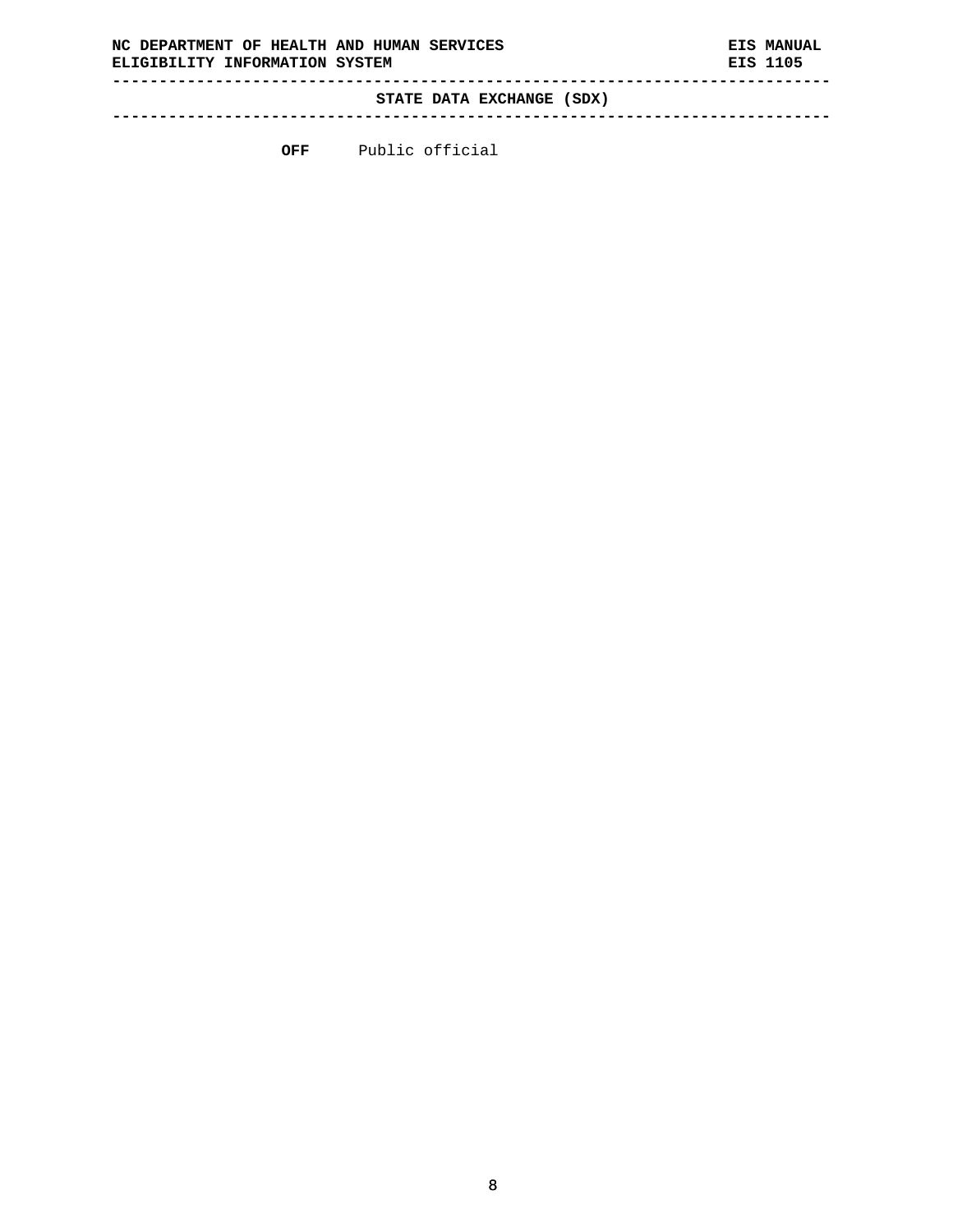**OFF** Public official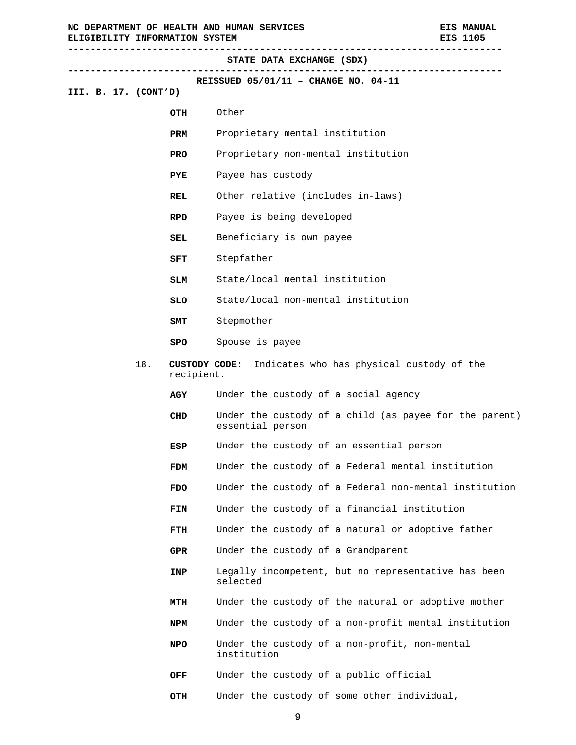REISSUED 05/01/11 – CHANGE NO. 04-11

III. B. 17. (CONT'D)

| | |
|---|---|
| **OTH** | Other |
| **PRM** | Proprietary mental institution |
| **PRO** | Proprietary non-mental institution |
| **PYE** | Payee has custody |
| **REL** | Other relative (includes in-laws) |
| **RPD** | Payee is being developed |
| **SEL** | Beneficiary is own payee |
| **SFT** | Stepfather |
| **SLM** | State/local mental institution |
| **SLO** | State/local non-mental institution |
| **SMT** | Stepmother |
| **SPO** | Spouse is payee |

18. **CUSTODY CODE:** Indicates who has physical custody of the recipient.

| | |
|---|---|
| **AGY** | Under the custody of a social agency |
| **CHD** | Under the custody of a child (as payee for the parent) essential person |
| **ESP** | Under the custody of an essential person |
| **FDM** | Under the custody of a Federal mental institution |
| **FDO** | Under the custody of a Federal non-mental institution |
| **FIN** | Under the custody of a financial institution |
| **FTH** | Under the custody of a natural or adoptive father |
| **GPR** | Under the custody of a Grandparent |
| **INP** | Legally incompetent, but no representative has been selected |
| **MTH** | Under the custody of the natural or adoptive mother |
| **NPM** | Under the custody of a non-profit mental institution |
| **NPO** | Under the custody of a non-profit, non-mental institution |
| **OFF** | Under the custody of a public official |
| **OTH** | Under the custody of some other individual, |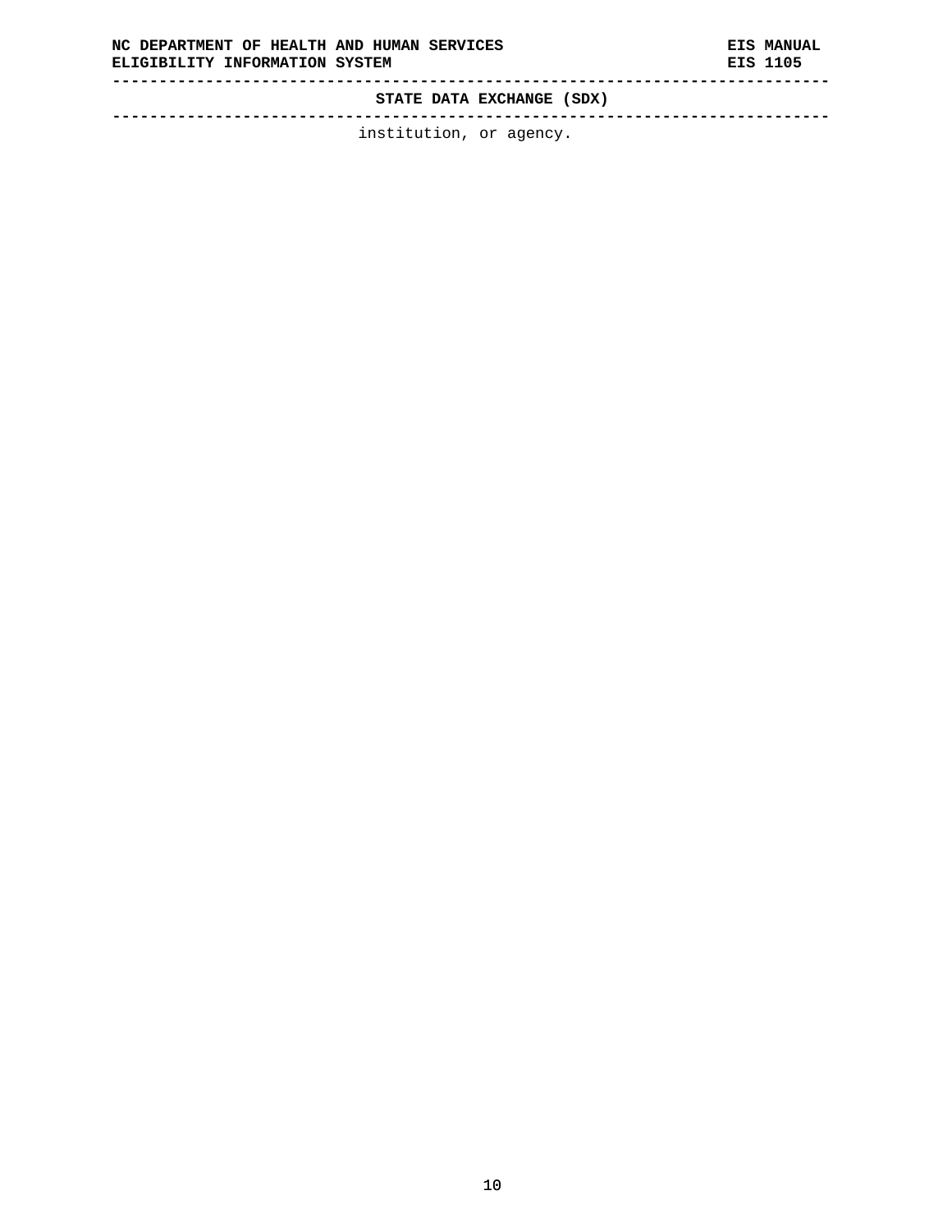institution, or agency.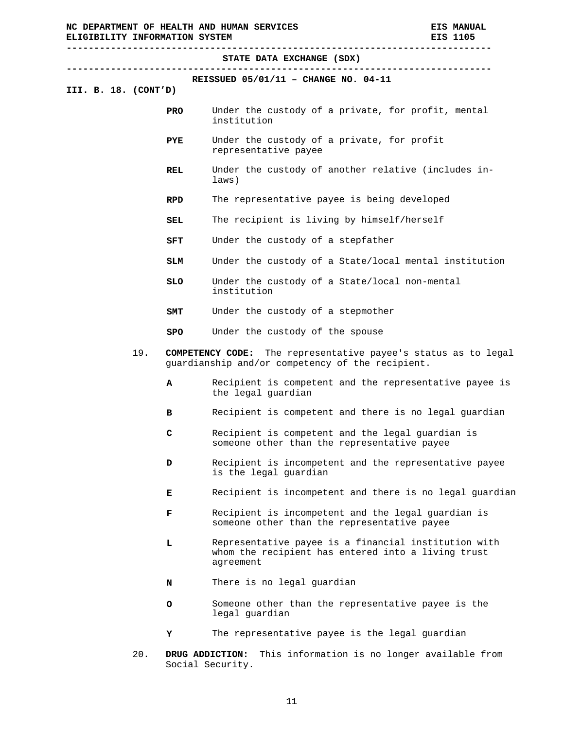**STATE DATA EXCHANGE (SDX)**

**REISSUED 05/01/11 – CHANGE NO. 04-11**

**III. B. 18. (CONT'D)**

| | |
|---|---|
| **PRO** | Under the custody of a private, for profit, mental institution |
| **PYE** | Under the custody of a private, for profit representative payee |
| **REL** | Under the custody of another relative (includes in-laws) |
| **RPD** | The representative payee is being developed |
| **SEL** | The recipient is living by himself/herself |
| **SFT** | Under the custody of a stepfather |
| **SLM** | Under the custody of a State/local mental institution |
| **SLO** | Under the custody of a State/local non-mental institution |
| **SMT** | Under the custody of a stepmother |
| **SPO** | Under the custody of the spouse |

19. **COMPETENCY CODE:** The representative payee's status as to legal guardianship and/or competency of the recipient.

| | |
|---|---|
| **A** | Recipient is competent and the representative payee is the legal guardian |
| **B** | Recipient is competent and there is no legal guardian |
| **C** | Recipient is competent and the legal guardian is someone other than the representative payee |
| **D** | Recipient is incompetent and the representative payee is the legal guardian |
| **E** | Recipient is incompetent and there is no legal guardian |
| **F** | Recipient is incompetent and the legal guardian is someone other than the representative payee |
| **L** | Representative payee is a financial institution with whom the recipient has entered into a living trust agreement |
| **N** | There is no legal guardian |
| **O** | Someone other than the representative payee is the legal guardian |
| **Y** | The representative payee is the legal guardian |

20. **DRUG ADDICTION:** This information is no longer available from Social Security.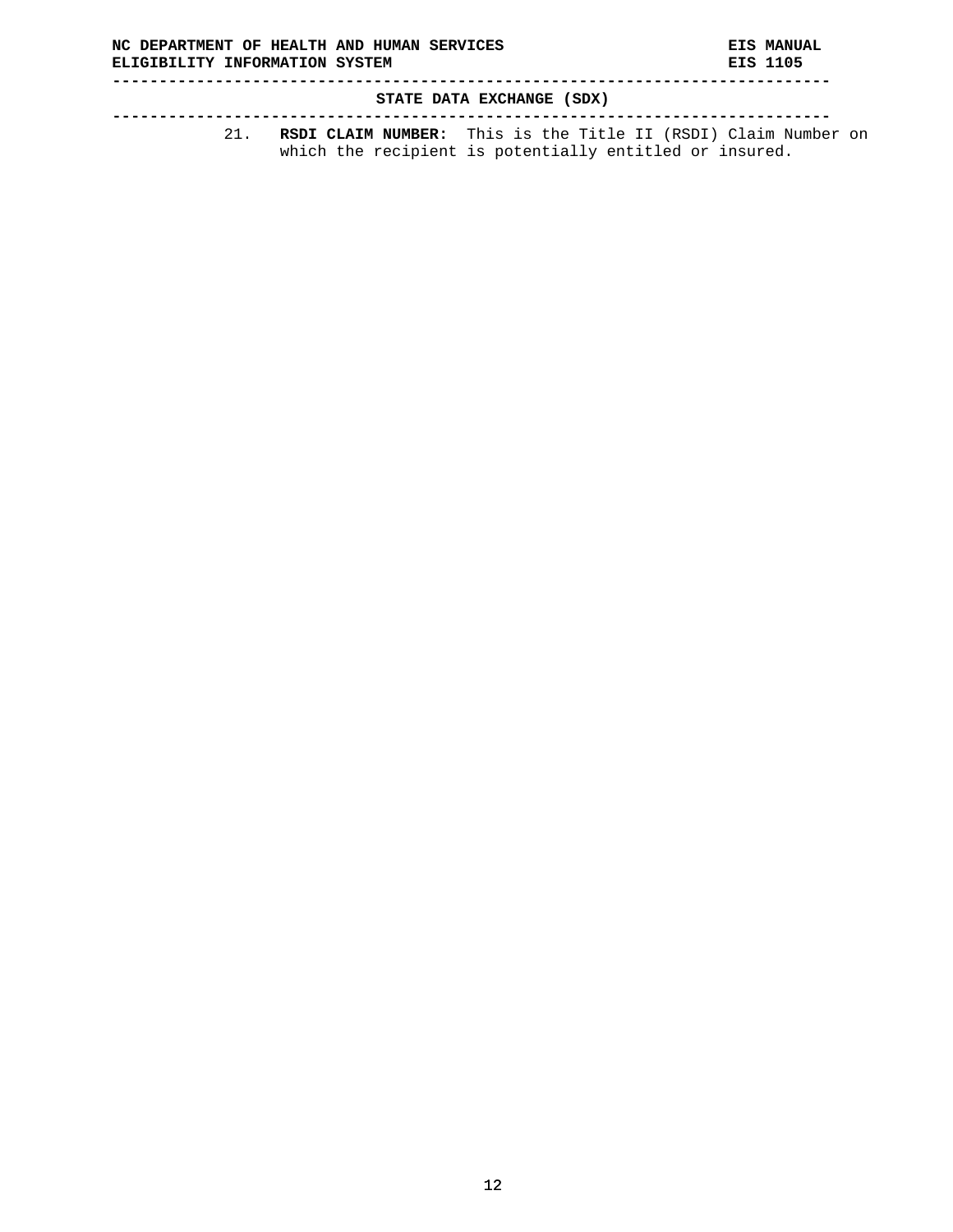21. **RSDI CLAIM NUMBER:** This is the Title II (RSDI) Claim Number on which the recipient is potentially entitled or insured.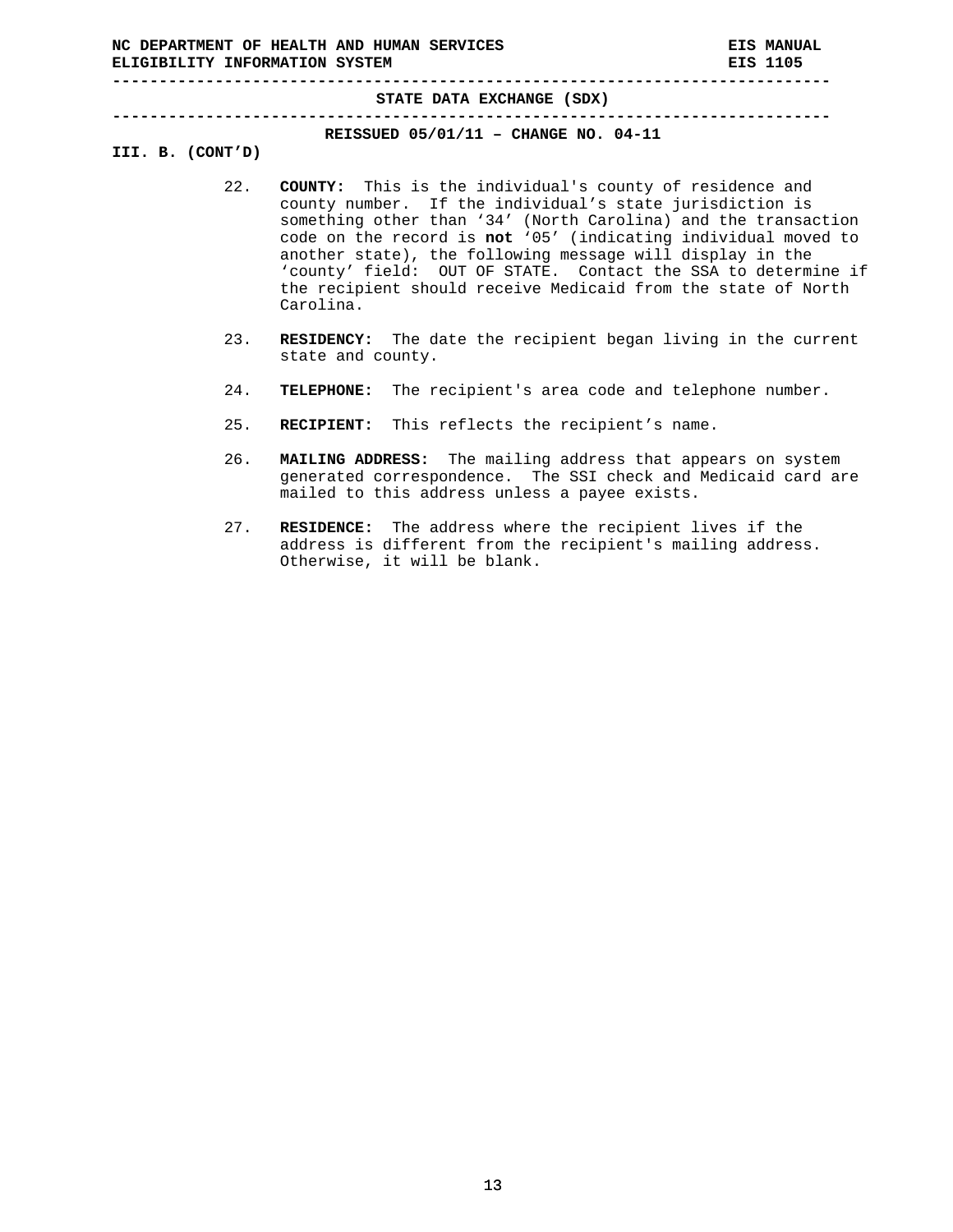**STATE DATA EXCHANGE (SDX)**

**REISSUED 05/01/11 – CHANGE NO. 04-11**

**III. B. (CONT'D)**

22. **COUNTY:** This is the individual's county of residence and county number. If the individual's state jurisdiction is something other than '34' (North Carolina) and the transaction code on the record is **not** '05' (indicating individual moved to another state), the following message will display in the 'county' field: OUT OF STATE. Contact the SSA to determine if the recipient should receive Medicaid from the state of North Carolina.

23. **RESIDENCY:** The date the recipient began living in the current state and county.

24. **TELEPHONE:** The recipient's area code and telephone number.

25. **RECIPIENT:** This reflects the recipient's name.

26. **MAILING ADDRESS:** The mailing address that appears on system generated correspondence. The SSI check and Medicaid card are mailed to this address unless a payee exists.

27. **RESIDENCE:** The address where the recipient lives if the address is different from the recipient's mailing address. Otherwise, it will be blank.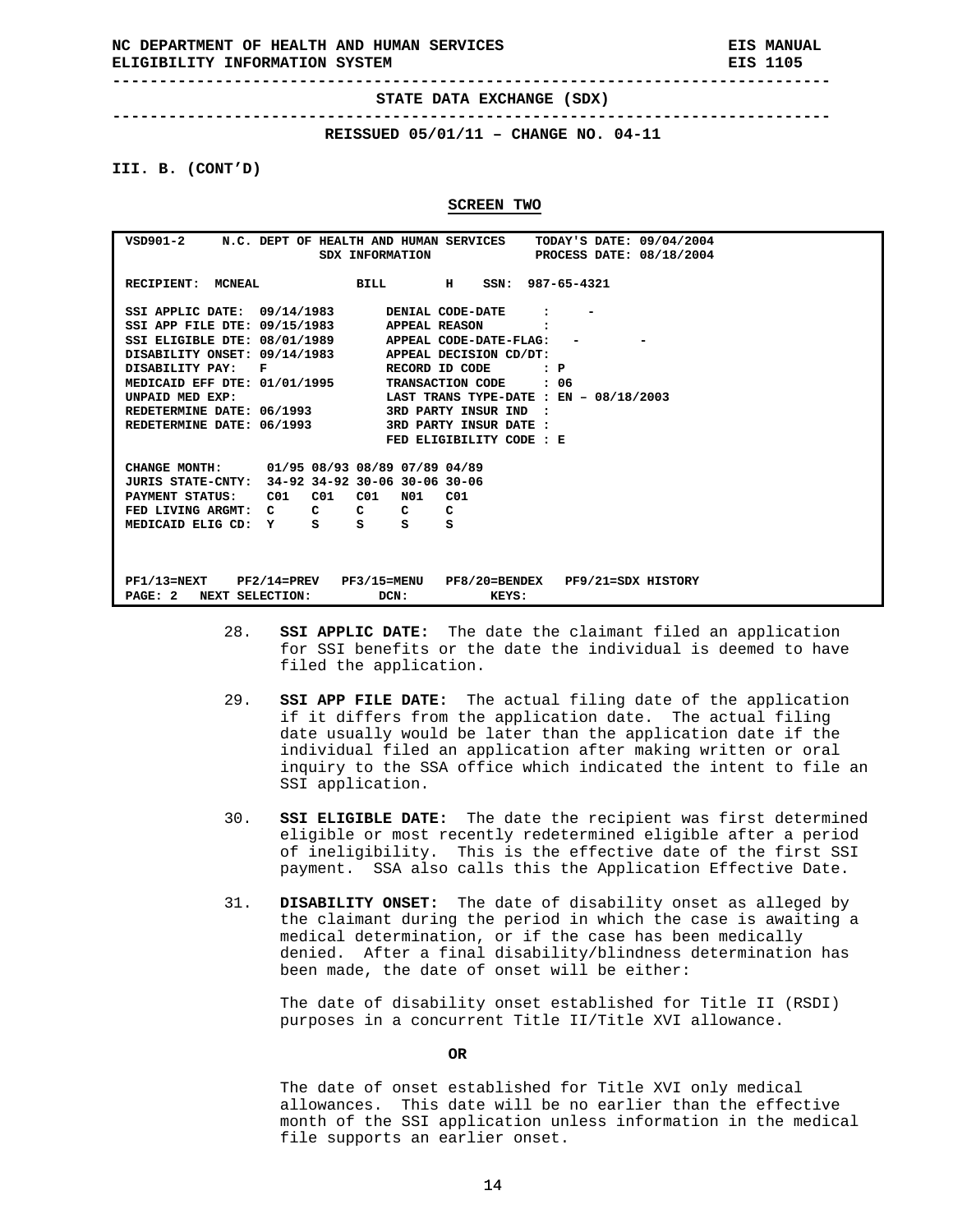III. B. (CONT'D)

**SCREEN TWO**

```
VSD901-2     N.C. DEPT OF HEALTH AND HUMAN SERVICES    TODAY'S DATE: 09/04/2004
                        SDX INFORMATION               PROCESS DATE: 08/18/2004

RECIPIENT:  MCNEAL             BILL        H    SSN:  987-65-4321

SSI APPLIC DATE:  09/14/1983       DENIAL CODE-DATE     :     -
SSI APP FILE DTE: 09/15/1983       APPEAL REASON        :
SSI ELIGIBLE DTE: 08/01/1989       APPEAL CODE-DATE-FLAG:   -        -
DISABILITY ONSET: 09/14/1983       APPEAL DECISION CD/DT:
DISABILITY PAY:   F                RECORD ID CODE       : P
MEDICAID EFF DTE: 01/01/1995       TRANSACTION CODE     : 06
UNPAID MED EXP:                    LAST TRANS TYPE-DATE : EN – 08/18/2003
REDETERMINE DATE: 06/1993          3RD PARTY INSUR IND  :
REDETERMINE DATE: 06/1993          3RD PARTY INSUR DATE :
                                   FED ELIGIBILITY CODE : E

CHANGE MONTH:      01/95 08/93 08/89 07/89 04/89
JURIS STATE-CNTY:  34-92 34-92 30-06 30-06 30-06
PAYMENT STATUS:    C01   C01   C01   N01   C01
FED LIVING ARGMT:  C     C     C     C     C
MEDICAID ELIG CD:  Y     S     S     S     S



PF1/13=NEXT    PF2/14=PREV   PF3/15=MENU   PF8/20=BENDEX   PF9/21=SDX HISTORY
PAGE: 2   NEXT SELECTION:         DCN:            KEYS:
```

28. **SSI APPLIC DATE:** The date the claimant filed an application for SSI benefits or the date the individual is deemed to have filed the application.

29. **SSI APP FILE DATE:** The actual filing date of the application if it differs from the application date. The actual filing date usually would be later than the application date if the individual filed an application after making written or oral inquiry to the SSA office which indicated the intent to file an SSI application.

30. **SSI ELIGIBLE DATE:** The date the recipient was first determined eligible or most recently redetermined eligible after a period of ineligibility. This is the effective date of the first SSI payment. SSA also calls this the Application Effective Date.

31. **DISABILITY ONSET:** The date of disability onset as alleged by the claimant during the period in which the case is awaiting a medical determination, or if the case has been medically denied. After a final disability/blindness determination has been made, the date of onset will be either:

    The date of disability onset established for Title II (RSDI) purposes in a concurrent Title II/Title XVI allowance.

    **OR**

    The date of onset established for Title XVI only medical allowances. This date will be no earlier than the effective month of the SSI application unless information in the medical file supports an earlier onset.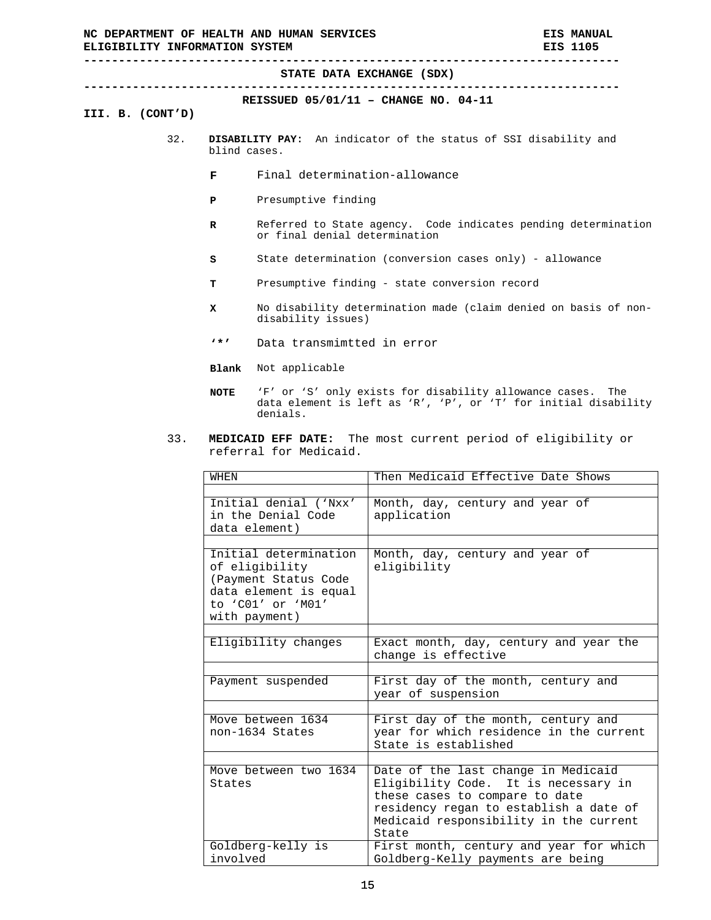**III. B. (CONT'D)**

32. **DISABILITY PAY:** An indicator of the status of SSI disability and blind cases.

    **F** Final determination-allowance

    **P** Presumptive finding

    **R** Referred to State agency. Code indicates pending determination or final denial determination

    **S** State determination (conversion cases only) - allowance

    **T** Presumptive finding - state conversion record

    **X** No disability determination made (claim denied on basis of non-disability issues)

    **'*'** Data transmimtted in error

    **Blank** Not applicable

    **NOTE** 'F' or 'S' only exists for disability allowance cases. The data element is left as 'R', 'P', or 'T' for initial disability denials.

33. **MEDICAID EFF DATE:** The most current period of eligibility or referral for Medicaid.

| WHEN | Then Medicaid Effective Date Shows |
|---|---|
| | |
| Initial denial ('Nxx' in the Denial Code data element) | Month, day, century and year of application |
| | |
| Initial determination of eligibility (Payment Status Code data element is equal to 'C01' or 'M01' with payment) | Month, day, century and year of eligibility |
| | |
| Eligibility changes | Exact month, day, century and year the change is effective |
| | |
| Payment suspended | First day of the month, century and year of suspension |
| | |
| Move between 1634 non-1634 States | First day of the month, century and year for which residence in the current State is established |
| | |
| Move between two 1634 States | Date of the last change in Medicaid Eligibility Code. It is necessary in these cases to compare to date residency regan to establish a date of Medicaid responsibility in the current State |
| Goldberg-kelly is involved | First month, century and year for which Goldberg-Kelly payments are being |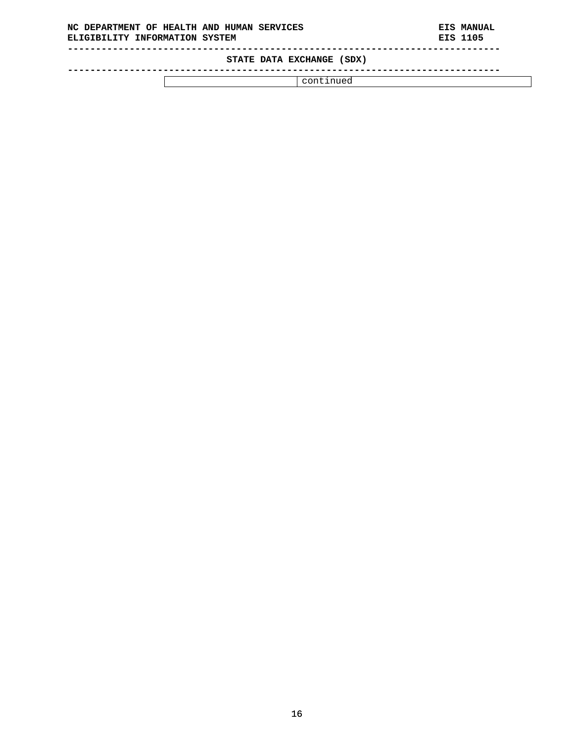| | |
|---|---|
| | continued |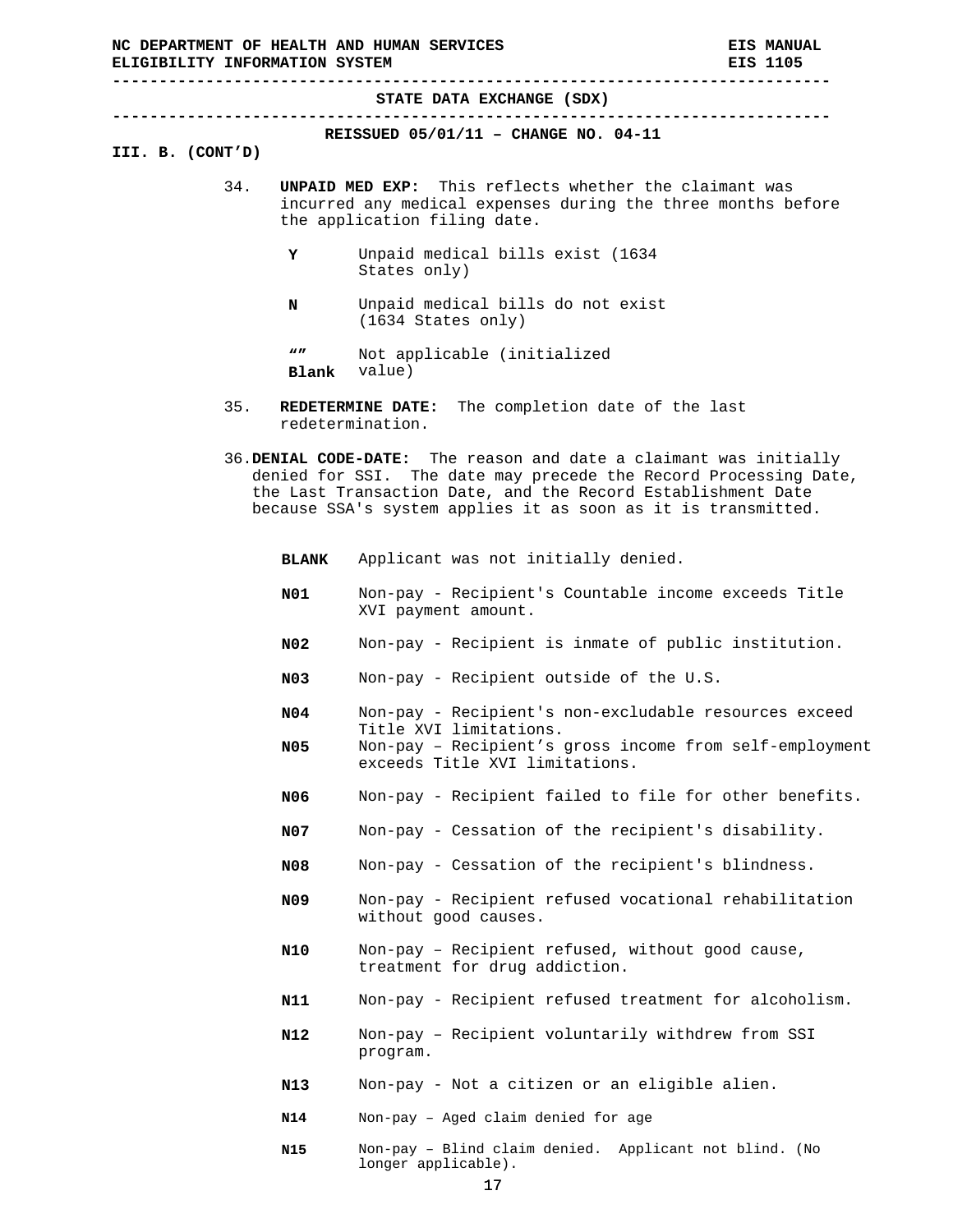**STATE DATA EXCHANGE (SDX)**

**REISSUED 05/01/11 – CHANGE NO. 04-11**

**III. B. (CONT'D)**

34. **UNPAID MED EXP:** This reflects whether the claimant was incurred any medical expenses during the three months before the application filing date.

| | |
|---|---|
| **Y** | Unpaid medical bills exist (1634 States only) |
| **N** | Unpaid medical bills do not exist (1634 States only) |
| **""** **Blank** | Not applicable (initialized value) |

35. **REDETERMINE DATE:** The completion date of the last redetermination.

36. **DENIAL CODE-DATE:** The reason and date a claimant was initially denied for SSI. The date may precede the Record Processing Date, the Last Transaction Date, and the Record Establishment Date because SSA's system applies it as soon as it is transmitted.

| | |
|---|---|
| **BLANK** | Applicant was not initially denied. |
| **N01** | Non-pay - Recipient's Countable income exceeds Title XVI payment amount. |
| **N02** | Non-pay - Recipient is inmate of public institution. |
| **N03** | Non-pay - Recipient outside of the U.S. |
| **N04** | Non-pay - Recipient's non-excludable resources exceed Title XVI limitations. |
| **N05** | Non-pay – Recipient's gross income from self-employment exceeds Title XVI limitations. |
| **N06** | Non-pay - Recipient failed to file for other benefits. |
| **N07** | Non-pay - Cessation of the recipient's disability. |
| **N08** | Non-pay - Cessation of the recipient's blindness. |
| **N09** | Non-pay - Recipient refused vocational rehabilitation without good causes. |
| **N10** | Non-pay – Recipient refused, without good cause, treatment for drug addiction. |
| **N11** | Non-pay - Recipient refused treatment for alcoholism. |
| **N12** | Non-pay – Recipient voluntarily withdrew from SSI program. |
| **N13** | Non-pay - Not a citizen or an eligible alien. |
| **N14** | Non-pay – Aged claim denied for age |
| **N15** | Non-pay – Blind claim denied. Applicant not blind. (No longer applicable). |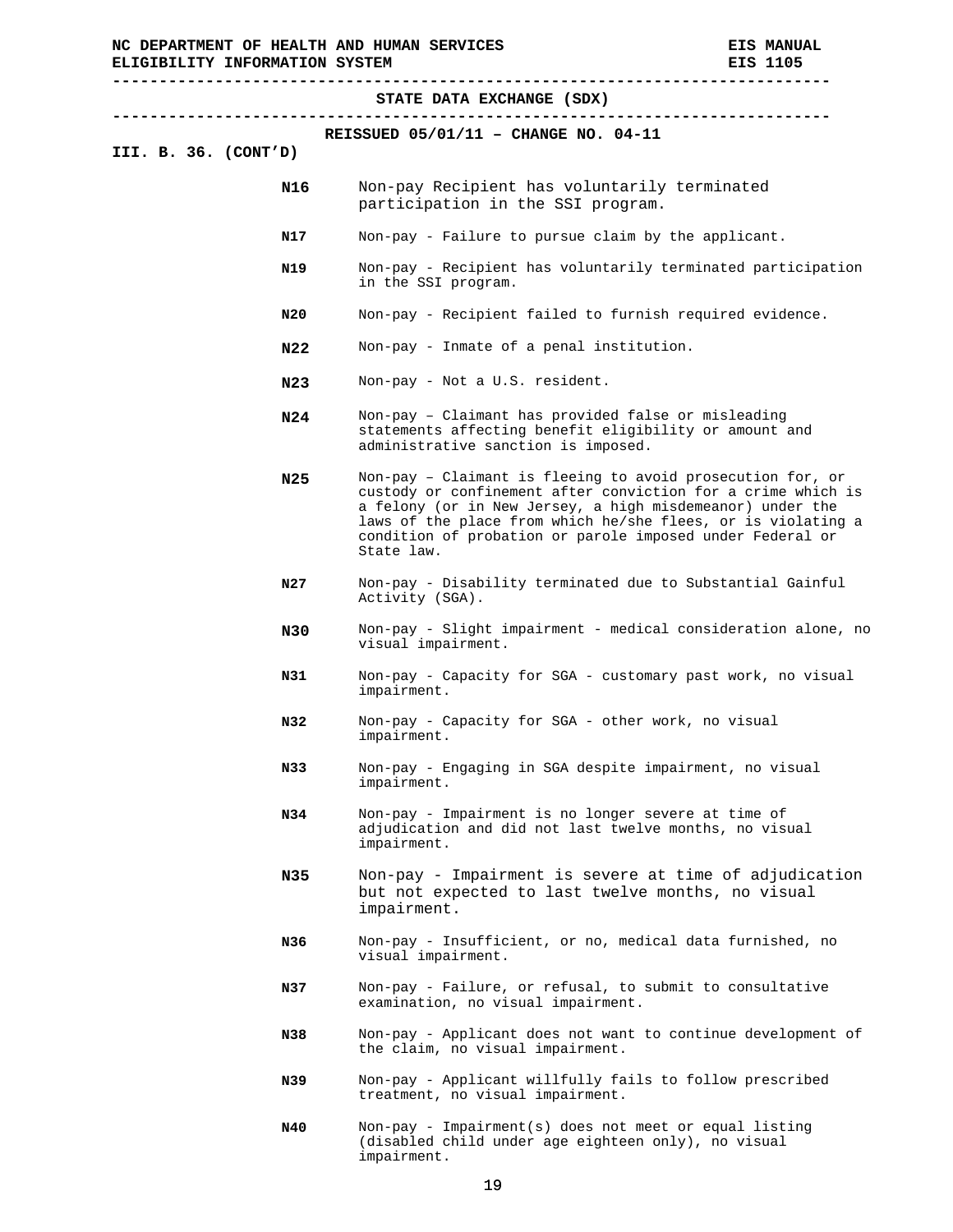III. B. 36. (CONT'D)

**N16** Non-pay Recipient has voluntarily terminated participation in the SSI program.

**N17** Non-pay - Failure to pursue claim by the applicant.

**N19** Non-pay - Recipient has voluntarily terminated participation in the SSI program.

**N20** Non-pay - Recipient failed to furnish required evidence.

**N22** Non-pay - Inmate of a penal institution.

**N23** Non-pay - Not a U.S. resident.

**N24** Non-pay – Claimant has provided false or misleading statements affecting benefit eligibility or amount and administrative sanction is imposed.

**N25** Non-pay – Claimant is fleeing to avoid prosecution for, or custody or confinement after conviction for a crime which is a felony (or in New Jersey, a high misdemeanor) under the laws of the place from which he/she flees, or is violating a condition of probation or parole imposed under Federal or State law.

**N27** Non-pay - Disability terminated due to Substantial Gainful Activity (SGA).

**N30** Non-pay - Slight impairment - medical consideration alone, no visual impairment.

**N31** Non-pay - Capacity for SGA - customary past work, no visual impairment.

**N32** Non-pay - Capacity for SGA - other work, no visual impairment.

**N33** Non-pay - Engaging in SGA despite impairment, no visual impairment.

**N34** Non-pay - Impairment is no longer severe at time of adjudication and did not last twelve months, no visual impairment.

**N35** Non-pay - Impairment is severe at time of adjudication but not expected to last twelve months, no visual impairment.

**N36** Non-pay - Insufficient, or no, medical data furnished, no visual impairment.

**N37** Non-pay - Failure, or refusal, to submit to consultative examination, no visual impairment.

**N38** Non-pay - Applicant does not want to continue development of the claim, no visual impairment.

**N39** Non-pay - Applicant willfully fails to follow prescribed treatment, no visual impairment.

**N40** Non-pay - Impairment(s) does not meet or equal listing (disabled child under age eighteen only), no visual impairment.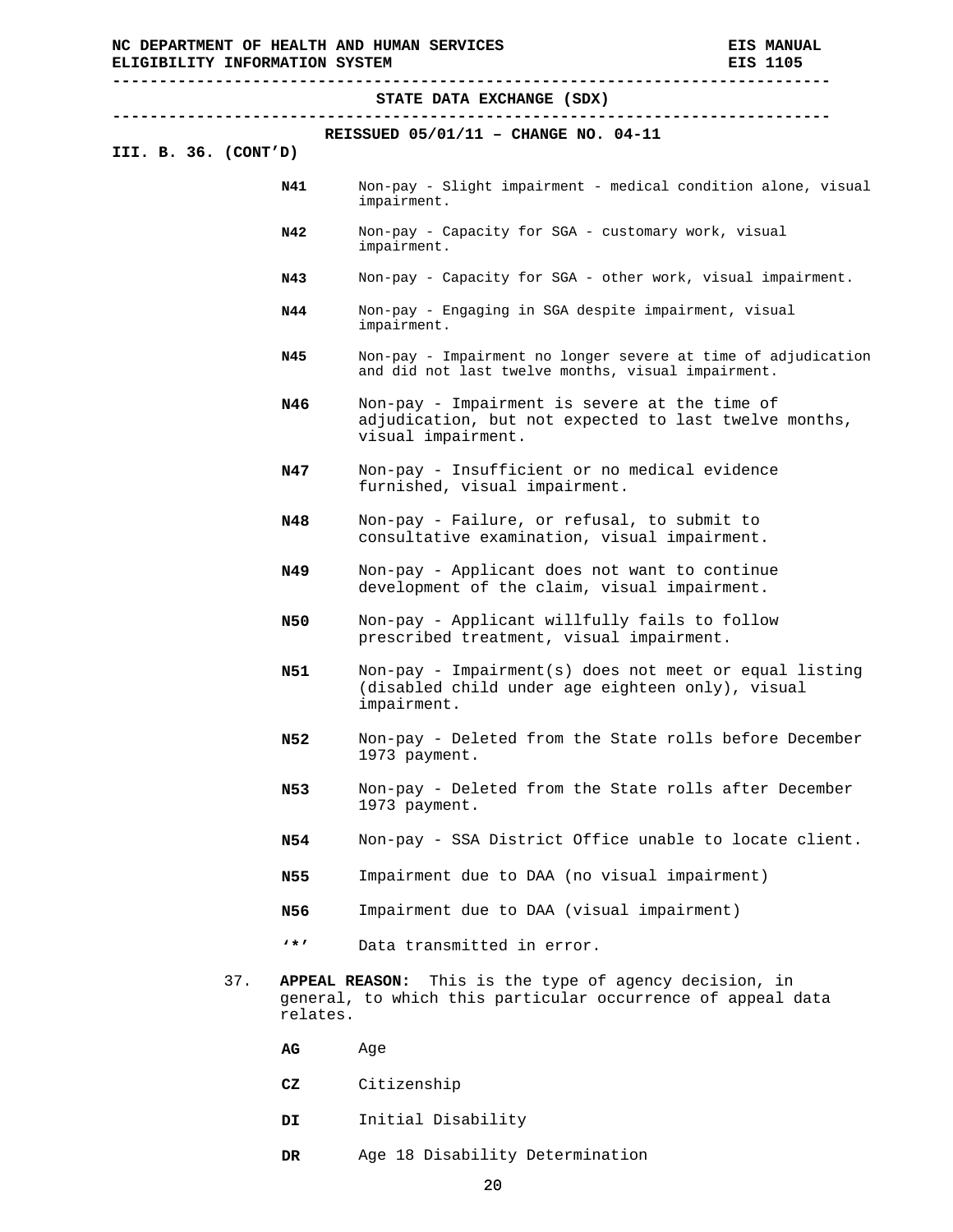III. B. 36. (CONT'D)

**N41** Non-pay - Slight impairment - medical condition alone, visual impairment.

**N42** Non-pay - Capacity for SGA - customary work, visual impairment.

**N43** Non-pay - Capacity for SGA - other work, visual impairment.

**N44** Non-pay - Engaging in SGA despite impairment, visual impairment.

**N45** Non-pay - Impairment no longer severe at time of adjudication and did not last twelve months, visual impairment.

**N46** Non-pay - Impairment is severe at the time of adjudication, but not expected to last twelve months, visual impairment.

**N47** Non-pay - Insufficient or no medical evidence furnished, visual impairment.

**N48** Non-pay - Failure, or refusal, to submit to consultative examination, visual impairment.

**N49** Non-pay - Applicant does not want to continue development of the claim, visual impairment.

**N50** Non-pay - Applicant willfully fails to follow prescribed treatment, visual impairment.

**N51** Non-pay - Impairment(s) does not meet or equal listing (disabled child under age eighteen only), visual impairment.

**N52** Non-pay - Deleted from the State rolls before December 1973 payment.

**N53** Non-pay - Deleted from the State rolls after December 1973 payment.

**N54** Non-pay - SSA District Office unable to locate client.

**N55** Impairment due to DAA (no visual impairment)

**N56** Impairment due to DAA (visual impairment)

**'*'** Data transmitted in error.

37. **APPEAL REASON:** This is the type of agency decision, in general, to which this particular occurrence of appeal data relates.

**AG** Age

**CZ** Citizenship

**DI** Initial Disability

**DR** Age 18 Disability Determination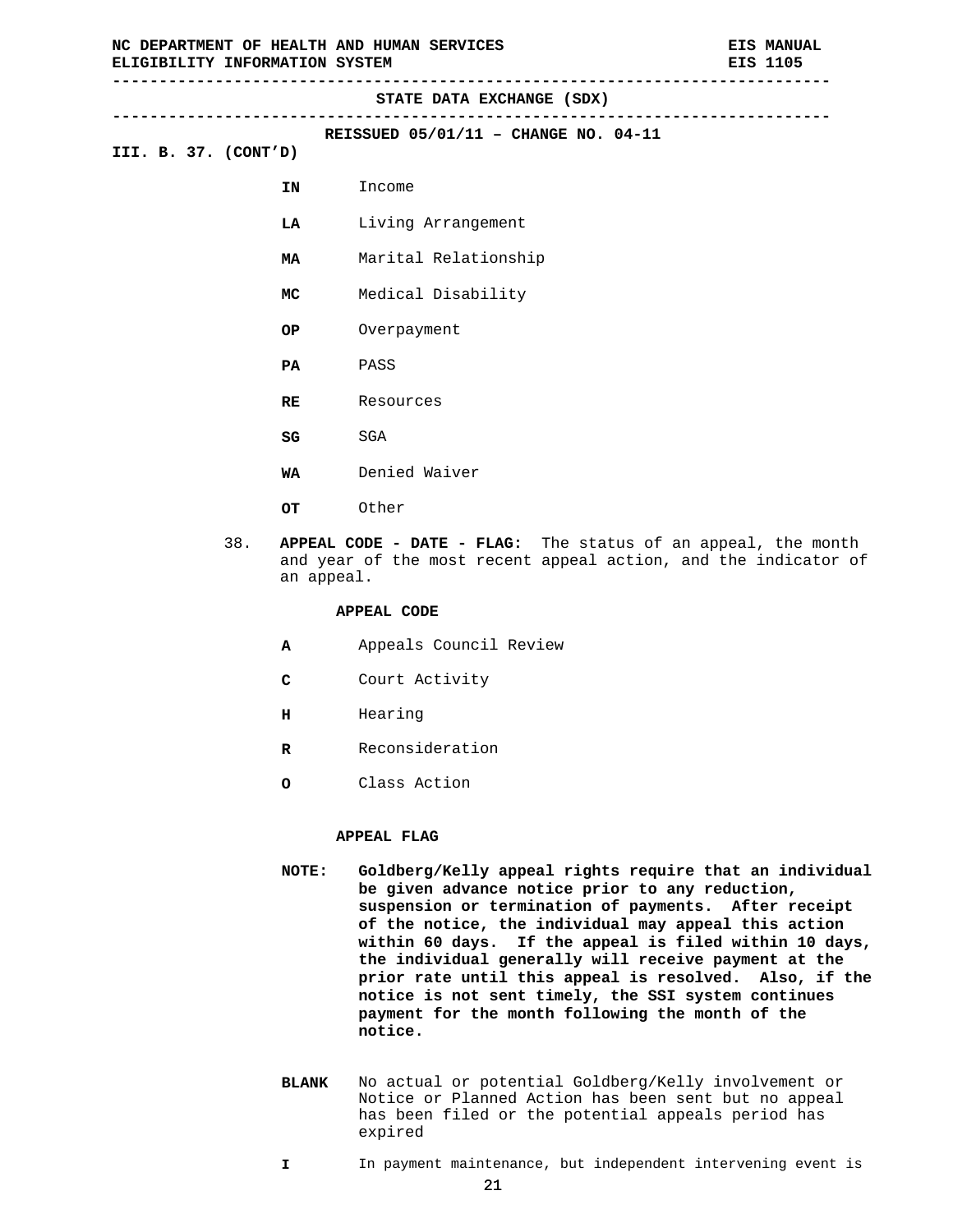III. B. 37. (CONT'D)

| | |
|---|---|
| **IN** | Income |
| **LA** | Living Arrangement |
| **MA** | Marital Relationship |
| **MC** | Medical Disability |
| **OP** | Overpayment |
| **PA** | PASS |
| **RE** | Resources |
| **SG** | SGA |
| **WA** | Denied Waiver |
| **OT** | Other |

38. **APPEAL CODE - DATE - FLAG:** The status of an appeal, the month and year of the most recent appeal action, and the indicator of an appeal.

**APPEAL CODE**

| | |
|---|---|
| **A** | Appeals Council Review |
| **C** | Court Activity |
| **H** | Hearing |
| **R** | Reconsideration |
| **O** | Class Action |

**APPEAL FLAG**

**NOTE: Goldberg/Kelly appeal rights require that an individual be given advance notice prior to any reduction, suspension or termination of payments. After receipt of the notice, the individual may appeal this action within 60 days. If the appeal is filed within 10 days, the individual generally will receive payment at the prior rate until this appeal is resolved. Also, if the notice is not sent timely, the SSI system continues payment for the month following the month of the notice.**

| | |
|---|---|
| **BLANK** | No actual or potential Goldberg/Kelly involvement or Notice or Planned Action has been sent but no appeal has been filed or the potential appeals period has expired |
| **I** | In payment maintenance, but independent intervening event is |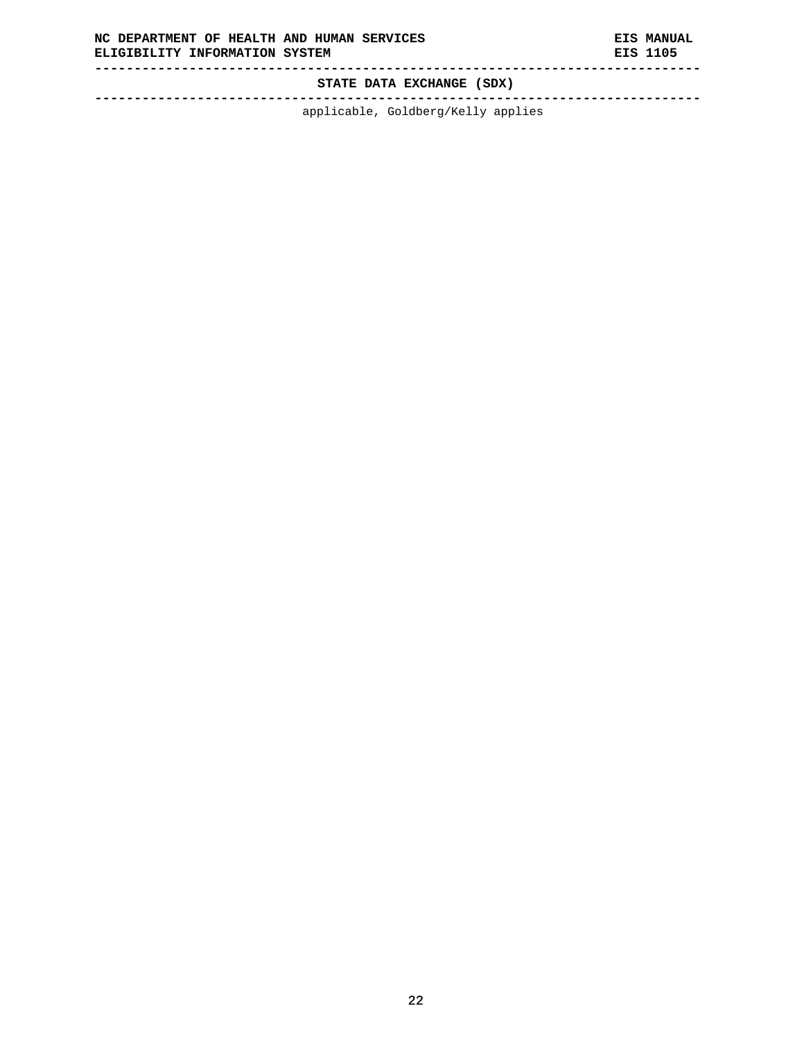applicable, Goldberg/Kelly applies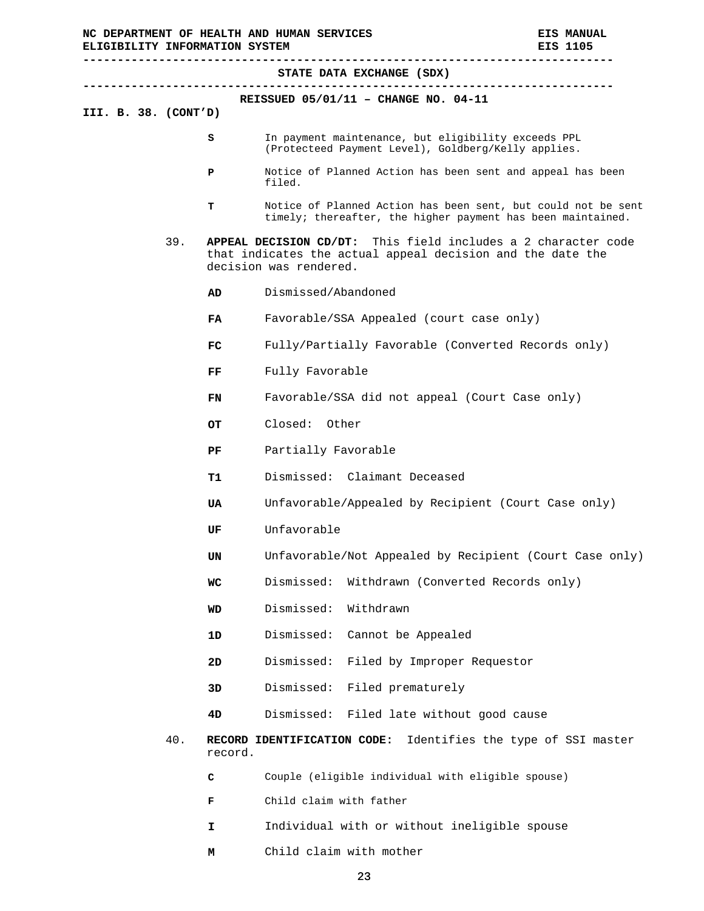STATE DATA EXCHANGE (SDX)

REISSUED 05/01/11 – CHANGE NO. 04-11

III. B. 38. (CONT'D)

**S** In payment maintenance, but eligibility exceeds PPL (Protecteed Payment Level), Goldberg/Kelly applies.

**P** Notice of Planned Action has been sent and appeal has been filed.

**T** Notice of Planned Action has been sent, but could not be sent timely; thereafter, the higher payment has been maintained.

39. **APPEAL DECISION CD/DT:** This field includes a 2 character code that indicates the actual appeal decision and the date the decision was rendered.

**AD** Dismissed/Abandoned

**FA** Favorable/SSA Appealed (court case only)

**FC** Fully/Partially Favorable (Converted Records only)

**FF** Fully Favorable

**FN** Favorable/SSA did not appeal (Court Case only)

**OT** Closed: Other

**PF** Partially Favorable

**T1** Dismissed: Claimant Deceased

**UA** Unfavorable/Appealed by Recipient (Court Case only)

**UF** Unfavorable

**UN** Unfavorable/Not Appealed by Recipient (Court Case only)

**WC** Dismissed: Withdrawn (Converted Records only)

**WD** Dismissed: Withdrawn

**1D** Dismissed: Cannot be Appealed

**2D** Dismissed: Filed by Improper Requestor

**3D** Dismissed: Filed prematurely

**4D** Dismissed: Filed late without good cause

40. **RECORD IDENTIFICATION CODE:** Identifies the type of SSI master record.

**C** Couple (eligible individual with eligible spouse)

**F** Child claim with father

**I** Individual with or without ineligible spouse

**M** Child claim with mother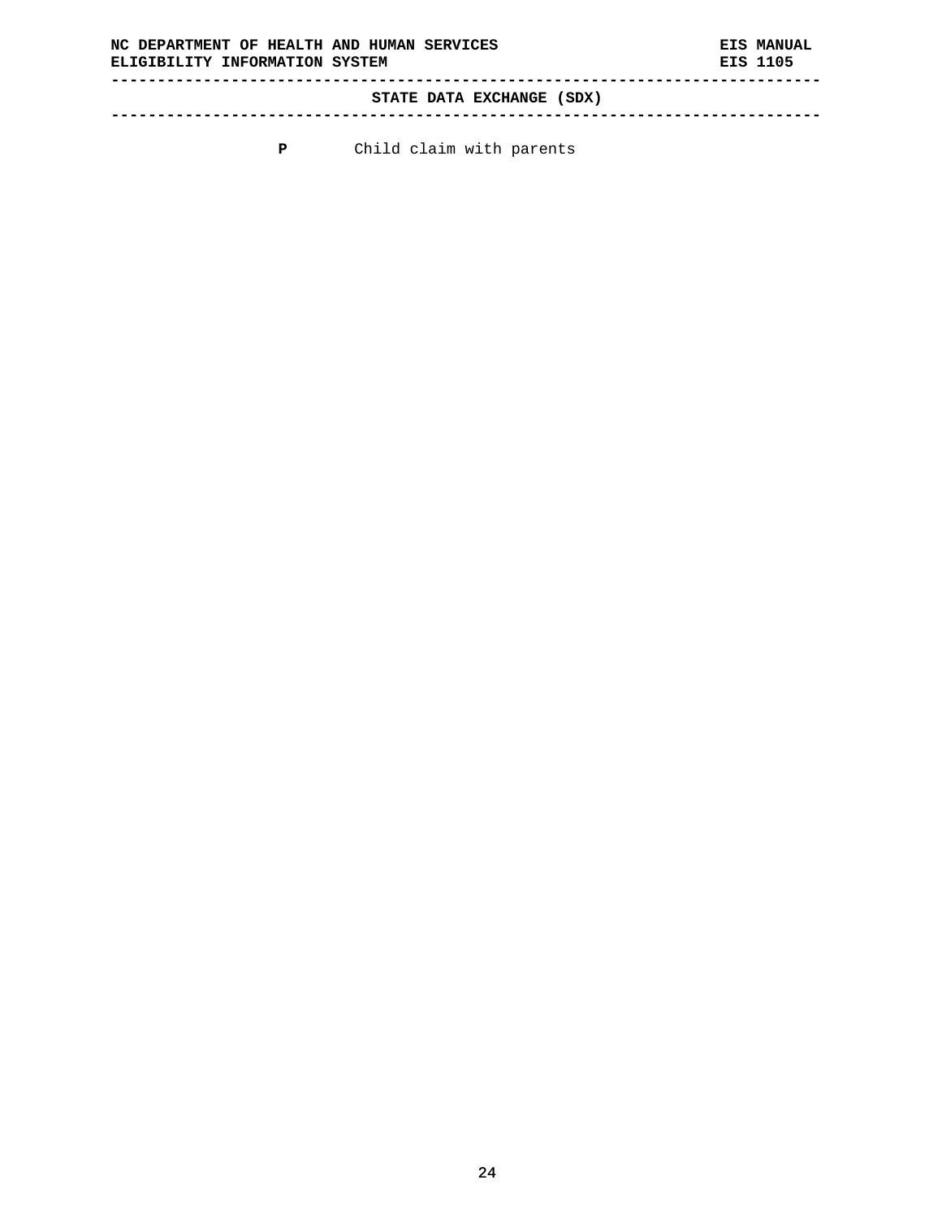**P** Child claim with parents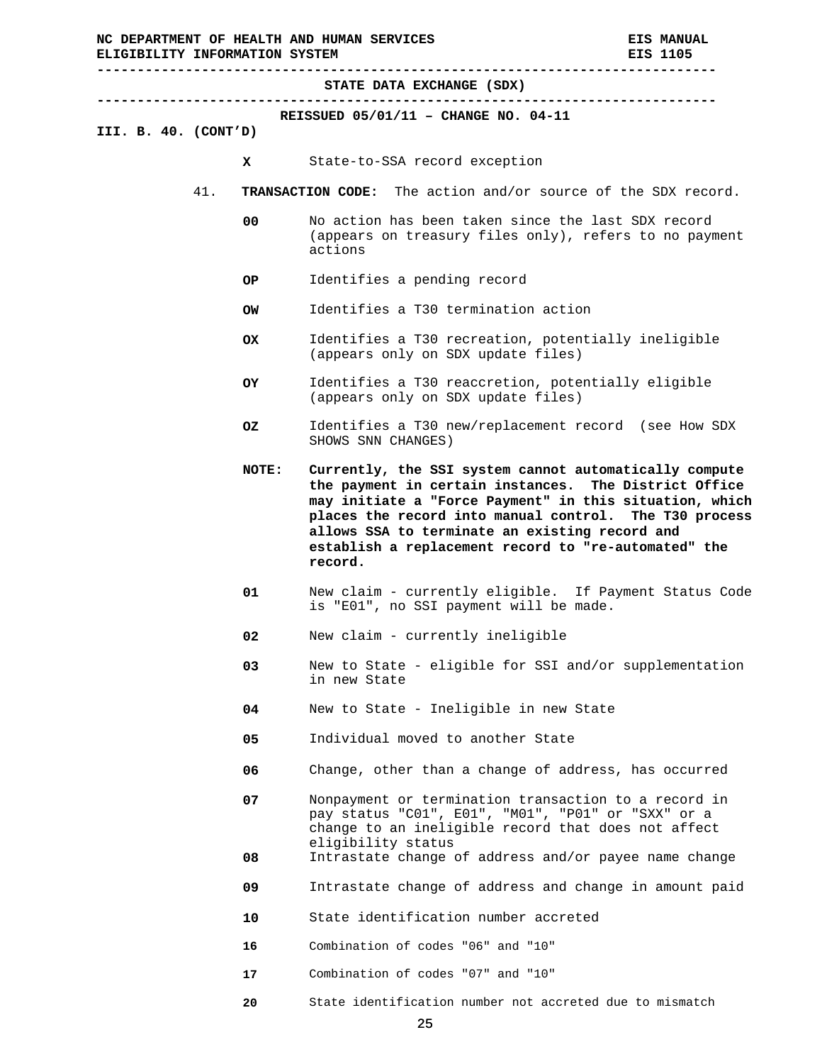NC DEPARTMENT OF HEALTH AND HUMAN SERVICES — EIS MANUAL
ELIGIBILITY INFORMATION SYSTEM — EIS 1105

## STATE DATA EXCHANGE (SDX)

**REISSUED 05/01/11 – CHANGE NO. 04-11**

**III. B. 40. (CONT'D)**

**X** State-to-SSA record exception

41. **TRANSACTION CODE:** The action and/or source of the SDX record.

**00** No action has been taken since the last SDX record (appears on treasury files only), refers to no payment actions

**OP** Identifies a pending record

**OW** Identifies a T30 termination action

**OX** Identifies a T30 recreation, potentially ineligible (appears only on SDX update files)

**OY** Identifies a T30 reaccretion, potentially eligible (appears only on SDX update files)

**OZ** Identifies a T30 new/replacement record (see How SDX SHOWS SNN CHANGES)

**NOTE: Currently, the SSI system cannot automatically compute the payment in certain instances. The District Office may initiate a "Force Payment" in this situation, which places the record into manual control. The T30 process allows SSA to terminate an existing record and establish a replacement record to "re-automated" the record.**

**01** New claim - currently eligible. If Payment Status Code is "E01", no SSI payment will be made.

**02** New claim - currently ineligible

**03** New to State - eligible for SSI and/or supplementation in new State

**04** New to State - Ineligible in new State

**05** Individual moved to another State

**06** Change, other than a change of address, has occurred

**07** Nonpayment or termination transaction to a record in pay status "C01", E01", "M01", "P01" or "SXX" or a change to an ineligible record that does not affect eligibility status

**08** Intrastate change of address and/or payee name change

**09** Intrastate change of address and change in amount paid

**10** State identification number accreted

**16** Combination of codes "06" and "10"

**17** Combination of codes "07" and "10"

**20** State identification number not accreted due to mismatch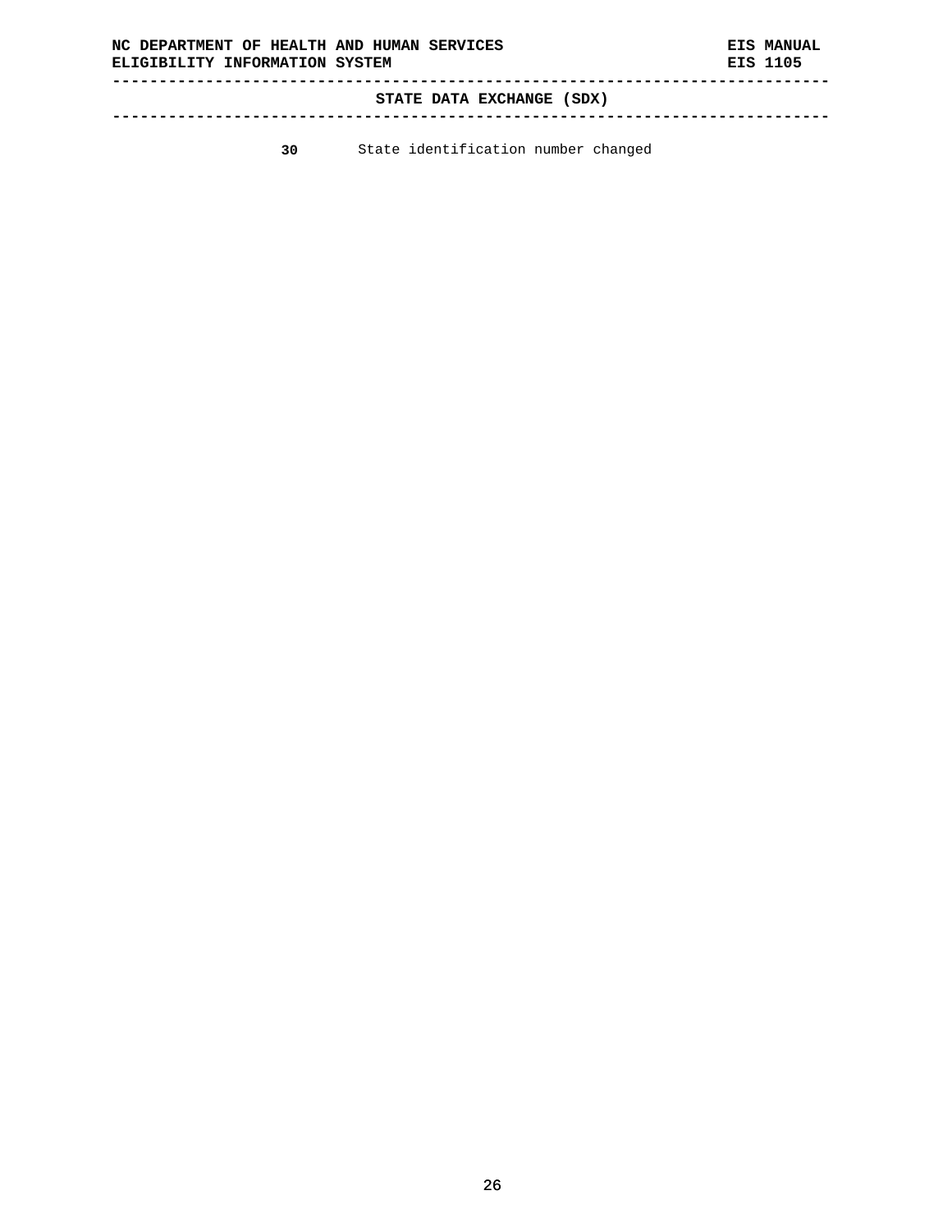## STATE DATA EXCHANGE (SDX)

| | |
|---|---|
| **30** | State identification number changed |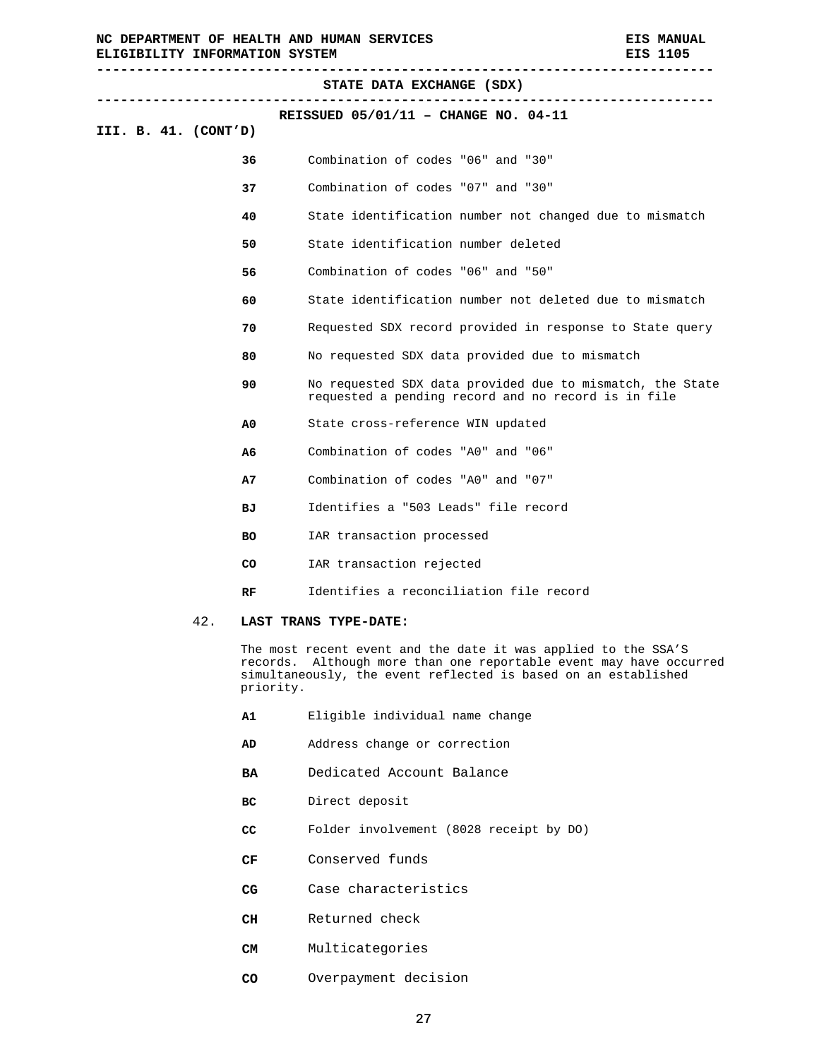III. B. 41. (CONT'D)

| | |
|---|---|
| **36** | Combination of codes "06" and "30" |
| **37** | Combination of codes "07" and "30" |
| **40** | State identification number not changed due to mismatch |
| **50** | State identification number deleted |
| **56** | Combination of codes "06" and "50" |
| **60** | State identification number not deleted due to mismatch |
| **70** | Requested SDX record provided in response to State query |
| **80** | No requested SDX data provided due to mismatch |
| **90** | No requested SDX data provided due to mismatch, the State requested a pending record and no record is in file |
| **A0** | State cross-reference WIN updated |
| **A6** | Combination of codes "A0" and "06" |
| **A7** | Combination of codes "A0" and "07" |
| **BJ** | Identifies a "503 Leads" file record |
| **BO** | IAR transaction processed |
| **CO** | IAR transaction rejected |
| **RF** | Identifies a reconciliation file record |

42. **LAST TRANS TYPE-DATE:**

The most recent event and the date it was applied to the SSA'S records. Although more than one reportable event may have occurred simultaneously, the event reflected is based on an established priority.

| | |
|---|---|
| **A1** | Eligible individual name change |
| **AD** | Address change or correction |
| **BA** | Dedicated Account Balance |
| **BC** | Direct deposit |
| **CC** | Folder involvement (8028 receipt by DO) |
| **CF** | Conserved funds |
| **CG** | Case characteristics |
| **CH** | Returned check |
| **CM** | Multicategories |
| **CO** | Overpayment decision |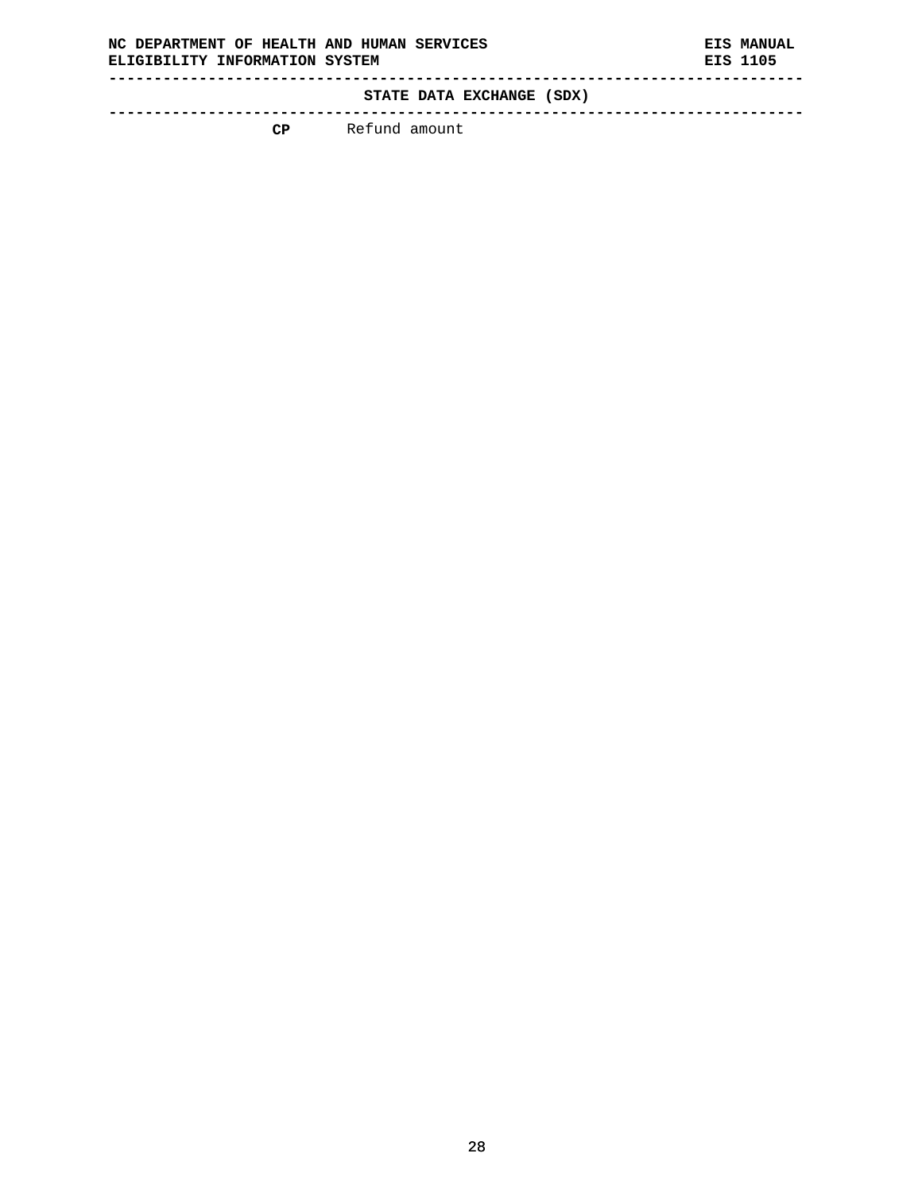**CP** Refund amount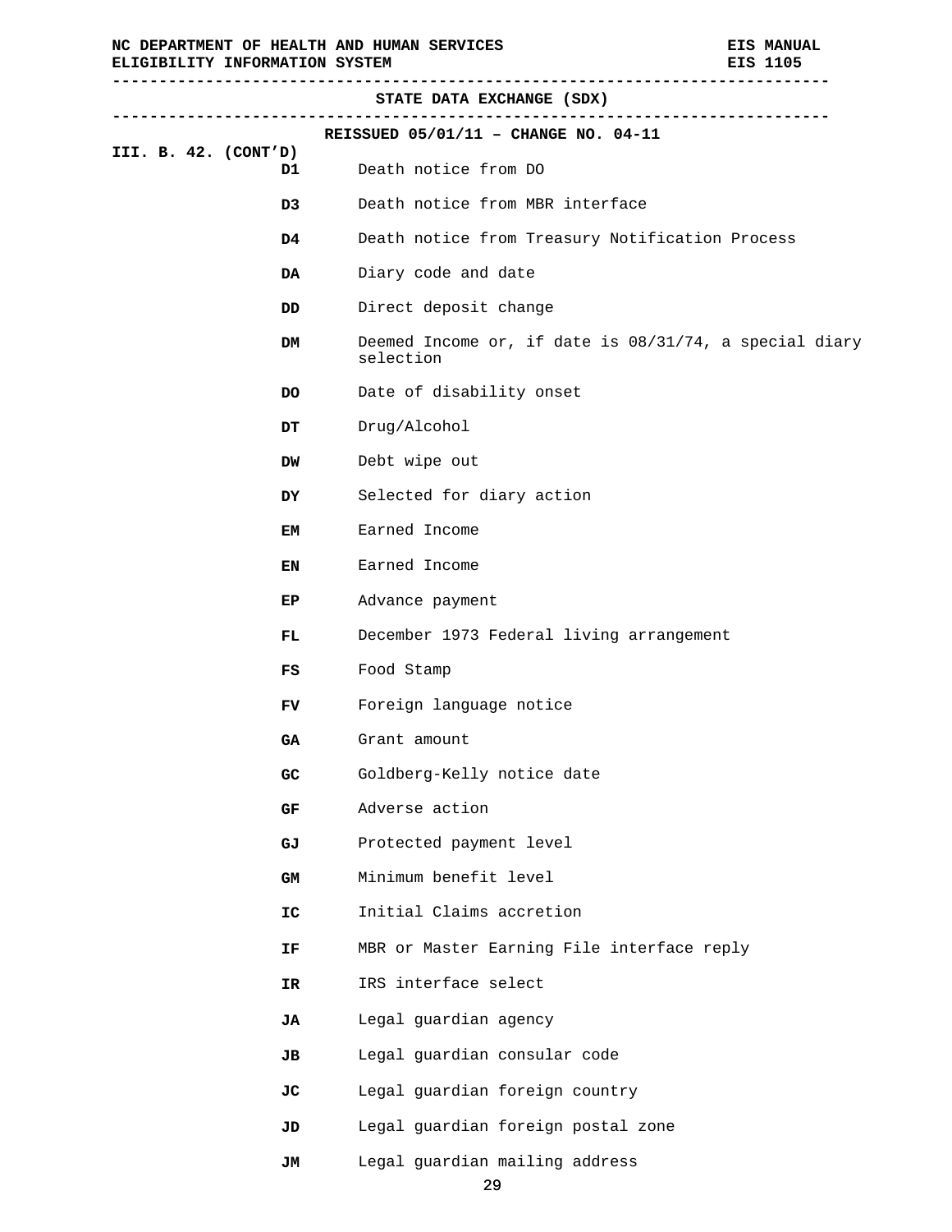STATE DATA EXCHANGE (SDX)

REISSUED 05/01/11 – CHANGE NO. 04-11

III. B. 42. (CONT'D)

| | |
|---|---|
| **D1** | Death notice from DO |
| **D3** | Death notice from MBR interface |
| **D4** | Death notice from Treasury Notification Process |
| **DA** | Diary code and date |
| **DD** | Direct deposit change |
| **DM** | Deemed Income or, if date is 08/31/74, a special diary selection |
| **DO** | Date of disability onset |
| **DT** | Drug/Alcohol |
| **DW** | Debt wipe out |
| **DY** | Selected for diary action |
| **EM** | Earned Income |
| **EN** | Earned Income |
| **EP** | Advance payment |
| **FL** | December 1973 Federal living arrangement |
| **FS** | Food Stamp |
| **FV** | Foreign language notice |
| **GA** | Grant amount |
| **GC** | Goldberg-Kelly notice date |
| **GF** | Adverse action |
| **GJ** | Protected payment level |
| **GM** | Minimum benefit level |
| **IC** | Initial Claims accretion |
| **IF** | MBR or Master Earning File interface reply |
| **IR** | IRS interface select |
| **JA** | Legal guardian agency |
| **JB** | Legal guardian consular code |
| **JC** | Legal guardian foreign country |
| **JD** | Legal guardian foreign postal zone |
| **JM** | Legal guardian mailing address |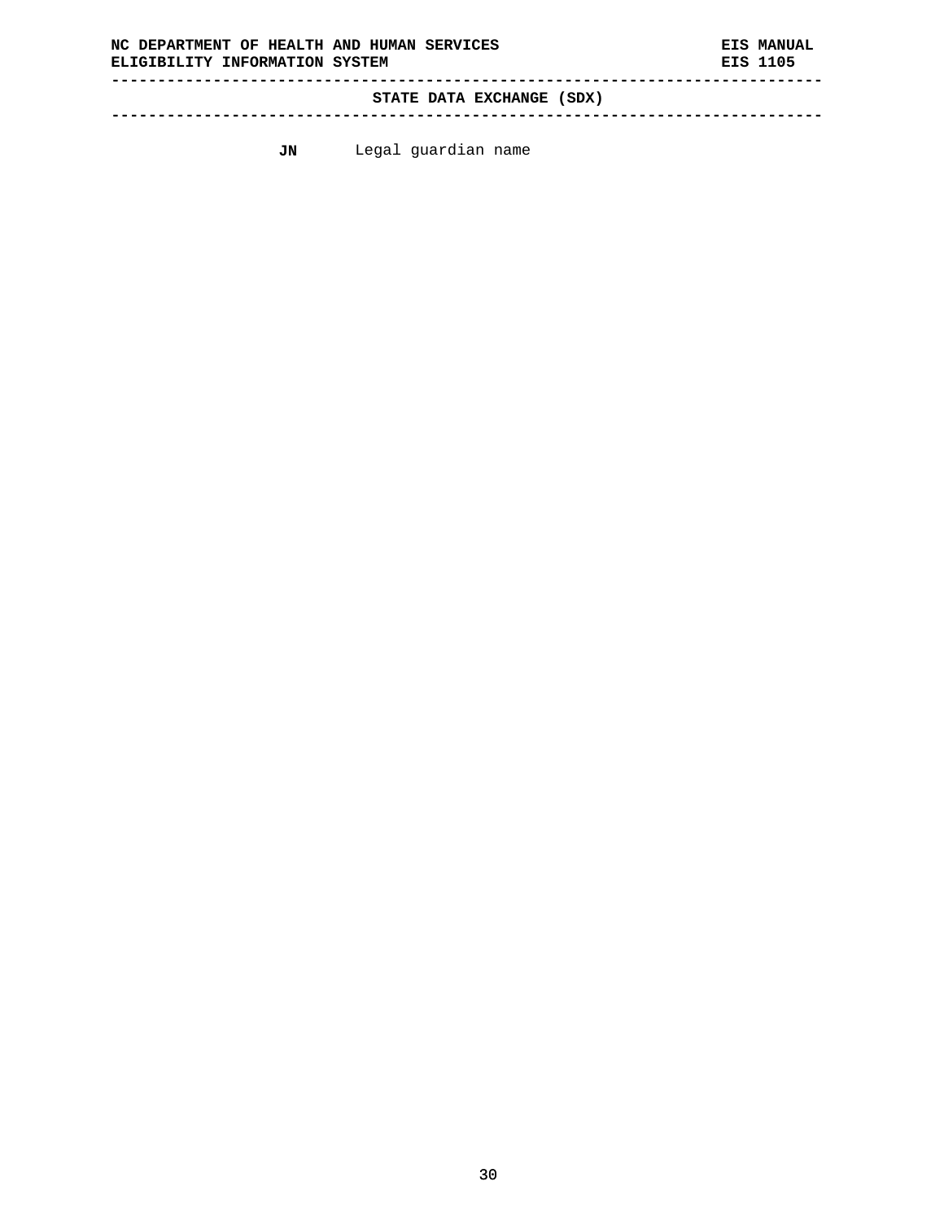**JN** Legal guardian name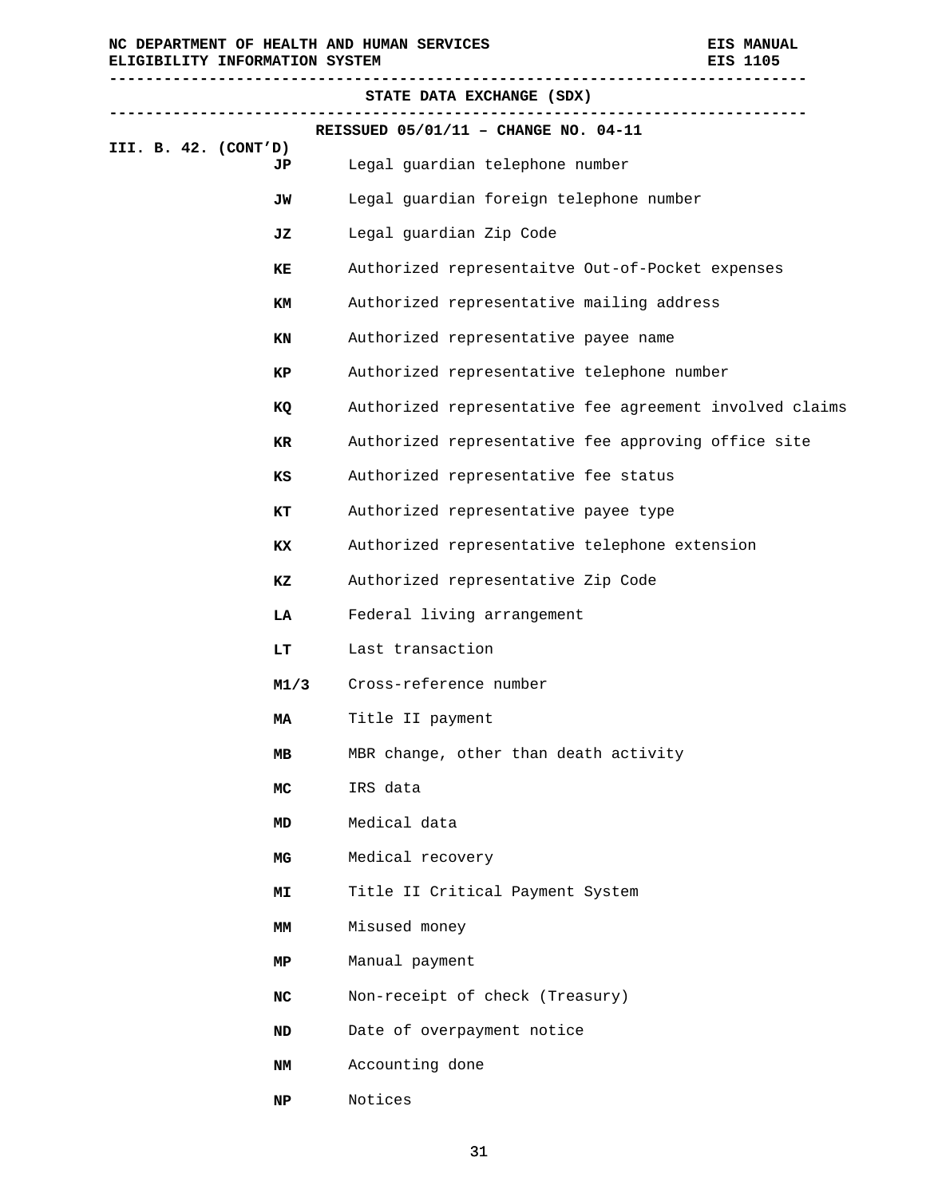STATE DATA EXCHANGE (SDX)

REISSUED 05/01/11 – CHANGE NO. 04-11

III. B. 42. (CONT'D)

| | |
|---|---|
| **JP** | Legal guardian telephone number |
| **JW** | Legal guardian foreign telephone number |
| **JZ** | Legal guardian Zip Code |
| **KE** | Authorized representaitve Out-of-Pocket expenses |
| **KM** | Authorized representative mailing address |
| **KN** | Authorized representative payee name |
| **KP** | Authorized representative telephone number |
| **KQ** | Authorized representative fee agreement involved claims |
| **KR** | Authorized representative fee approving office site |
| **KS** | Authorized representative fee status |
| **KT** | Authorized representative payee type |
| **KX** | Authorized representative telephone extension |
| **KZ** | Authorized representative Zip Code |
| **LA** | Federal living arrangement |
| **LT** | Last transaction |
| **M1/3** | Cross-reference number |
| **MA** | Title II payment |
| **MB** | MBR change, other than death activity |
| **MC** | IRS data |
| **MD** | Medical data |
| **MG** | Medical recovery |
| **MI** | Title II Critical Payment System |
| **MM** | Misused money |
| **MP** | Manual payment |
| **NC** | Non-receipt of check (Treasury) |
| **ND** | Date of overpayment notice |
| **NM** | Accounting done |
| **NP** | Notices |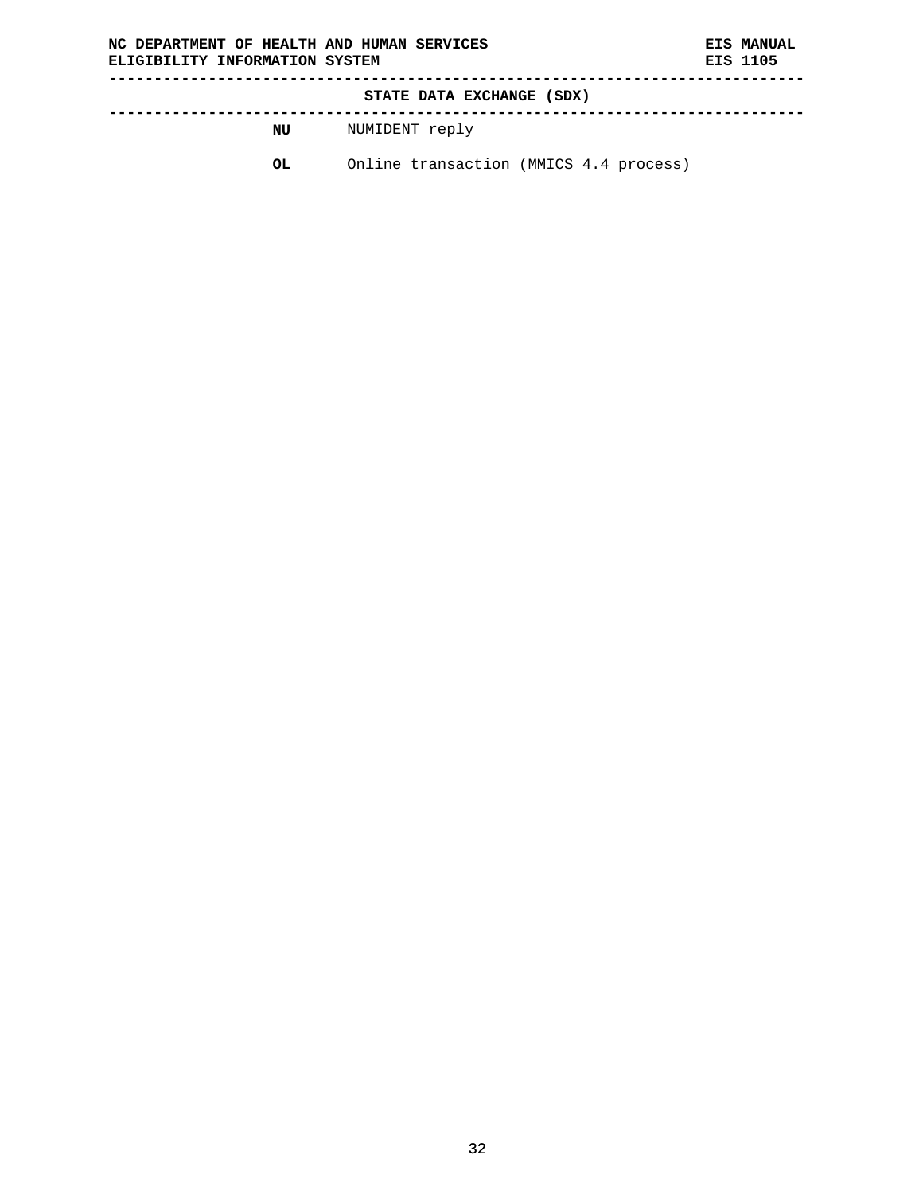**NU** NUMIDENT reply

**OL** Online transaction (MMICS 4.4 process)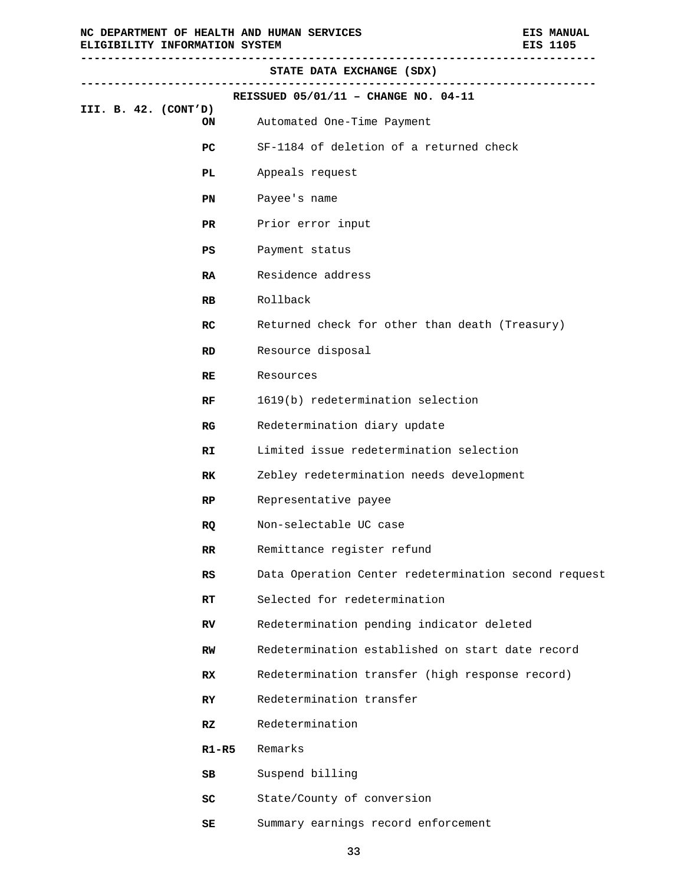REISSUED 05/01/11 – CHANGE NO. 04-11

III. B. 42. (CONT'D)

| | |
|---|---|
| **ON** | Automated One-Time Payment |
| **PC** | SF-1184 of deletion of a returned check |
| **PL** | Appeals request |
| **PN** | Payee's name |
| **PR** | Prior error input |
| **PS** | Payment status |
| **RA** | Residence address |
| **RB** | Rollback |
| **RC** | Returned check for other than death (Treasury) |
| **RD** | Resource disposal |
| **RE** | Resources |
| **RF** | 1619(b) redetermination selection |
| **RG** | Redetermination diary update |
| **RI** | Limited issue redetermination selection |
| **RK** | Zebley redetermination needs development |
| **RP** | Representative payee |
| **RQ** | Non-selectable UC case |
| **RR** | Remittance register refund |
| **RS** | Data Operation Center redetermination second request |
| **RT** | Selected for redetermination |
| **RV** | Redetermination pending indicator deleted |
| **RW** | Redetermination established on start date record |
| **RX** | Redetermination transfer (high response record) |
| **RY** | Redetermination transfer |
| **RZ** | Redetermination |
| **R1-R5** | Remarks |
| **SB** | Suspend billing |
| **SC** | State/County of conversion |
| **SE** | Summary earnings record enforcement |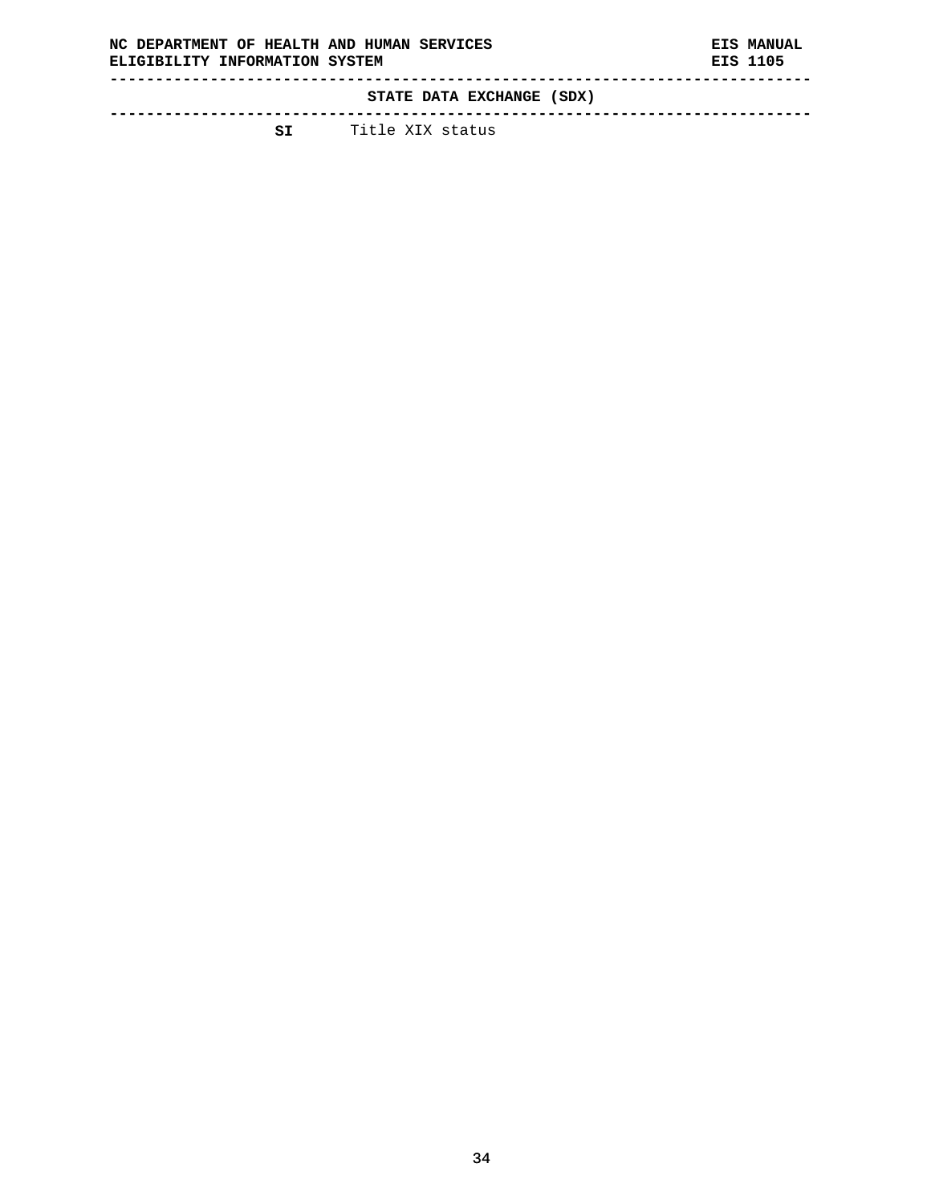**SI** Title XIX status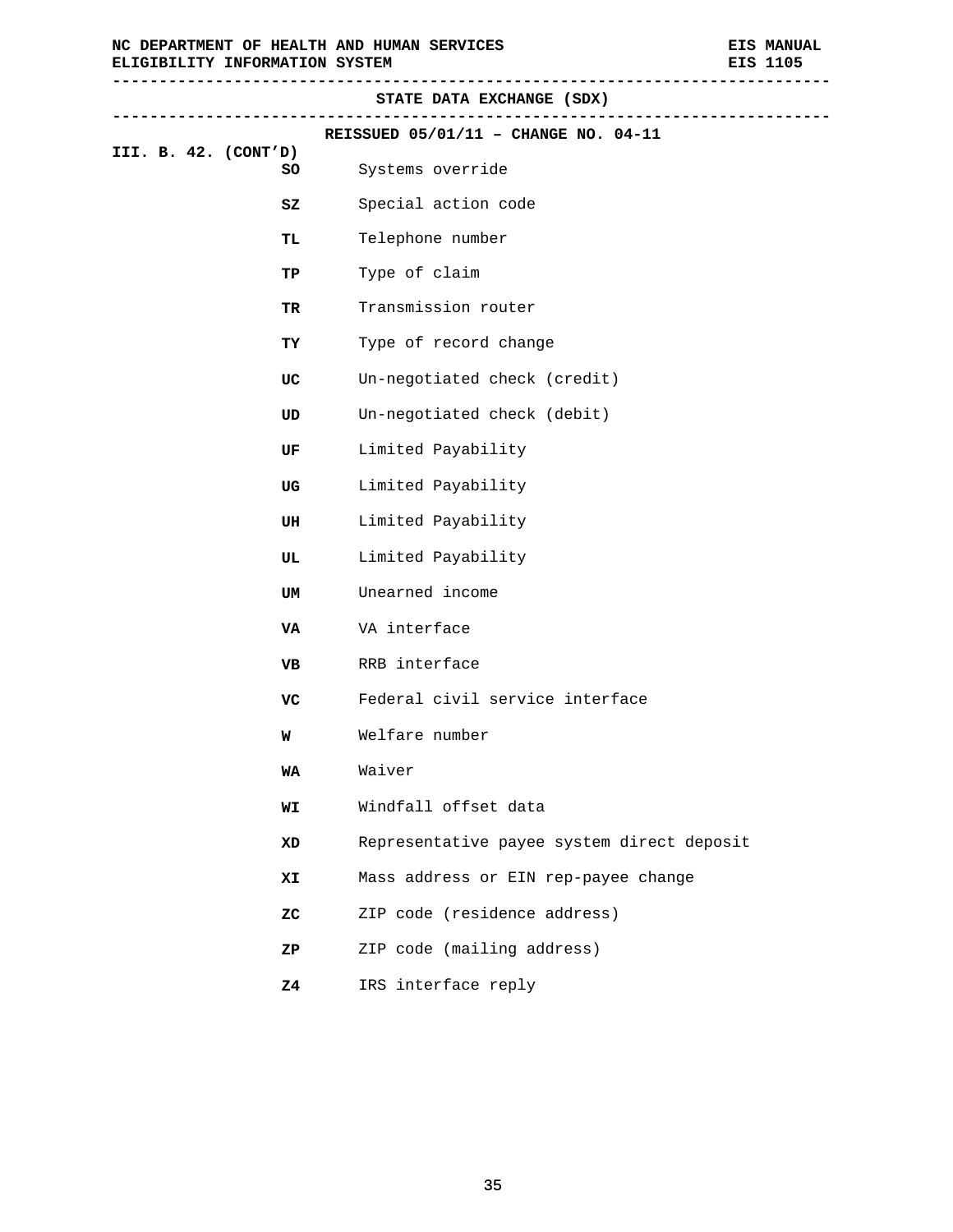## STATE DATA EXCHANGE (SDX)

**REISSUED 05/01/11 – CHANGE NO. 04-11**

**III. B. 42. (CONT'D)**

| | |
|---|---|
| **SO** | Systems override |
| **SZ** | Special action code |
| **TL** | Telephone number |
| **TP** | Type of claim |
| **TR** | Transmission router |
| **TY** | Type of record change |
| **UC** | Un-negotiated check (credit) |
| **UD** | Un-negotiated check (debit) |
| **UF** | Limited Payability |
| **UG** | Limited Payability |
| **UH** | Limited Payability |
| **UL** | Limited Payability |
| **UM** | Unearned income |
| **VA** | VA interface |
| **VB** | RRB interface |
| **VC** | Federal civil service interface |
| **W** | Welfare number |
| **WA** | Waiver |
| **WI** | Windfall offset data |
| **XD** | Representative payee system direct deposit |
| **XI** | Mass address or EIN rep-payee change |
| **ZC** | ZIP code (residence address) |
| **ZP** | ZIP code (mailing address) |
| **Z4** | IRS interface reply |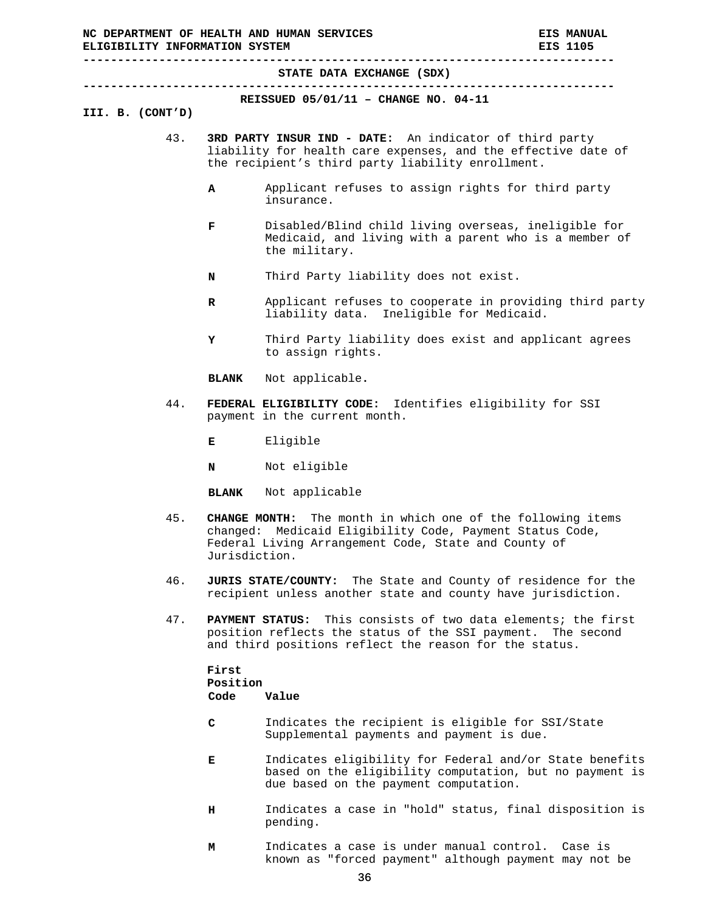III. B. (CONT'D)

43. **3RD PARTY INSUR IND - DATE:** An indicator of third party liability for health care expenses, and the effective date of the recipient's third party liability enrollment.

| | |
|---|---|
| **A** | Applicant refuses to assign rights for third party insurance. |
| **F** | Disabled/Blind child living overseas, ineligible for Medicaid, and living with a parent who is a member of the military. |
| **N** | Third Party liability does not exist. |
| **R** | Applicant refuses to cooperate in providing third party liability data. Ineligible for Medicaid. |
| **Y** | Third Party liability does exist and applicant agrees to assign rights. |
| **BLANK** | Not applicable. |

44. **FEDERAL ELIGIBILITY CODE:** Identifies eligibility for SSI payment in the current month.

| | |
|---|---|
| **E** | Eligible |
| **N** | Not eligible |
| **BLANK** | Not applicable |

45. **CHANGE MONTH:** The month in which one of the following items changed: Medicaid Eligibility Code, Payment Status Code, Federal Living Arrangement Code, State and County of Jurisdiction.

46. **JURIS STATE/COUNTY:** The State and County of residence for the recipient unless another state and county have jurisdiction.

47. **PAYMENT STATUS:** This consists of two data elements; the first position reflects the status of the SSI payment. The second and third positions reflect the reason for the status.

| First Position Code | Value |
|---|---|
| **C** | Indicates the recipient is eligible for SSI/State Supplemental payments and payment is due. |
| **E** | Indicates eligibility for Federal and/or State benefits based on the eligibility computation, but no payment is due based on the payment computation. |
| **H** | Indicates a case in "hold" status, final disposition is pending. |
| **M** | Indicates a case is under manual control. Case is known as "forced payment" although payment may not be |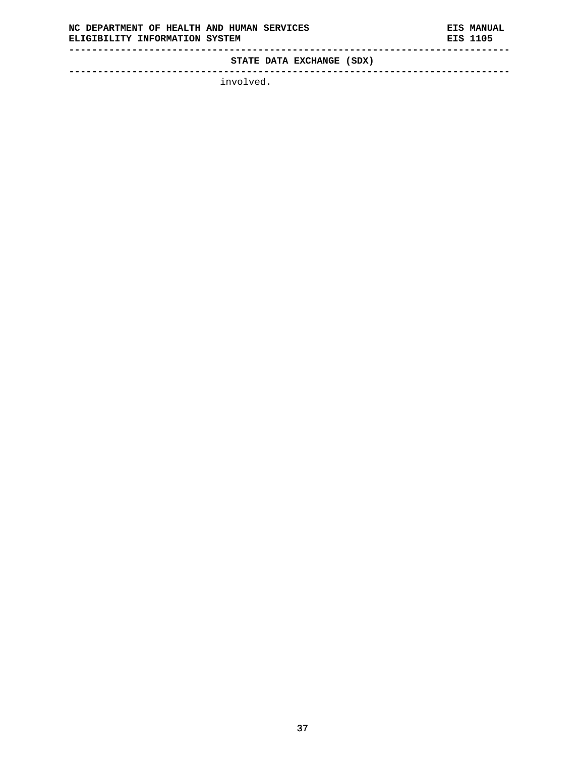involved.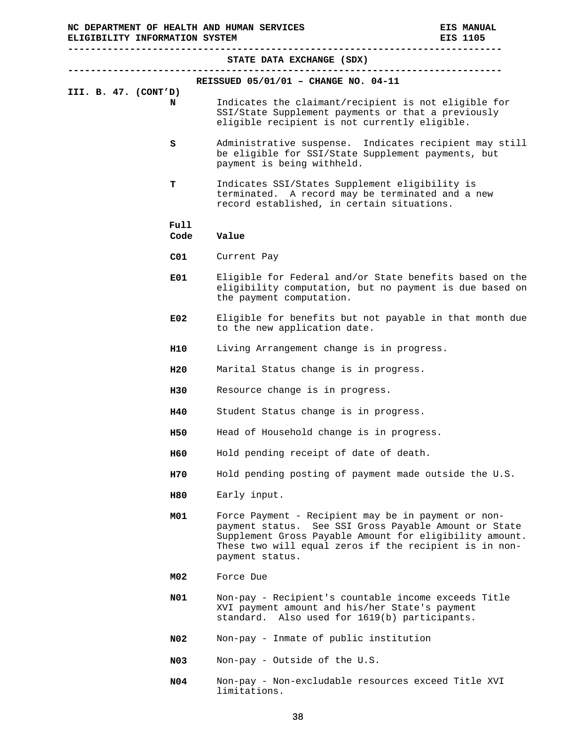**STATE DATA EXCHANGE (SDX)**

**REISSUED 05/01/01 – CHANGE NO. 04-11**

**III. B. 47. (CONT'D)**

| | |
|---|---|
| **N** | Indicates the claimant/recipient is not eligible for SSI/State Supplement payments or that a previously eligible recipient is not currently eligible. |
| **S** | Administrative suspense. Indicates recipient may still be eligible for SSI/State Supplement payments, but payment is being withheld. |
| **T** | Indicates SSI/States Supplement eligibility is terminated. A record may be terminated and a new record established, in certain situations. |

| **Full Code** | **Value** |
|---|---|
| **C01** | Current Pay |
| **E01** | Eligible for Federal and/or State benefits based on the eligibility computation, but no payment is due based on the payment computation. |
| **E02** | Eligible for benefits but not payable in that month due to the new application date. |
| **H10** | Living Arrangement change is in progress. |
| **H20** | Marital Status change is in progress. |
| **H30** | Resource change is in progress. |
| **H40** | Student Status change is in progress. |
| **H50** | Head of Household change is in progress. |
| **H60** | Hold pending receipt of date of death. |
| **H70** | Hold pending posting of payment made outside the U.S. |
| **H80** | Early input. |
| **M01** | Force Payment - Recipient may be in payment or non-payment status. See SSI Gross Payable Amount or State Supplement Gross Payable Amount for eligibility amount. These two will equal zeros if the recipient is in non-payment status. |
| **M02** | Force Due |
| **N01** | Non-pay - Recipient's countable income exceeds Title XVI payment amount and his/her State's payment standard. Also used for 1619(b) participants. |
| **N02** | Non-pay - Inmate of public institution |
| **N03** | Non-pay - Outside of the U.S. |
| **N04** | Non-pay - Non-excludable resources exceed Title XVI limitations. |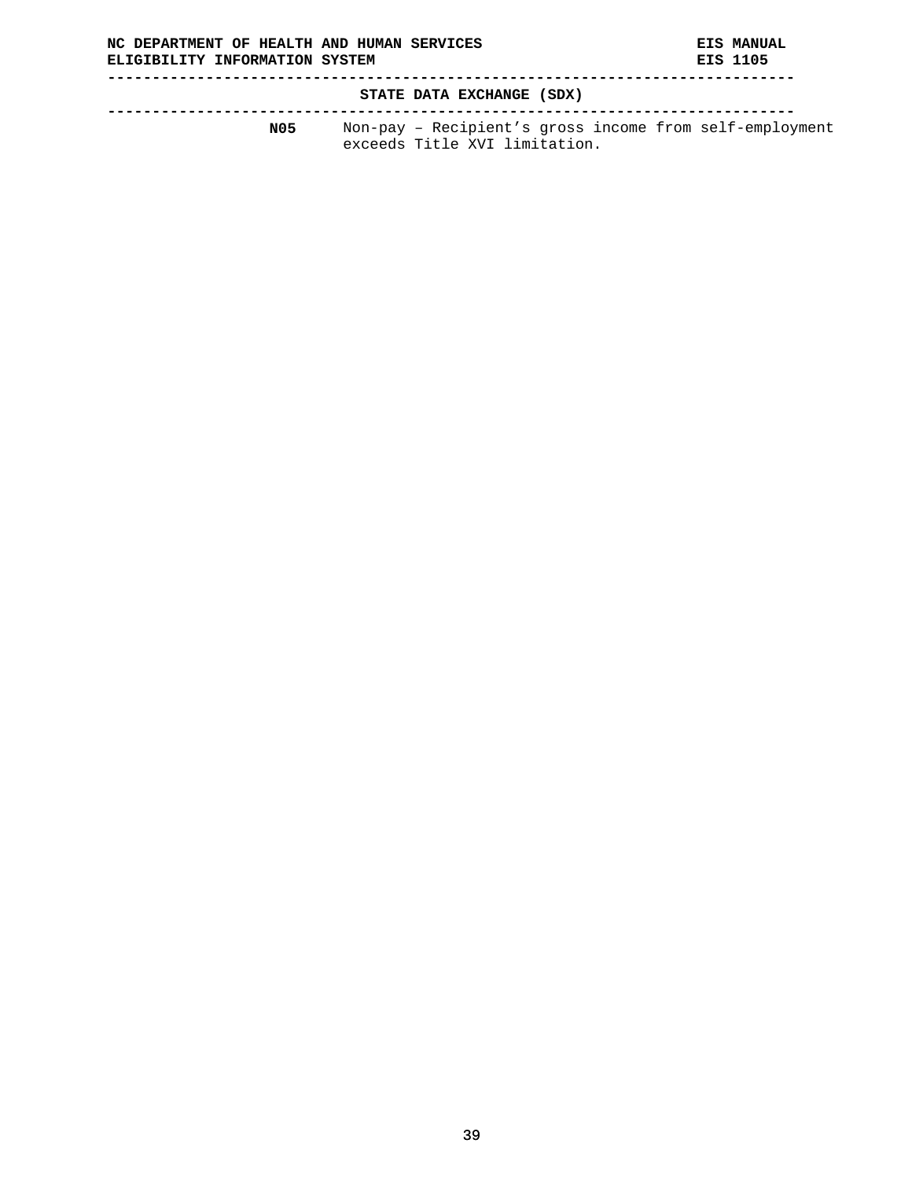## STATE DATA EXCHANGE (SDX)

**N05** Non-pay – Recipient's gross income from self-employment exceeds Title XVI limitation.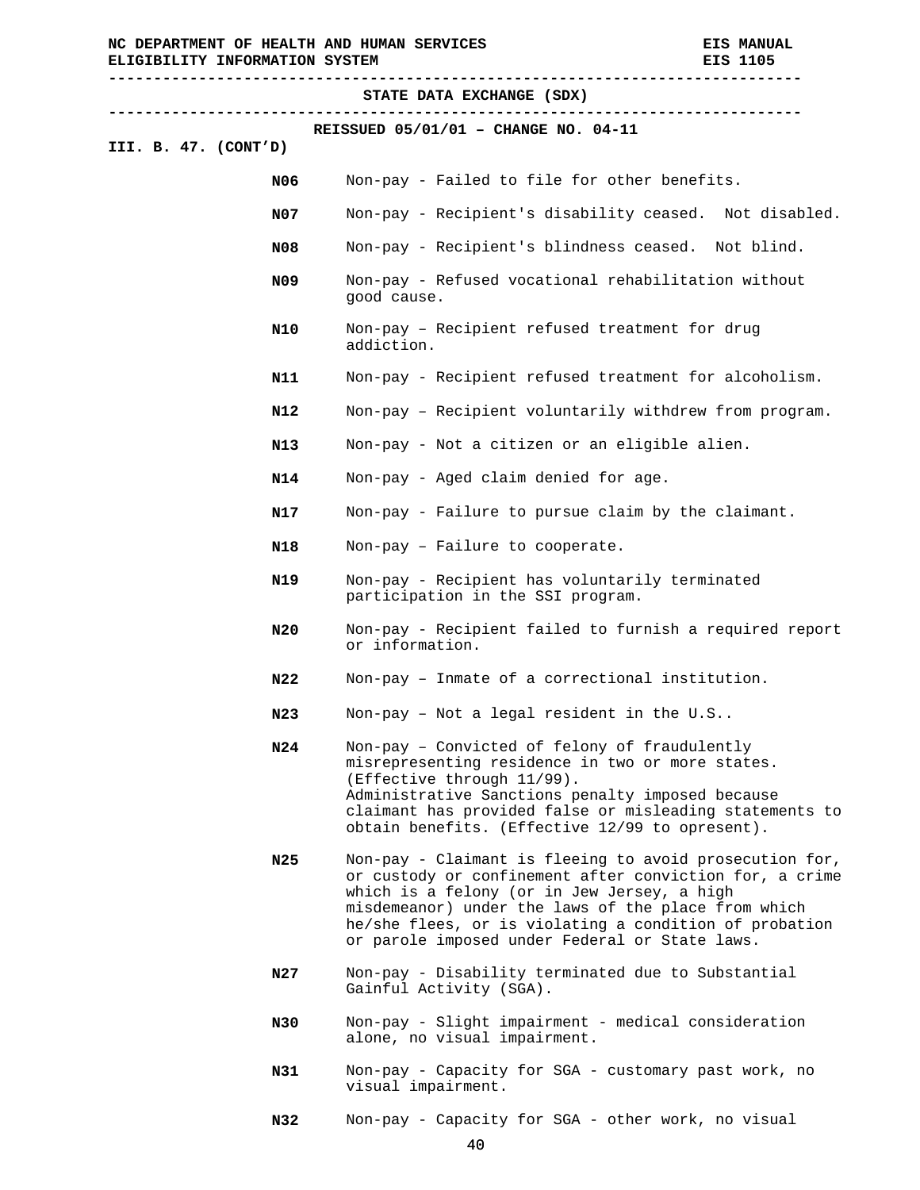STATE DATA EXCHANGE (SDX)

REISSUED 05/01/01 – CHANGE NO. 04-11

III. B. 47. (CONT'D)

**N06** Non-pay - Failed to file for other benefits.

**N07** Non-pay - Recipient's disability ceased. Not disabled.

**N08** Non-pay - Recipient's blindness ceased. Not blind.

**N09** Non-pay - Refused vocational rehabilitation without good cause.

**N10** Non-pay – Recipient refused treatment for drug addiction.

**N11** Non-pay - Recipient refused treatment for alcoholism.

**N12** Non-pay – Recipient voluntarily withdrew from program.

**N13** Non-pay - Not a citizen or an eligible alien.

**N14** Non-pay - Aged claim denied for age.

**N17** Non-pay - Failure to pursue claim by the claimant.

**N18** Non-pay – Failure to cooperate.

**N19** Non-pay - Recipient has voluntarily terminated participation in the SSI program.

**N20** Non-pay - Recipient failed to furnish a required report or information.

**N22** Non-pay – Inmate of a correctional institution.

**N23** Non-pay – Not a legal resident in the U.S..

**N24** Non-pay – Convicted of felony of fraudulently misrepresenting residence in two or more states. (Effective through 11/99).
Administrative Sanctions penalty imposed because claimant has provided false or misleading statements to obtain benefits. (Effective 12/99 to opresent).

**N25** Non-pay - Claimant is fleeing to avoid prosecution for, or custody or confinement after conviction for, a crime which is a felony (or in Jew Jersey, a high misdemeanor) under the laws of the place from which he/she flees, or is violating a condition of probation or parole imposed under Federal or State laws.

**N27** Non-pay - Disability terminated due to Substantial Gainful Activity (SGA).

**N30** Non-pay - Slight impairment - medical consideration alone, no visual impairment.

**N31** Non-pay - Capacity for SGA - customary past work, no visual impairment.

**N32** Non-pay - Capacity for SGA - other work, no visual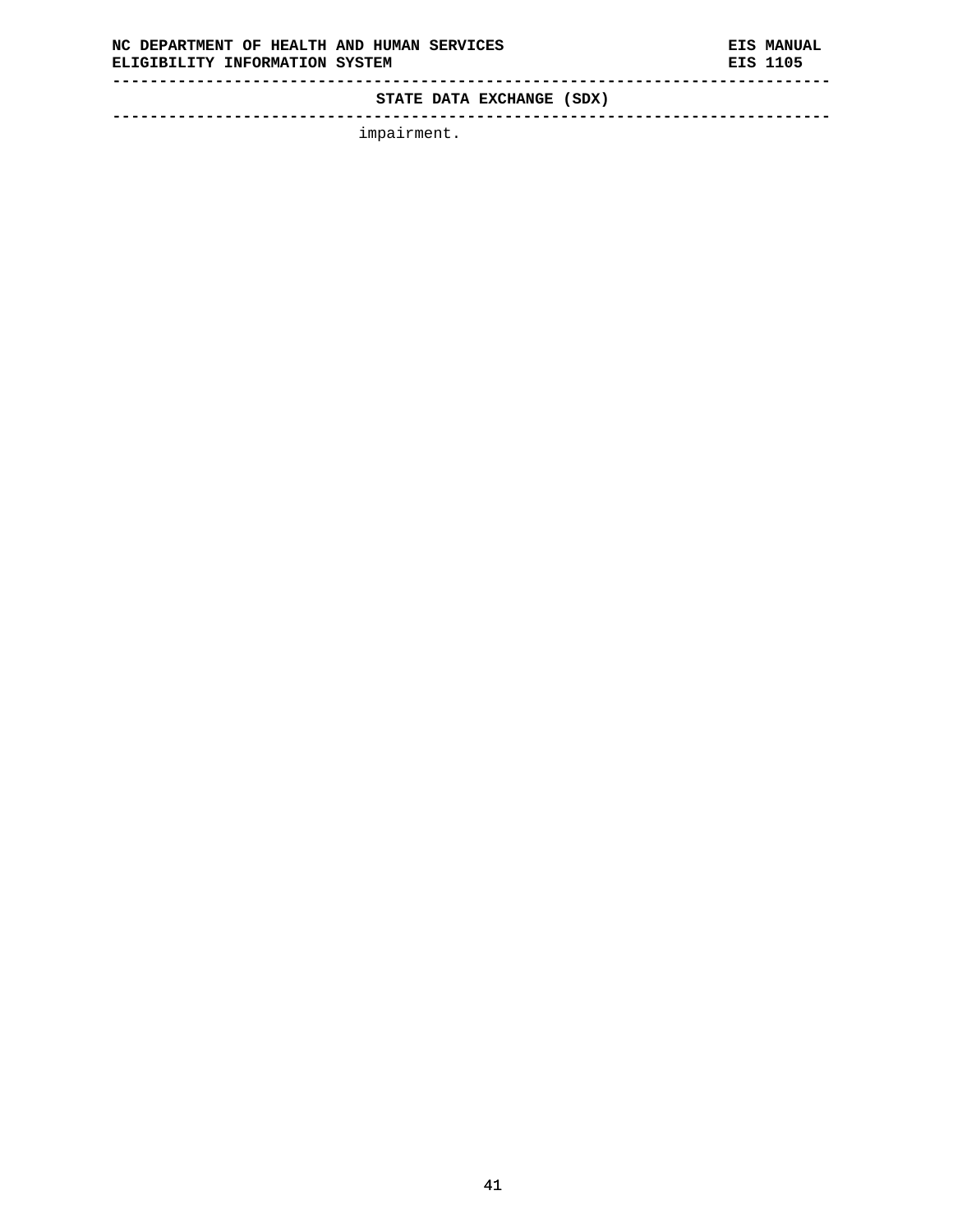impairment.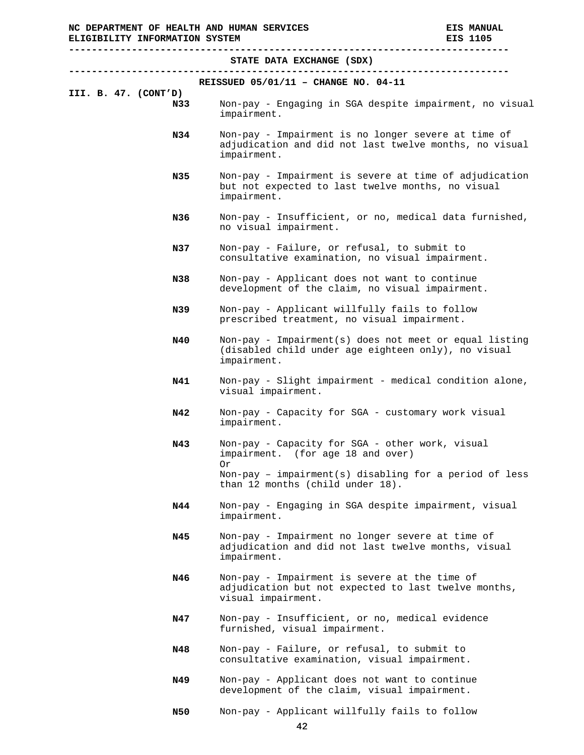STATE DATA EXCHANGE (SDX)

REISSUED 05/01/11 – CHANGE NO. 04-11

III. B. 47. (CONT'D)

**N33** Non-pay - Engaging in SGA despite impairment, no visual impairment.

**N34** Non-pay - Impairment is no longer severe at time of adjudication and did not last twelve months, no visual impairment.

**N35** Non-pay - Impairment is severe at time of adjudication but not expected to last twelve months, no visual impairment.

**N36** Non-pay - Insufficient, or no, medical data furnished, no visual impairment.

**N37** Non-pay - Failure, or refusal, to submit to consultative examination, no visual impairment.

**N38** Non-pay - Applicant does not want to continue development of the claim, no visual impairment.

**N39** Non-pay - Applicant willfully fails to follow prescribed treatment, no visual impairment.

**N40** Non-pay - Impairment(s) does not meet or equal listing (disabled child under age eighteen only), no visual impairment.

**N41** Non-pay - Slight impairment - medical condition alone, visual impairment.

**N42** Non-pay - Capacity for SGA - customary work visual impairment.

**N43** Non-pay - Capacity for SGA - other work, visual impairment. (for age 18 and over)
Or
Non-pay – impairment(s) disabling for a period of less than 12 months (child under 18).

**N44** Non-pay - Engaging in SGA despite impairment, visual impairment.

**N45** Non-pay - Impairment no longer severe at time of adjudication and did not last twelve months, visual impairment.

**N46** Non-pay - Impairment is severe at the time of adjudication but not expected to last twelve months, visual impairment.

**N47** Non-pay - Insufficient, or no, medical evidence furnished, visual impairment.

**N48** Non-pay - Failure, or refusal, to submit to consultative examination, visual impairment.

**N49** Non-pay - Applicant does not want to continue development of the claim, visual impairment.

**N50** Non-pay - Applicant willfully fails to follow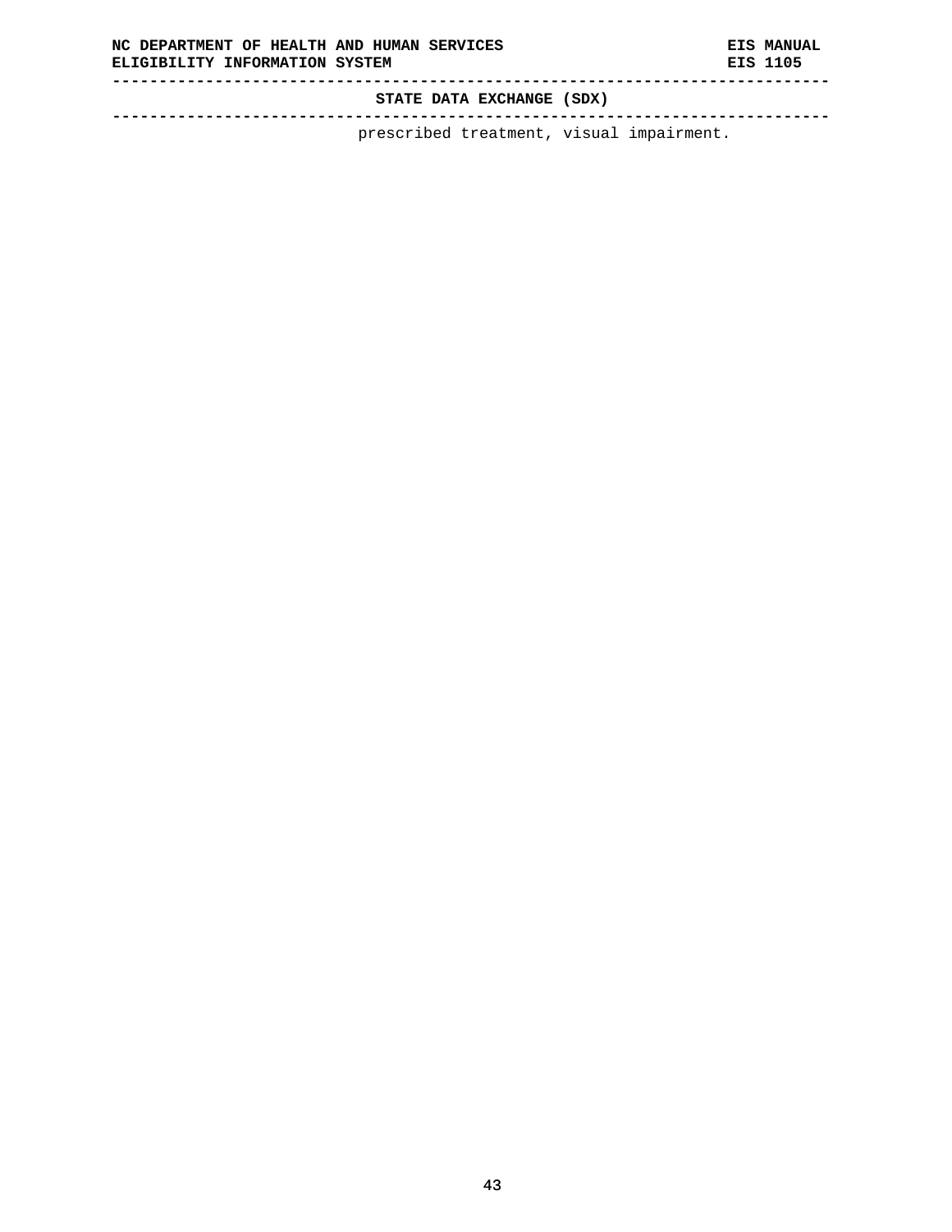prescribed treatment, visual impairment.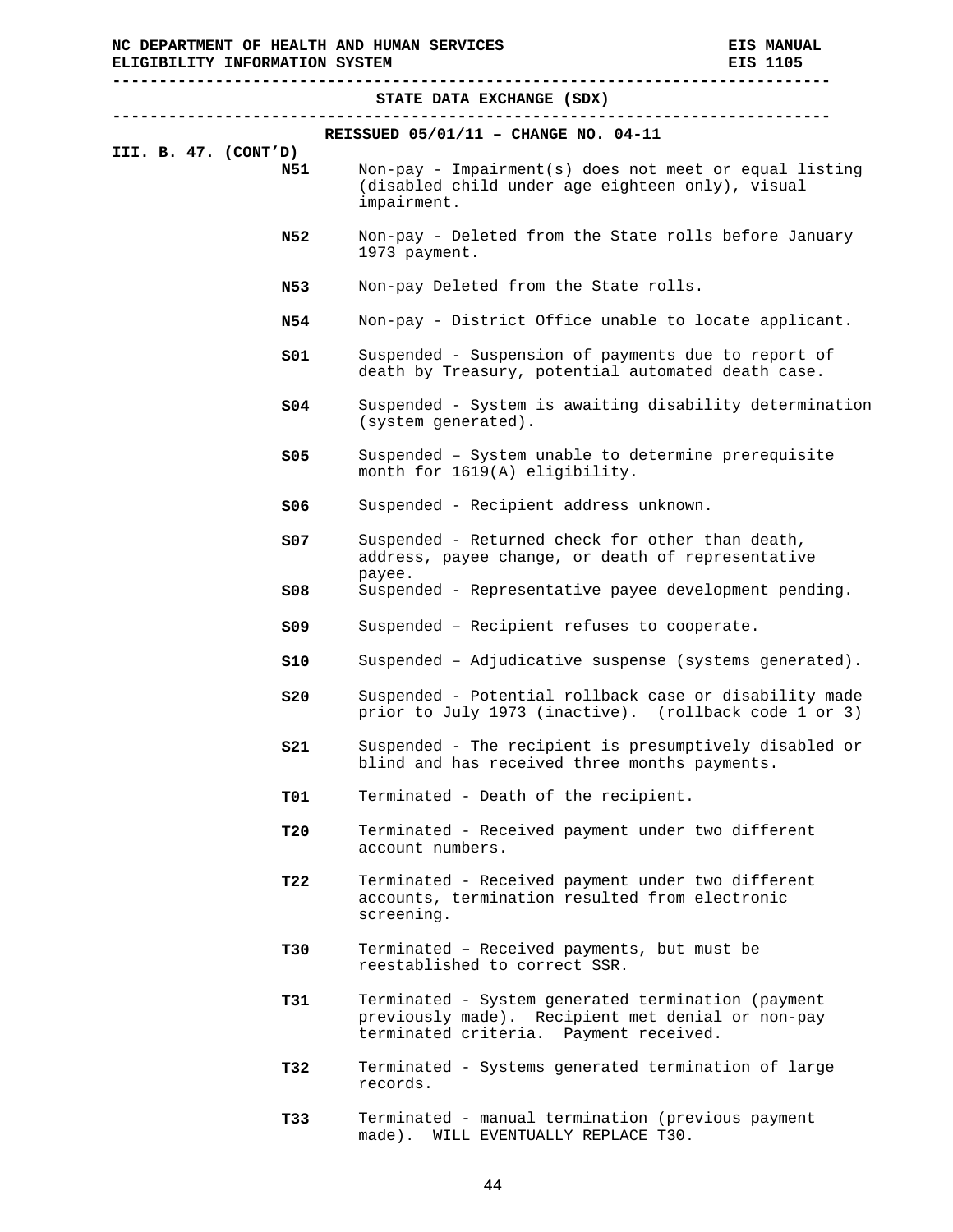## STATE DATA EXCHANGE (SDX)

**REISSUED 05/01/11 – CHANGE NO. 04-11**

**III. B. 47. (CONT'D)**

| | |
|---|---|
| **N51** | Non-pay - Impairment(s) does not meet or equal listing (disabled child under age eighteen only), visual impairment. |
| **N52** | Non-pay - Deleted from the State rolls before January 1973 payment. |
| **N53** | Non-pay Deleted from the State rolls. |
| **N54** | Non-pay - District Office unable to locate applicant. |
| **S01** | Suspended - Suspension of payments due to report of death by Treasury, potential automated death case. |
| **S04** | Suspended - System is awaiting disability determination (system generated). |
| **S05** | Suspended – System unable to determine prerequisite month for 1619(A) eligibility. |
| **S06** | Suspended - Recipient address unknown. |
| **S07** | Suspended - Returned check for other than death, address, payee change, or death of representative payee. |
| **S08** | Suspended - Representative payee development pending. |
| **S09** | Suspended – Recipient refuses to cooperate. |
| **S10** | Suspended – Adjudicative suspense (systems generated). |
| **S20** | Suspended - Potential rollback case or disability made prior to July 1973 (inactive). (rollback code 1 or 3) |
| **S21** | Suspended - The recipient is presumptively disabled or blind and has received three months payments. |
| **T01** | Terminated - Death of the recipient. |
| **T20** | Terminated - Received payment under two different account numbers. |
| **T22** | Terminated - Received payment under two different accounts, termination resulted from electronic screening. |
| **T30** | Terminated – Received payments, but must be reestablished to correct SSR. |
| **T31** | Terminated - System generated termination (payment previously made). Recipient met denial or non-pay terminated criteria. Payment received. |
| **T32** | Terminated - Systems generated termination of large records. |
| **T33** | Terminated - manual termination (previous payment made). WILL EVENTUALLY REPLACE T30. |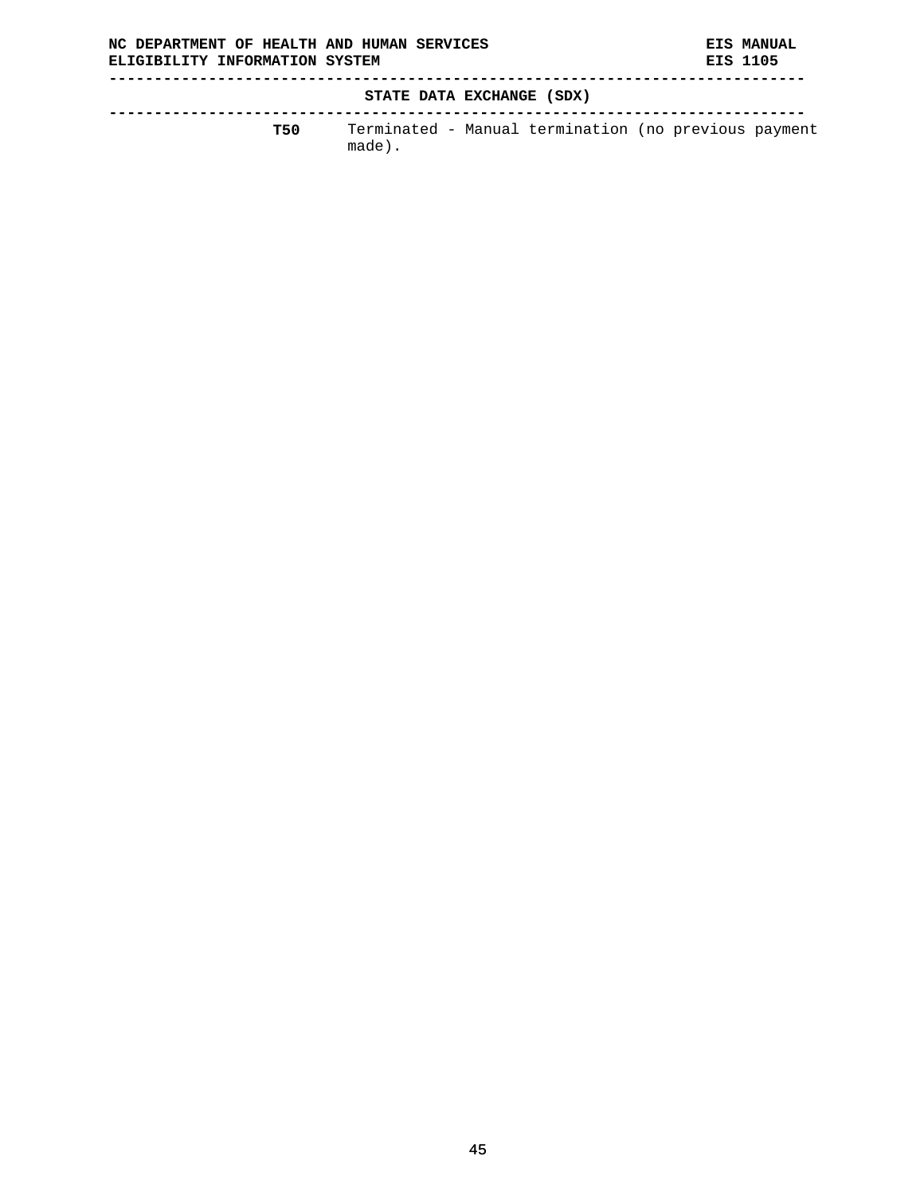**T50** Terminated - Manual termination (no previous payment made).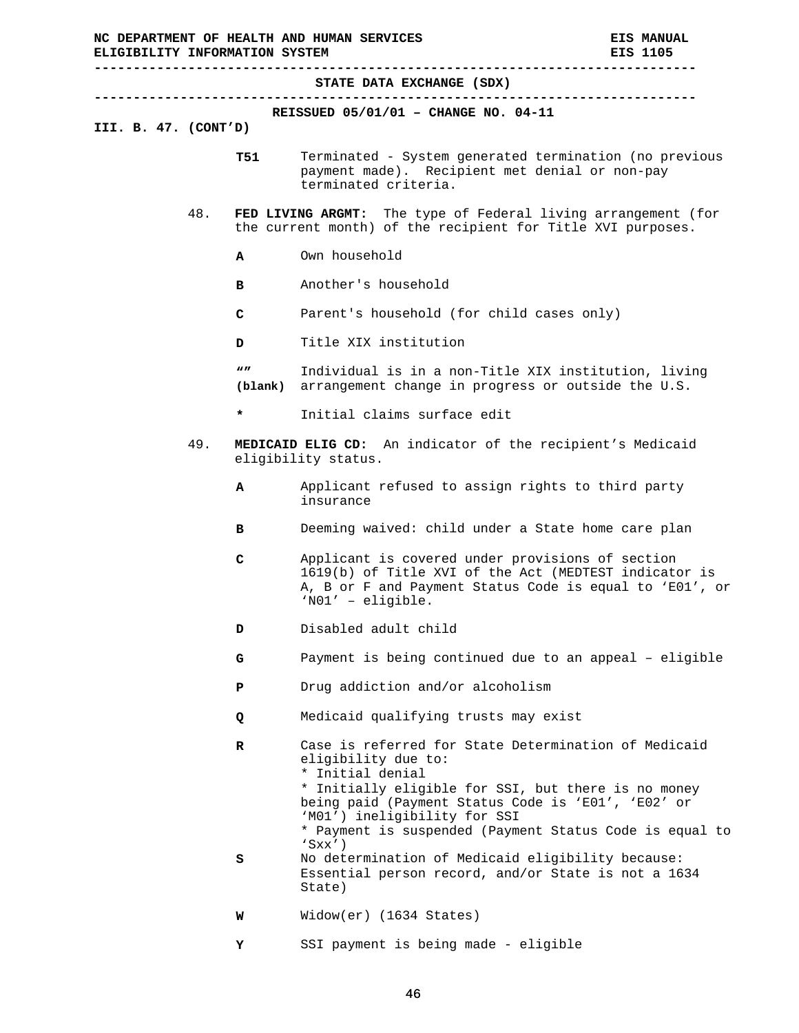**STATE DATA EXCHANGE (SDX)**

**REISSUED 05/01/01 – CHANGE NO. 04-11**

**III. B. 47. (CONT'D)**

**T51** Terminated - System generated termination (no previous payment made). Recipient met denial or non-pay terminated criteria.

48. **FED LIVING ARGMT:** The type of Federal living arrangement (for the current month) of the recipient for Title XVI purposes.

**A** Own household

**B** Another's household

**C** Parent's household (for child cases only)

**D** Title XIX institution

**""** **(blank)** Individual is in a non-Title XIX institution, living arrangement change in progress or outside the U.S.

**\*** Initial claims surface edit

49. **MEDICAID ELIG CD:** An indicator of the recipient's Medicaid eligibility status.

**A** Applicant refused to assign rights to third party insurance

**B** Deeming waived: child under a State home care plan

**C** Applicant is covered under provisions of section 1619(b) of Title XVI of the Act (MEDTEST indicator is A, B or F and Payment Status Code is equal to 'E01', or 'N01' – eligible.

**D** Disabled adult child

**G** Payment is being continued due to an appeal – eligible

**P** Drug addiction and/or alcoholism

**Q** Medicaid qualifying trusts may exist

**R** Case is referred for State Determination of Medicaid eligibility due to:
* Initial denial
* Initially eligible for SSI, but there is no money being paid (Payment Status Code is 'E01', 'E02' or 'M01') ineligibility for SSI
* Payment is suspended (Payment Status Code is equal to 'Sxx')

**S** No determination of Medicaid eligibility because: Essential person record, and/or State is not a 1634 State)

**W** Widow(er) (1634 States)

**Y** SSI payment is being made - eligible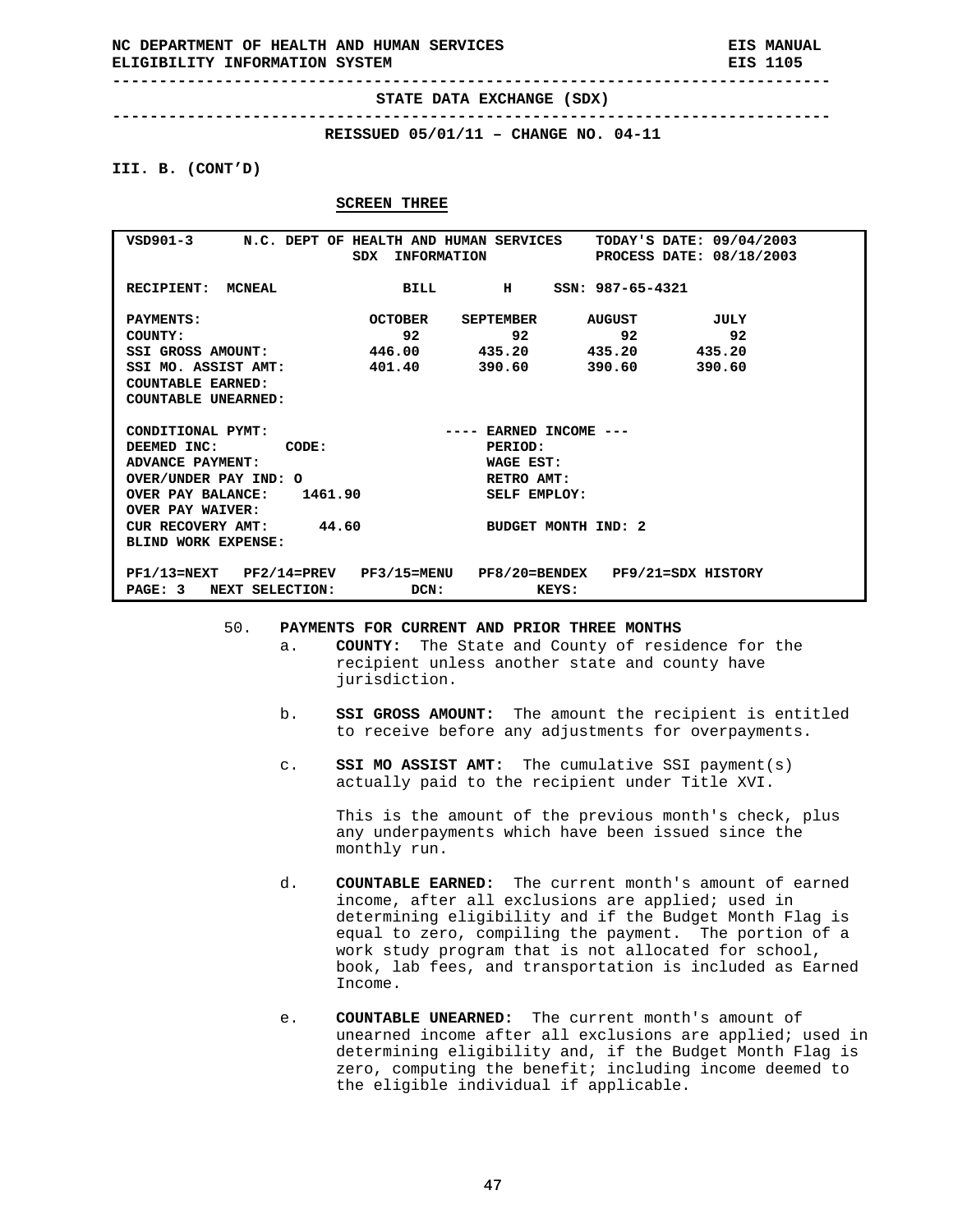STATE DATA EXCHANGE (SDX)

REISSUED 05/01/11 – CHANGE NO. 04-11

**III. B. (CONT'D)**

**SCREEN THREE**

```
VSD901-3     N.C. DEPT OF HEALTH AND HUMAN SERVICES    TODAY'S DATE: 09/04/2003
                       SDX  INFORMATION                PROCESS DATE: 08/18/2003

RECIPIENT:  MCNEAL             BILL       H     SSN: 987-65-4321

PAYMENTS:                    OCTOBER    SEPTEMBER      AUGUST         JULY
COUNTY:                        92          92            92            92
SSI GROSS AMOUNT:            446.00      435.20        435.20        435.20
SSI MO. ASSIST AMT:          401.40      390.60        390.60        390.60
COUNTABLE EARNED:
COUNTABLE UNEARNED:

CONDITIONAL PYMT:                          ---- EARNED INCOME ---
DEEMED INC:       CODE:                         PERIOD:
ADVANCE PAYMENT:                                WAGE EST:
OVER/UNDER PAY IND: O                           RETRO AMT:
OVER PAY BALANCE:    1461.90                    SELF EMPLOY:
OVER PAY WAIVER:
CUR RECOVERY AMT:      44.60                    BUDGET MONTH IND: 2
BLIND WORK EXPENSE:

PF1/13=NEXT   PF2/14=PREV   PF3/15=MENU   PF8/20=BENDEX   PF9/21=SDX HISTORY
PAGE: 3   NEXT SELECTION:         DCN:           KEYS:
```

50. **PAYMENTS FOR CURRENT AND PRIOR THREE MONTHS**

    a. **COUNTY:** The State and County of residence for the recipient unless another state and county have jurisdiction.

    b. **SSI GROSS AMOUNT:** The amount the recipient is entitled to receive before any adjustments for overpayments.

    c. **SSI MO ASSIST AMT:** The cumulative SSI payment(s) actually paid to the recipient under Title XVI.

       This is the amount of the previous month's check, plus any underpayments which have been issued since the monthly run.

    d. **COUNTABLE EARNED:** The current month's amount of earned income, after all exclusions are applied; used in determining eligibility and if the Budget Month Flag is equal to zero, compiling the payment. The portion of a work study program that is not allocated for school, book, lab fees, and transportation is included as Earned Income.

    e. **COUNTABLE UNEARNED:** The current month's amount of unearned income after all exclusions are applied; used in determining eligibility and, if the Budget Month Flag is zero, computing the benefit; including income deemed to the eligible individual if applicable.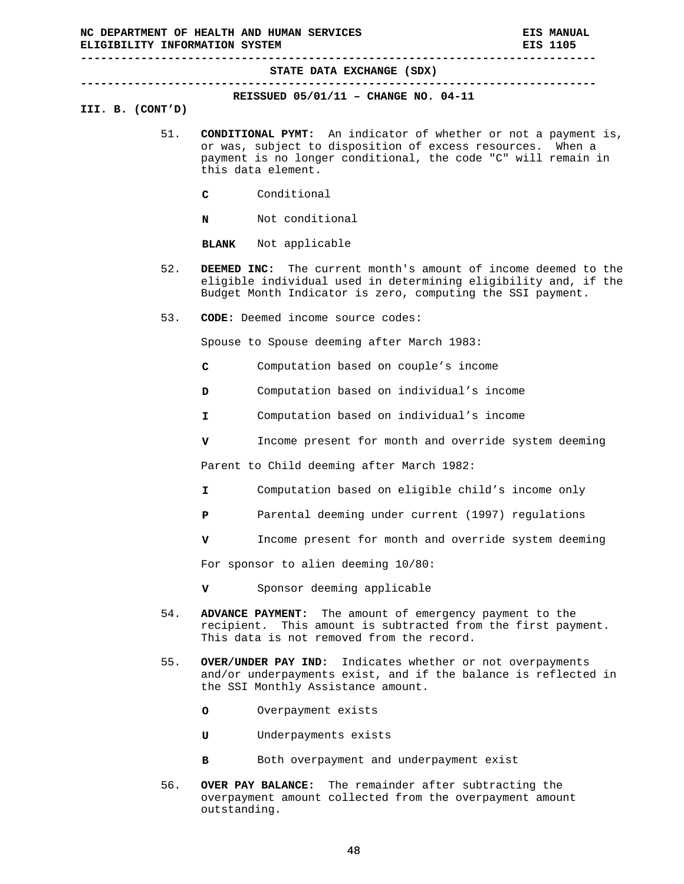**III. B. (CONT'D)**

51. **CONDITIONAL PYMT:** An indicator of whether or not a payment is, or was, subject to disposition of excess resources. When a payment is no longer conditional, the code "C" will remain in this data element.

    **C** Conditional

    **N** Not conditional

    **BLANK** Not applicable

52. **DEEMED INC:** The current month's amount of income deemed to the eligible individual used in determining eligibility and, if the Budget Month Indicator is zero, computing the SSI payment.

53. **CODE:** Deemed income source codes:

    Spouse to Spouse deeming after March 1983:

    **C** Computation based on couple's income

    **D** Computation based on individual's income

    **I** Computation based on individual's income

    **V** Income present for month and override system deeming

    Parent to Child deeming after March 1982:

    **I** Computation based on eligible child's income only

    **P** Parental deeming under current (1997) regulations

    **V** Income present for month and override system deeming

    For sponsor to alien deeming 10/80:

    **V** Sponsor deeming applicable

54. **ADVANCE PAYMENT:** The amount of emergency payment to the recipient. This amount is subtracted from the first payment. This data is not removed from the record.

55. **OVER/UNDER PAY IND:** Indicates whether or not overpayments and/or underpayments exist, and if the balance is reflected in the SSI Monthly Assistance amount.

    **O** Overpayment exists

    **U** Underpayments exists

    **B** Both overpayment and underpayment exist

56. **OVER PAY BALANCE:** The remainder after subtracting the overpayment amount collected from the overpayment amount outstanding.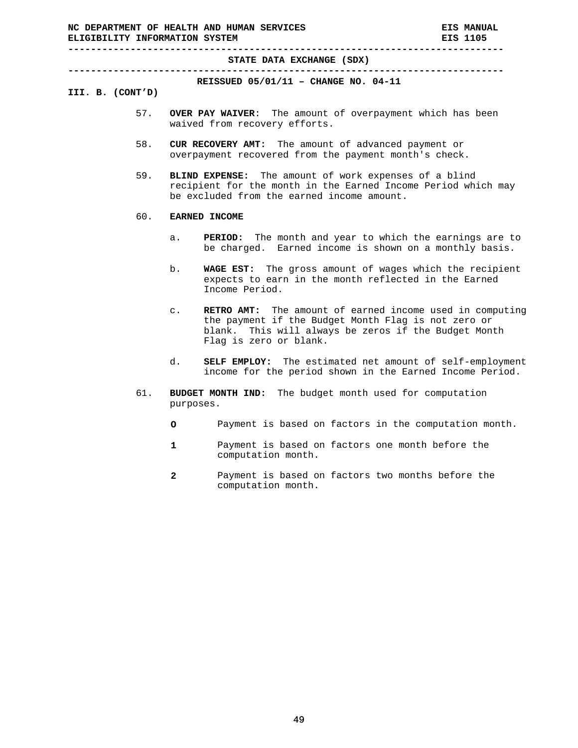**REISSUED 05/01/11 – CHANGE NO. 04-11**

**III. B. (CONT'D)**

57. **OVER PAY WAIVER**: The amount of overpayment which has been waived from recovery efforts.

58. **CUR RECOVERY AMT:** The amount of advanced payment or overpayment recovered from the payment month's check.

59. **BLIND EXPENSE:** The amount of work expenses of a blind recipient for the month in the Earned Income Period which may be excluded from the earned income amount.

60. **EARNED INCOME**

    a. **PERIOD:** The month and year to which the earnings are to be charged. Earned income is shown on a monthly basis.

    b. **WAGE EST:** The gross amount of wages which the recipient expects to earn in the month reflected in the Earned Income Period.

    c. **RETRO AMT:** The amount of earned income used in computing the payment if the Budget Month Flag is not zero or blank. This will always be zeros if the Budget Month Flag is zero or blank.

    d. **SELF EMPLOY:** The estimated net amount of self-employment income for the period shown in the Earned Income Period.

61. **BUDGET MONTH IND:** The budget month used for computation purposes.

    **O** Payment is based on factors in the computation month.

    **1** Payment is based on factors one month before the computation month.

    **2** Payment is based on factors two months before the computation month.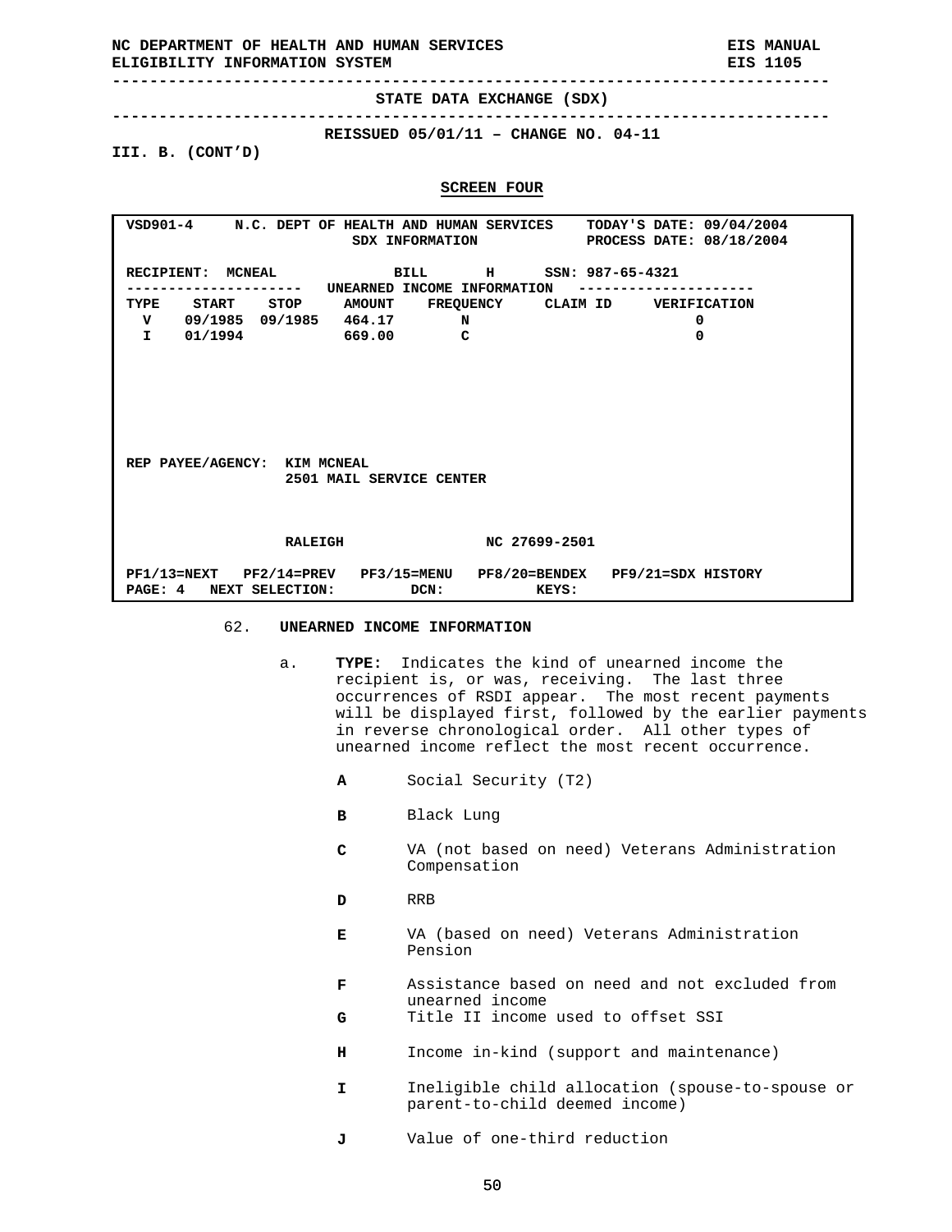STATE DATA EXCHANGE (SDX)

REISSUED 05/01/11 – CHANGE NO. 04-11

III. B. (CONT'D)

**SCREEN FOUR**

```
VSD901-4    N.C. DEPT OF HEALTH AND HUMAN SERVICES    TODAY'S DATE: 09/04/2004
                          SDX INFORMATION            PROCESS DATE: 08/18/2004

RECIPIENT:  MCNEAL              BILL      H      SSN: 987-65-4321
--------------------  UNEARNED INCOME INFORMATION  --------------------
TYPE   START    STOP    AMOUNT   FREQUENCY    CLAIM ID    VERIFICATION
 V    09/1985  09/1985  464.17       N                          0
 I    01/1994           669.00       C                          0







REP PAYEE/AGENCY:  KIM MCNEAL
                   2501 MAIL SERVICE CENTER



                   RALEIGH                    NC 27699-2501

PF1/13=NEXT  PF2/14=PREV  PF3/15=MENU  PF8/20=BENDEX  PF9/21=SDX HISTORY
PAGE: 4  NEXT SELECTION:        DCN:          KEYS:
```

62. **UNEARNED INCOME INFORMATION**

a. **TYPE:** Indicates the kind of unearned income the recipient is, or was, receiving. The last three occurrences of RSDI appear. The most recent payments will be displayed first, followed by the earlier payments in reverse chronological order. All other types of unearned income reflect the most recent occurrence.

| | |
|---|---|
| **A** | Social Security (T2) |
| **B** | Black Lung |
| **C** | VA (not based on need) Veterans Administration Compensation |
| **D** | RRB |
| **E** | VA (based on need) Veterans Administration Pension |
| **F** | Assistance based on need and not excluded from unearned income |
| **G** | Title II income used to offset SSI |
| **H** | Income in-kind (support and maintenance) |
| **I** | Ineligible child allocation (spouse-to-spouse or parent-to-child deemed income) |
| **J** | Value of one-third reduction |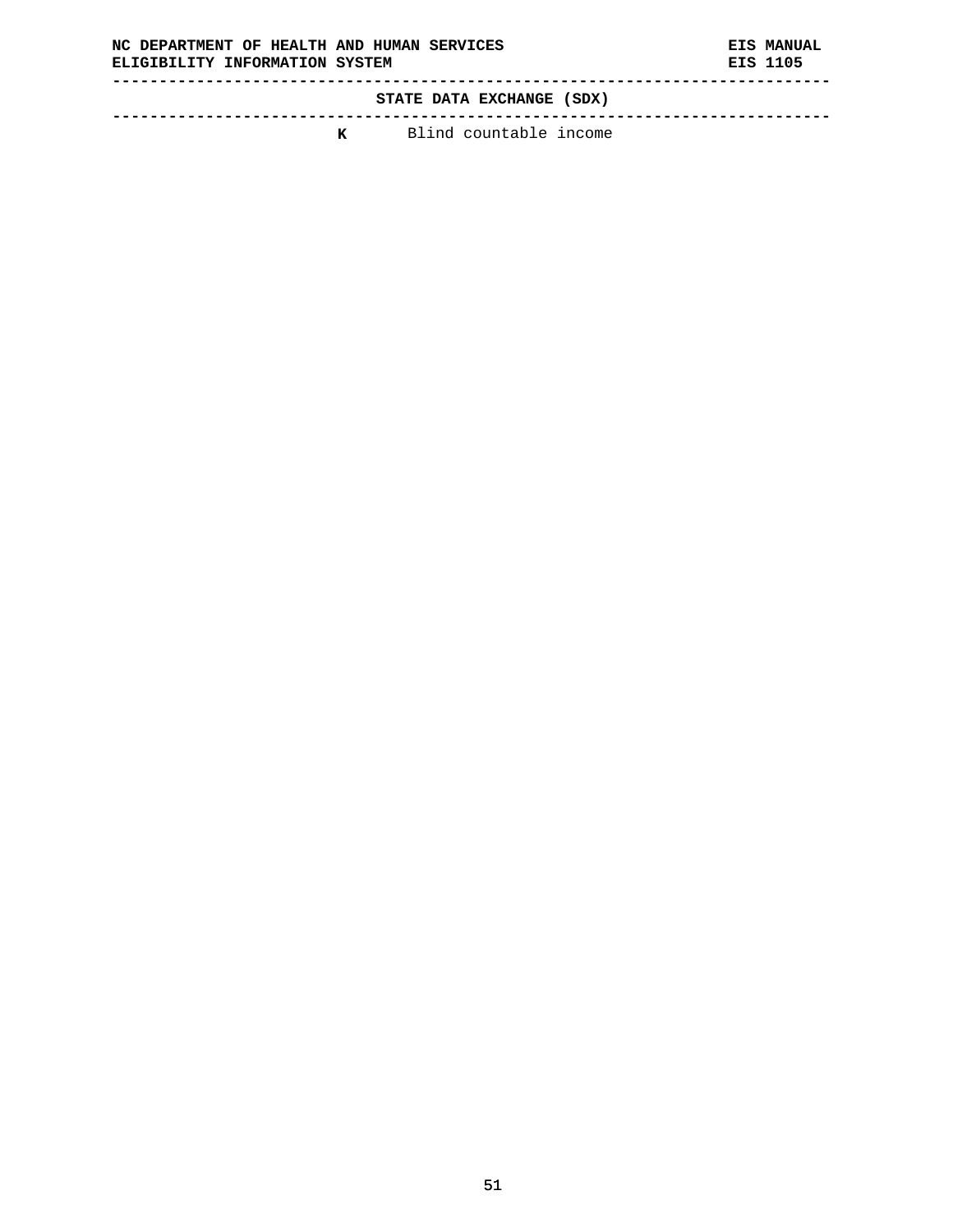**K** Blind countable income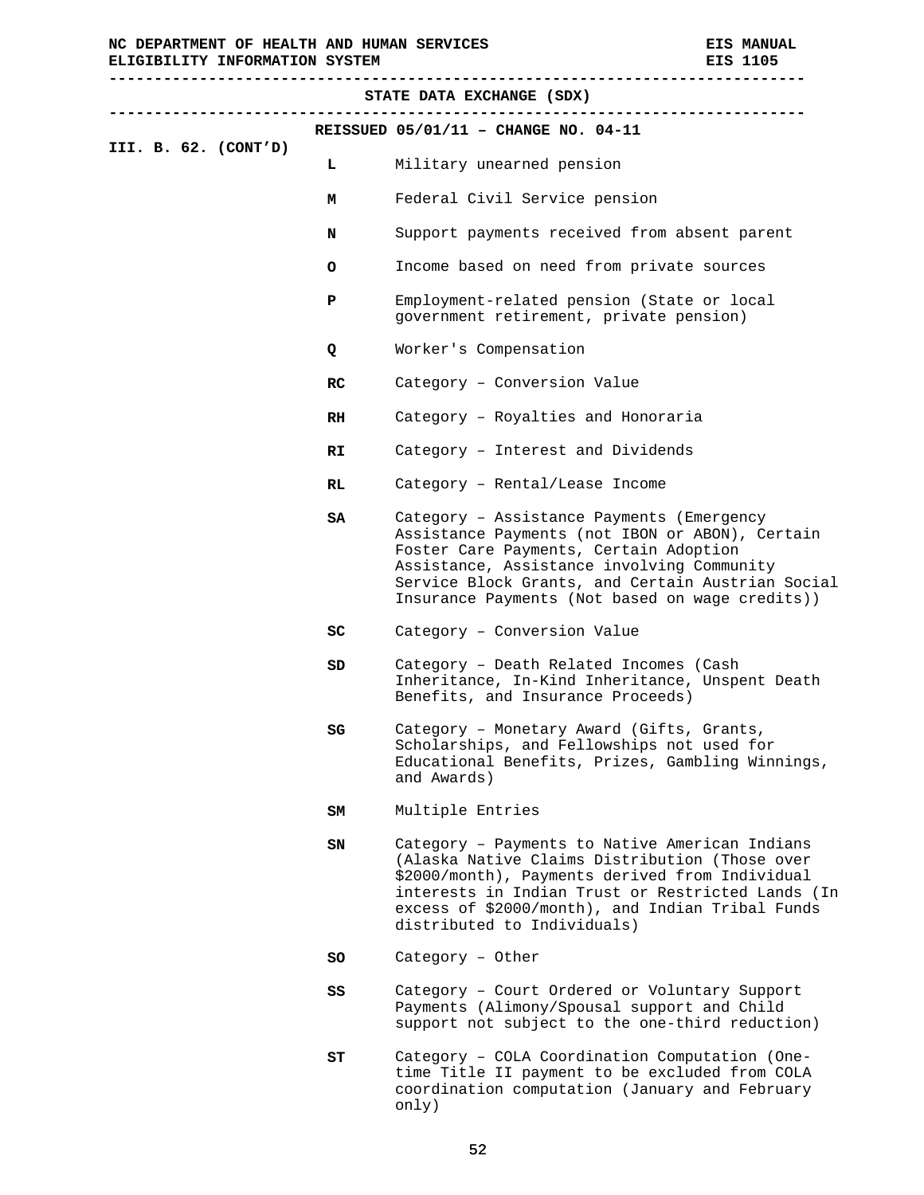STATE DATA EXCHANGE (SDX)

REISSUED 05/01/11 – CHANGE NO. 04-11

III. B. 62. (CONT'D)

| | |
|---|---|
| **L** | Military unearned pension |
| **M** | Federal Civil Service pension |
| **N** | Support payments received from absent parent |
| **O** | Income based on need from private sources |
| **P** | Employment-related pension (State or local government retirement, private pension) |
| **Q** | Worker's Compensation |
| **RC** | Category – Conversion Value |
| **RH** | Category – Royalties and Honoraria |
| **RI** | Category – Interest and Dividends |
| **RL** | Category – Rental/Lease Income |
| **SA** | Category – Assistance Payments (Emergency Assistance Payments (not IBON or ABON), Certain Foster Care Payments, Certain Adoption Assistance, Assistance involving Community Service Block Grants, and Certain Austrian Social Insurance Payments (Not based on wage credits)) |
| **SC** | Category – Conversion Value |
| **SD** | Category – Death Related Incomes (Cash Inheritance, In-Kind Inheritance, Unspent Death Benefits, and Insurance Proceeds) |
| **SG** | Category – Monetary Award (Gifts, Grants, Scholarships, and Fellowships not used for Educational Benefits, Prizes, Gambling Winnings, and Awards) |
| **SM** | Multiple Entries |
| **SN** | Category – Payments to Native American Indians (Alaska Native Claims Distribution (Those over $2000/month), Payments derived from Individual interests in Indian Trust or Restricted Lands (In excess of $2000/month), and Indian Tribal Funds distributed to Individuals) |
| **SO** | Category – Other |
| **SS** | Category – Court Ordered or Voluntary Support Payments (Alimony/Spousal support and Child support not subject to the one-third reduction) |
| **ST** | Category – COLA Coordination Computation (One-time Title II payment to be excluded from COLA coordination computation (January and February only) |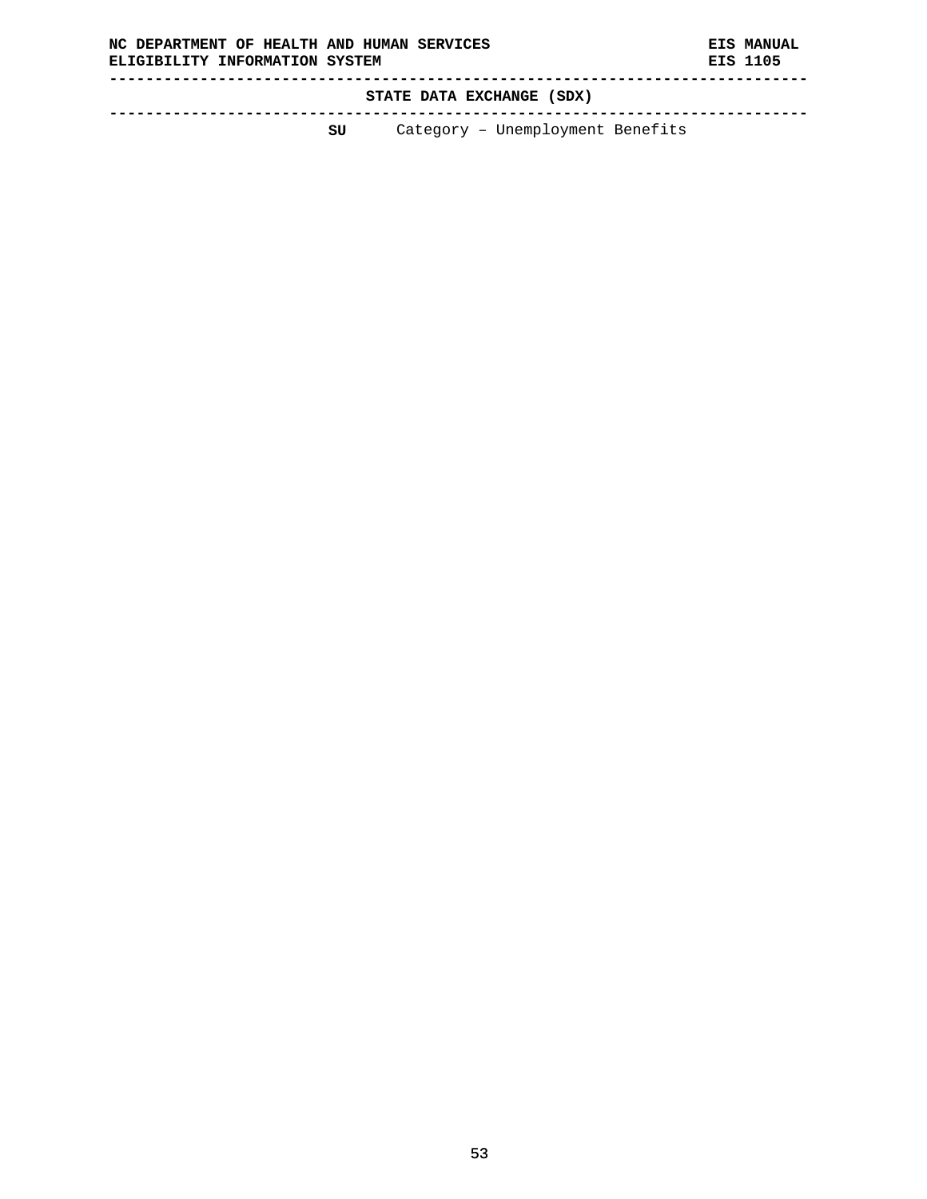**SU** Category – Unemployment Benefits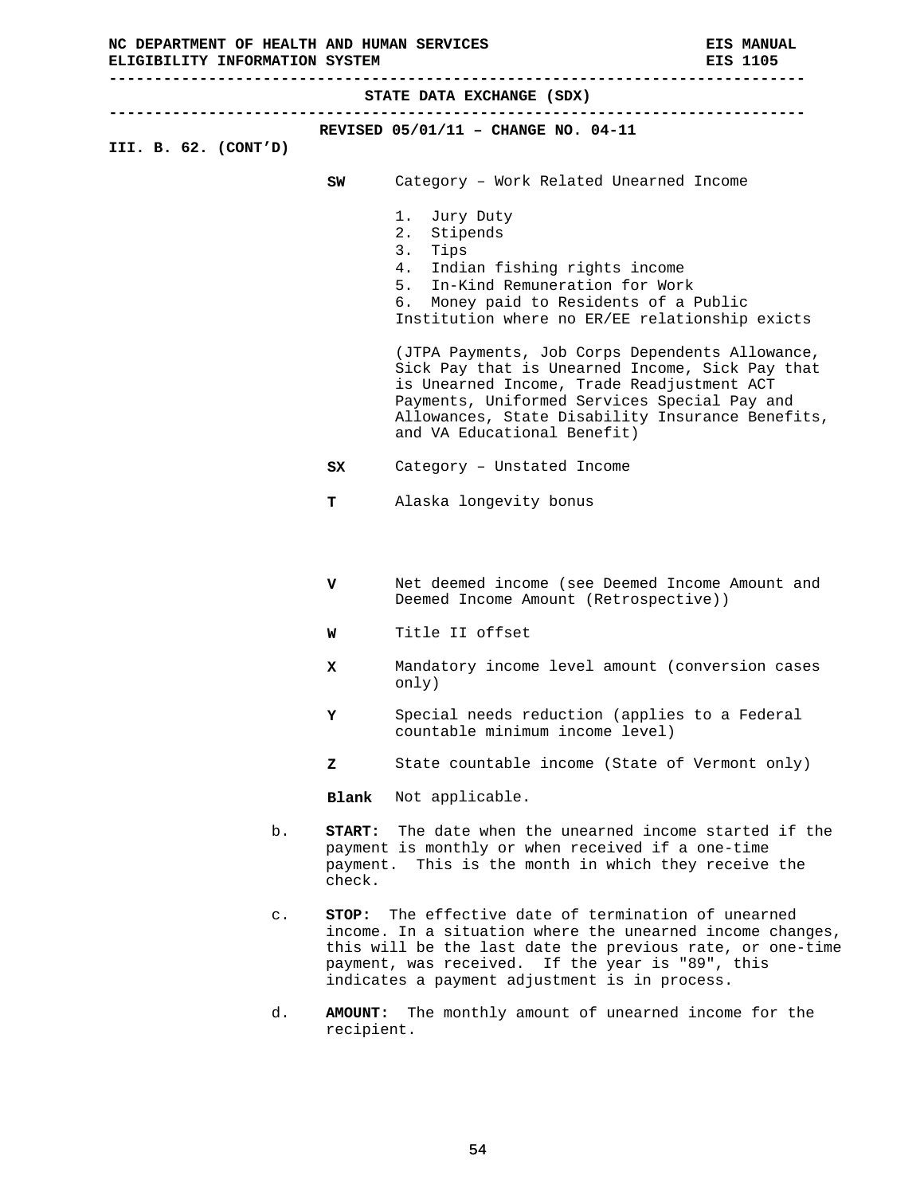REVISED 05/01/11 – CHANGE NO. 04-11

III. B. 62. (CONT'D)

**SW** Category – Work Related Unearned Income

1. Jury Duty
2. Stipends
3. Tips
4. Indian fishing rights income
5. In-Kind Remuneration for Work
6. Money paid to Residents of a Public Institution where no ER/EE relationship exicts

(JTPA Payments, Job Corps Dependents Allowance, Sick Pay that is Unearned Income, Sick Pay that is Unearned Income, Trade Readjustment ACT Payments, Uniformed Services Special Pay and Allowances, State Disability Insurance Benefits, and VA Educational Benefit)

**SX** Category – Unstated Income

**T** Alaska longevity bonus

**V** Net deemed income (see Deemed Income Amount and Deemed Income Amount (Retrospective))

**W** Title II offset

**X** Mandatory income level amount (conversion cases only)

**Y** Special needs reduction (applies to a Federal countable minimum income level)

**Z** State countable income (State of Vermont only)

**Blank** Not applicable.

b. **START:** The date when the unearned income started if the payment is monthly or when received if a one-time payment. This is the month in which they receive the check.

c. **STOP:** The effective date of termination of unearned income. In a situation where the unearned income changes, this will be the last date the previous rate, or one-time payment, was received. If the year is "89", this indicates a payment adjustment is in process.

d. **AMOUNT:** The monthly amount of unearned income for the recipient.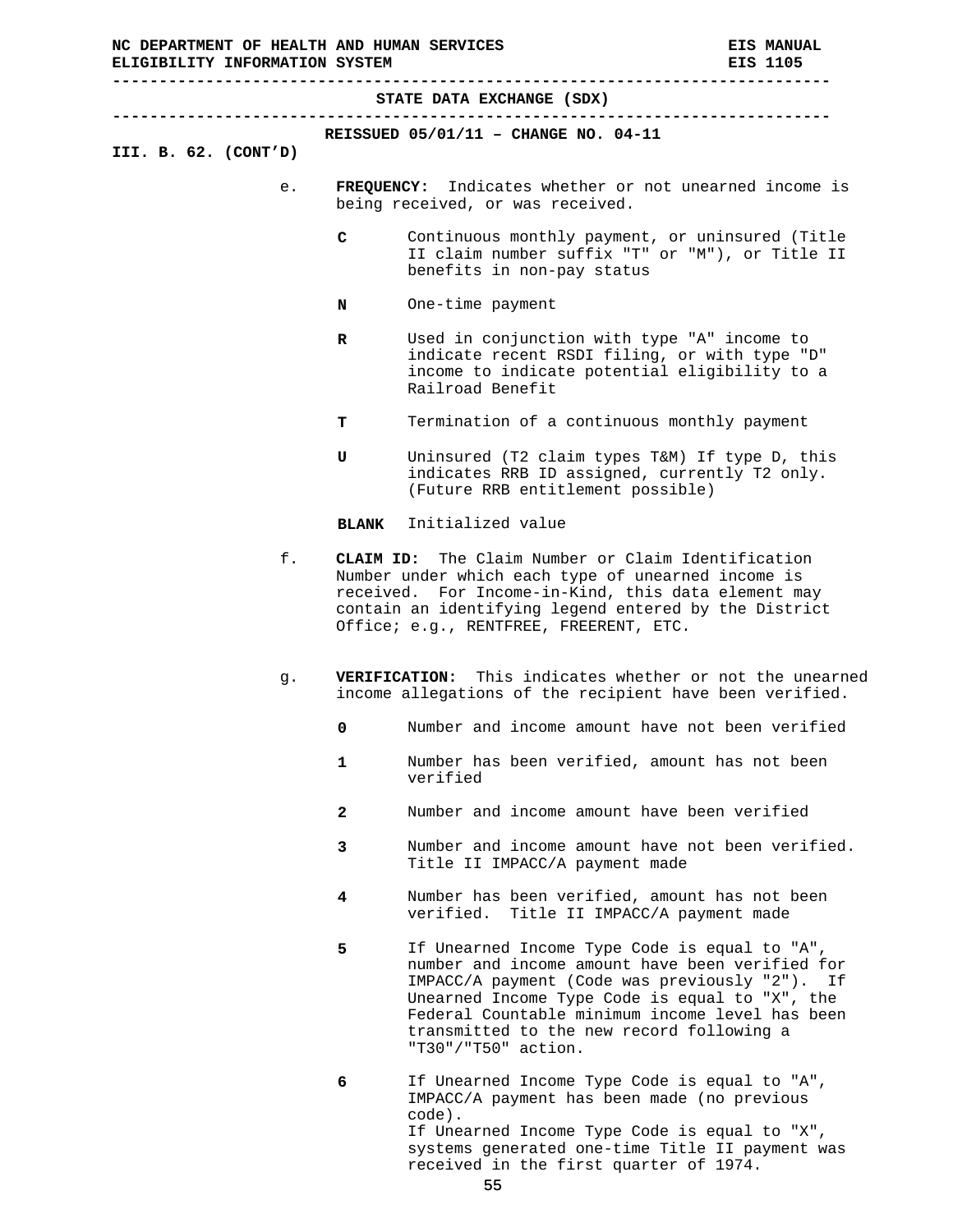REISSUED 05/01/11 – CHANGE NO. 04-11

III. B. 62. (CONT'D)

e. **FREQUENCY:** Indicates whether or not unearned income is being received, or was received.

- **C** Continuous monthly payment, or uninsured (Title II claim number suffix "T" or "M"), or Title II benefits in non-pay status
- **N** One-time payment
- **R** Used in conjunction with type "A" income to indicate recent RSDI filing, or with type "D" income to indicate potential eligibility to a Railroad Benefit
- **T** Termination of a continuous monthly payment
- **U** Uninsured (T2 claim types T&M) If type D, this indicates RRB ID assigned, currently T2 only. (Future RRB entitlement possible)
- **BLANK** Initialized value

f. **CLAIM ID:** The Claim Number or Claim Identification Number under which each type of unearned income is received. For Income-in-Kind, this data element may contain an identifying legend entered by the District Office; e.g., RENTFREE, FREERENT, ETC.

g. **VERIFICATION:** This indicates whether or not the unearned income allegations of the recipient have been verified.

- **0** Number and income amount have not been verified
- **1** Number has been verified, amount has not been verified
- **2** Number and income amount have been verified
- **3** Number and income amount have not been verified. Title II IMPACC/A payment made
- **4** Number has been verified, amount has not been verified. Title II IMPACC/A payment made
- **5** If Unearned Income Type Code is equal to "A", number and income amount have been verified for IMPACC/A payment (Code was previously "2"). If Unearned Income Type Code is equal to "X", the Federal Countable minimum income level has been transmitted to the new record following a "T30"/"T50" action.
- **6** If Unearned Income Type Code is equal to "A", IMPACC/A payment has been made (no previous code).
  If Unearned Income Type Code is equal to "X", systems generated one-time Title II payment was received in the first quarter of 1974.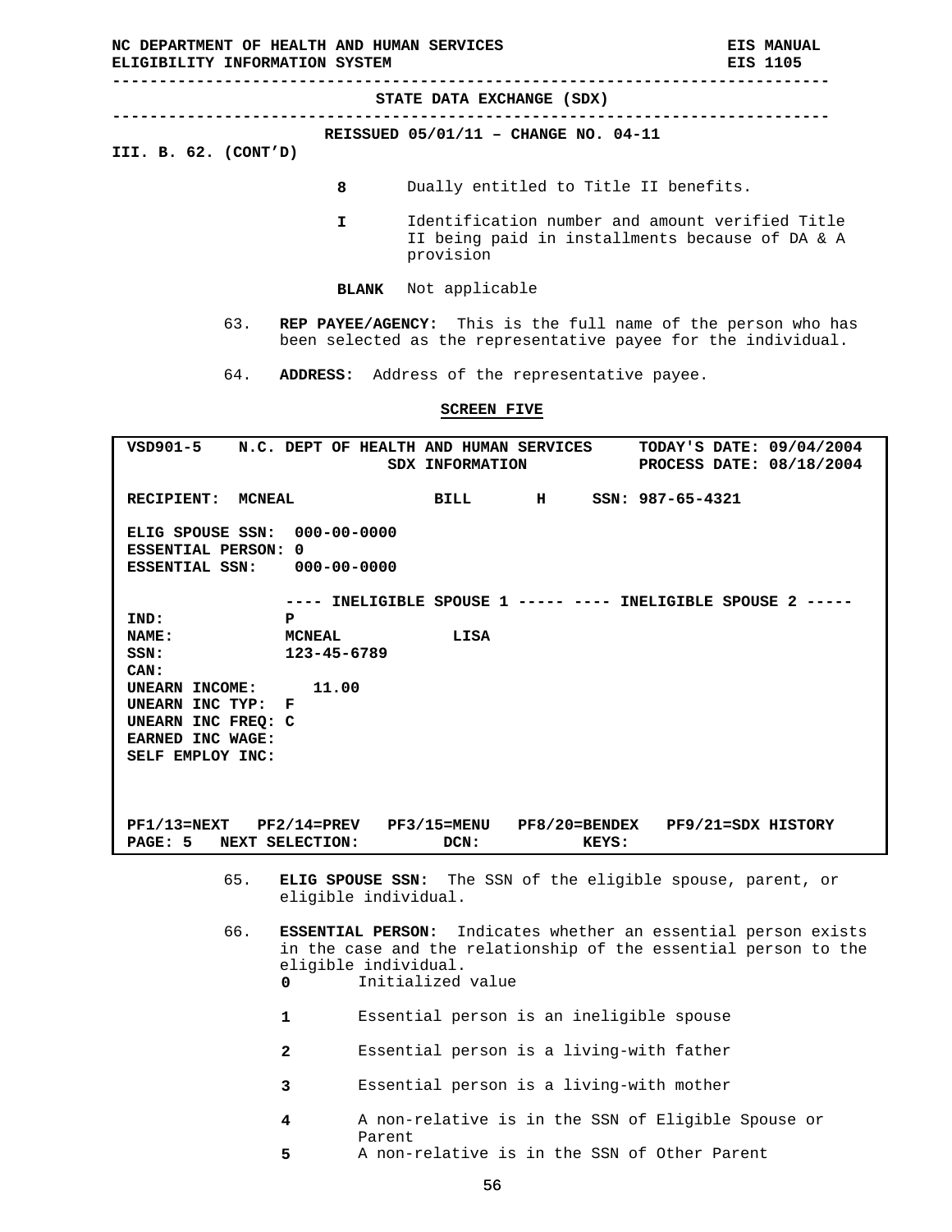**REISSUED 05/01/11 – CHANGE NO. 04-11**

**III. B. 62. (CONT'D)**

**8** Dually entitled to Title II benefits.

**I** Identification number and amount verified Title II being paid in installments because of DA & A provision

**BLANK** Not applicable

63. **REP PAYEE/AGENCY:** This is the full name of the person who has been selected as the representative payee for the individual.

64. **ADDRESS:** Address of the representative payee.

**SCREEN FIVE**

```
VSD901-5   N.C. DEPT OF HEALTH AND HUMAN SERVICES     TODAY'S DATE: 09/04/2004
                        SDX INFORMATION               PROCESS DATE: 08/18/2004

RECIPIENT:  MCNEAL               BILL       H     SSN: 987-65-4321

ELIG SPOUSE SSN:  000-00-0000
ESSENTIAL PERSON: 0
ESSENTIAL SSN:    000-00-0000

                ---- INELIGIBLE SPOUSE 1 ----- ---- INELIGIBLE SPOUSE 2 -----
IND:            P
NAME:           MCNEAL           LISA
SSN:            123-45-6789
CAN:
UNEARN INCOME:       11.00
UNEARN INC TYP:  F
UNEARN INC FREQ: C
EARNED INC WAGE:
SELF EMPLOY INC:



PF1/13=NEXT   PF2/14=PREV   PF3/15=MENU   PF8/20=BENDEX   PF9/21=SDX HISTORY
PAGE: 5   NEXT SELECTION:         DCN:           KEYS:
```

65. **ELIG SPOUSE SSN:** The SSN of the eligible spouse, parent, or eligible individual.

66. **ESSENTIAL PERSON:** Indicates whether an essential person exists in the case and the relationship of the essential person to the eligible individual.

**0** Initialized value

**1** Essential person is an ineligible spouse

**2** Essential person is a living-with father

**3** Essential person is a living-with mother

**4** A non-relative is in the SSN of Eligible Spouse or Parent

**5** A non-relative is in the SSN of Other Parent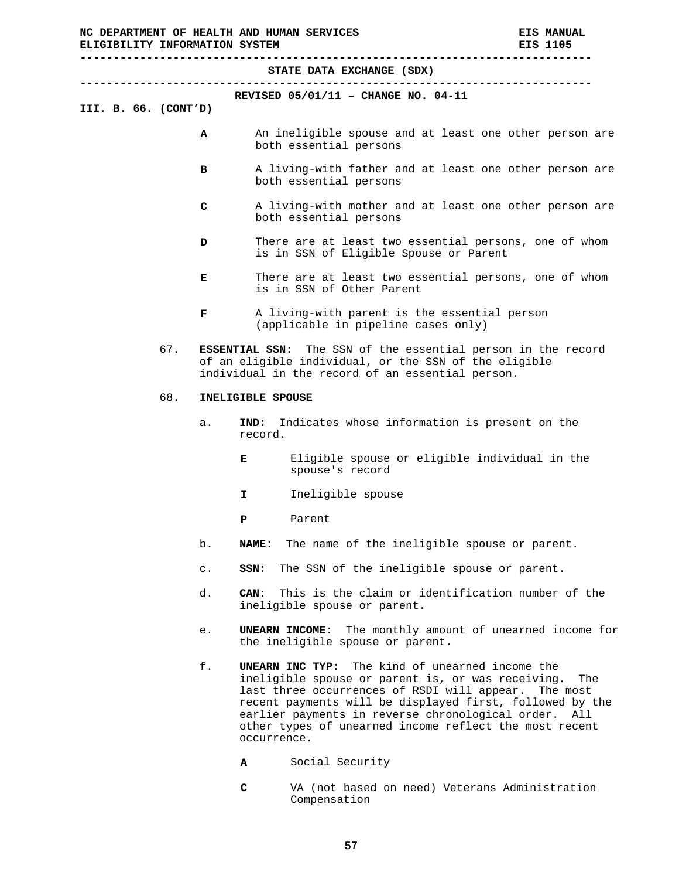**III. B. 66. (CONT'D)**

- **A** An ineligible spouse and at least one other person are both essential persons
- **B** A living-with father and at least one other person are both essential persons
- **C** A living-with mother and at least one other person are both essential persons
- **D** There are at least two essential persons, one of whom is in SSN of Eligible Spouse or Parent
- **E** There are at least two essential persons, one of whom is in SSN of Other Parent
- **F** A living-with parent is the essential person (applicable in pipeline cases only)

67. **ESSENTIAL SSN:** The SSN of the essential person in the record of an eligible individual, or the SSN of the eligible individual in the record of an essential person.

68. **INELIGIBLE SPOUSE**

    a. **IND:** Indicates whose information is present on the record.

    - **E** Eligible spouse or eligible individual in the spouse's record
    - **I** Ineligible spouse
    - **P** Parent

    b. **NAME:** The name of the ineligible spouse or parent.

    c. **SSN:** The SSN of the ineligible spouse or parent.

    d. **CAN:** This is the claim or identification number of the ineligible spouse or parent.

    e. **UNEARN INCOME:** The monthly amount of unearned income for the ineligible spouse or parent.

    f. **UNEARN INC TYP:** The kind of unearned income the ineligible spouse or parent is, or was receiving. The last three occurrences of RSDI will appear. The most recent payments will be displayed first, followed by the earlier payments in reverse chronological order. All other types of unearned income reflect the most recent occurrence.

    - **A** Social Security
    - **C** VA (not based on need) Veterans Administration Compensation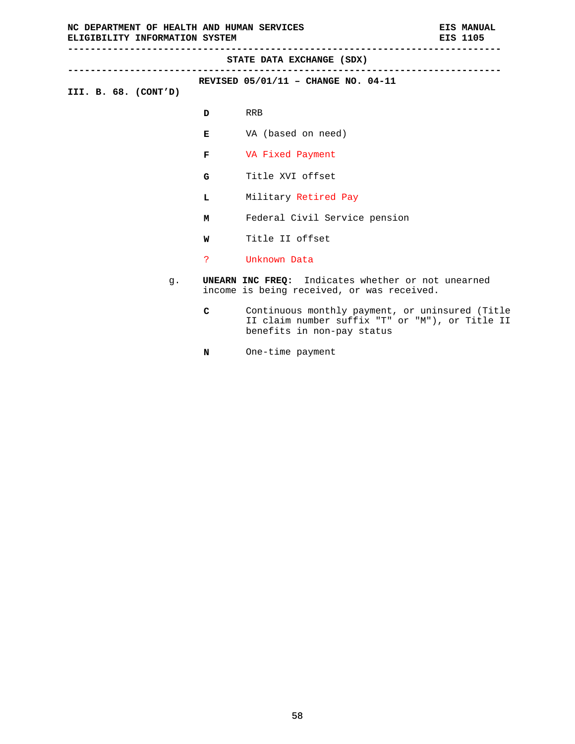**III. B. 68. (CONT'D)**

- **D** RRB
- **E** VA (based on need)
- **F** VA Fixed Payment
- **G** Title XVI offset
- **L** Military Retired Pay
- **M** Federal Civil Service pension
- **W** Title II offset
- **?** Unknown Data

g. **UNEARN INC FREQ:** Indicates whether or not unearned income is being received, or was received.

- **C** Continuous monthly payment, or uninsured (Title II claim number suffix "T" or "M"), or Title II benefits in non-pay status
- **N** One-time payment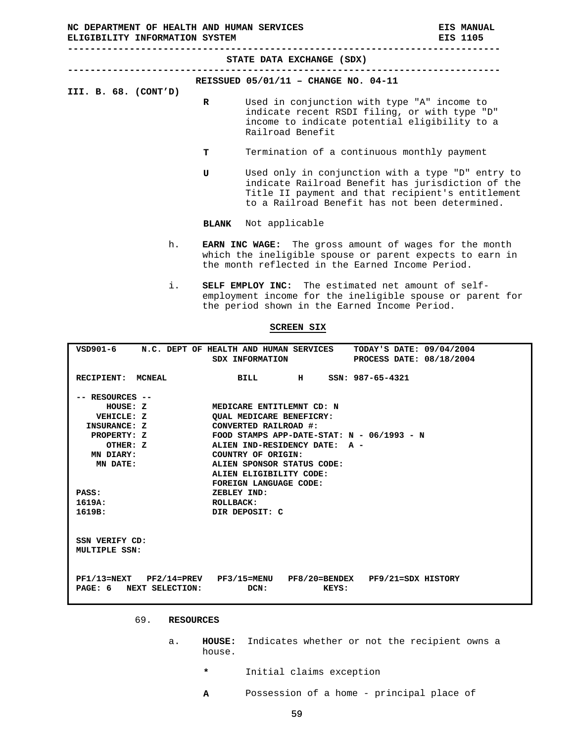STATE DATA EXCHANGE (SDX)

REISSUED 05/01/11 – CHANGE NO. 04-11

III. B. 68. (CONT'D)

**R** Used in conjunction with type "A" income to indicate recent RSDI filing, or with type "D" income to indicate potential eligibility to a Railroad Benefit

**T** Termination of a continuous monthly payment

**U** Used only in conjunction with a type "D" entry to indicate Railroad Benefit has jurisdiction of the Title II payment and that recipient's entitlement to a Railroad Benefit has not been determined.

**BLANK** Not applicable

h. **EARN INC WAGE:** The gross amount of wages for the month which the ineligible spouse or parent expects to earn in the month reflected in the Earned Income Period.

i. **SELF EMPLOY INC:** The estimated net amount of self-employment income for the ineligible spouse or parent for the period shown in the Earned Income Period.

**SCREEN SIX**

```
VSD901-6     N.C. DEPT OF HEALTH AND HUMAN SERVICES    TODAY'S DATE: 09/04/2004
                          SDX INFORMATION              PROCESS DATE: 08/18/2004

RECIPIENT:  MCNEAL              BILL       H     SSN: 987-65-4321

-- RESOURCES --
      HOUSE: Z            MEDICARE ENTITLEMNT CD: N
    VEHICLE: Z            QUAL MEDICARE BENEFICRY:
  INSURANCE: Z            CONVERTED RAILROAD #:
   PROPERTY: Z            FOOD STAMPS APP-DATE-STAT: N - 06/1993 - N
      OTHER: Z            ALIEN IND-RESIDENCY DATE:  A -
   MN DIARY:              COUNTRY OF ORIGIN:
    MN DATE:              ALIEN SPONSOR STATUS CODE:
                          ALIEN ELIGIBILITY CODE:
                          FOREIGN LANGUAGE CODE:
PASS:                     ZEBLEY IND:
1619A:                    ROLLBACK:
1619B:                    DIR DEPOSIT: C


SSN VERIFY CD:
MULTIPLE SSN:


PF1/13=NEXT   PF2/14=PREV   PF3/15=MENU   PF8/20=BENDEX   PF9/21=SDX HISTORY
PAGE: 6   NEXT SELECTION:         DCN:           KEYS:
```

69. **RESOURCES**

a. **HOUSE:** Indicates whether or not the recipient owns a house.

**\*** Initial claims exception

**A** Possession of a home - principal place of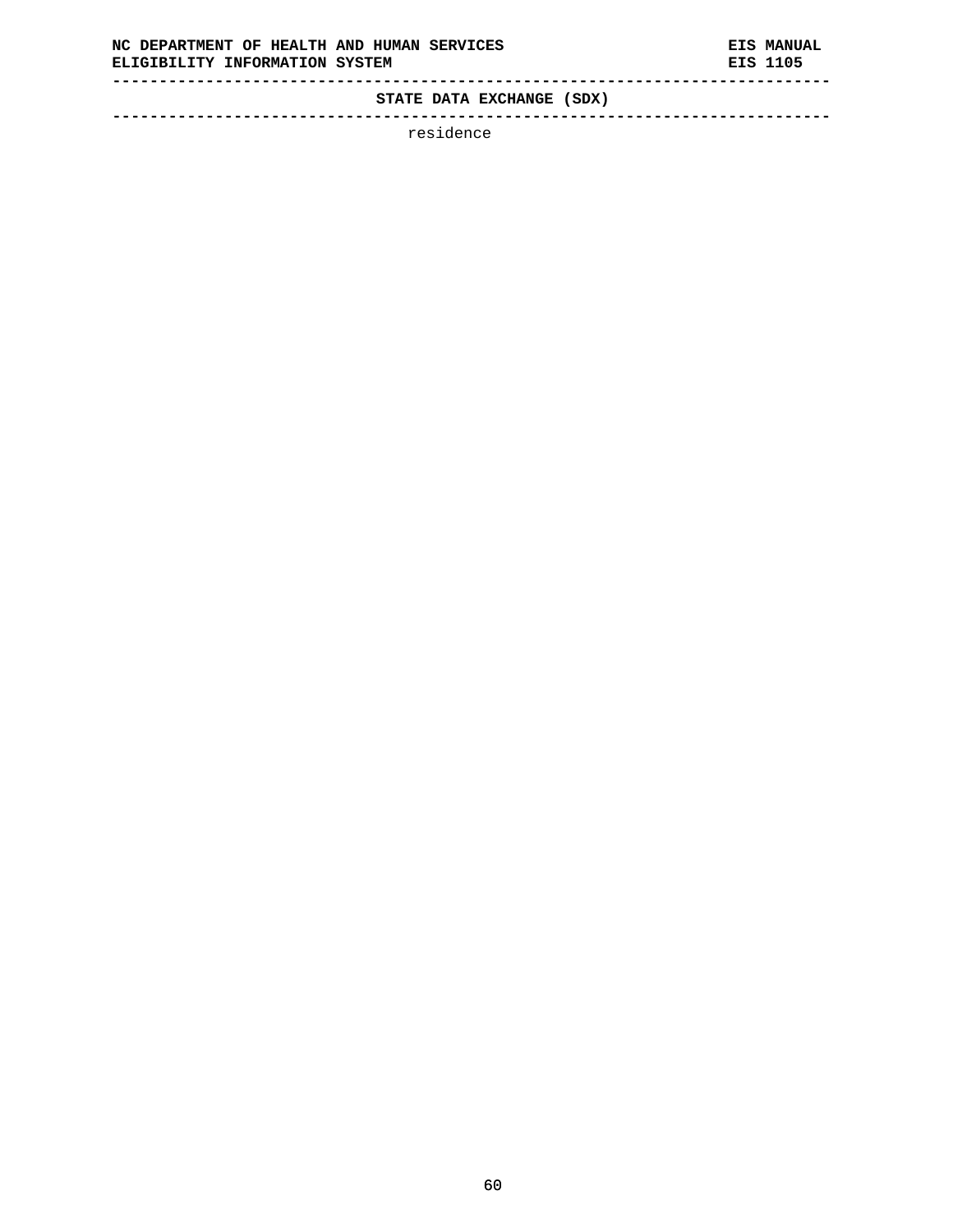residence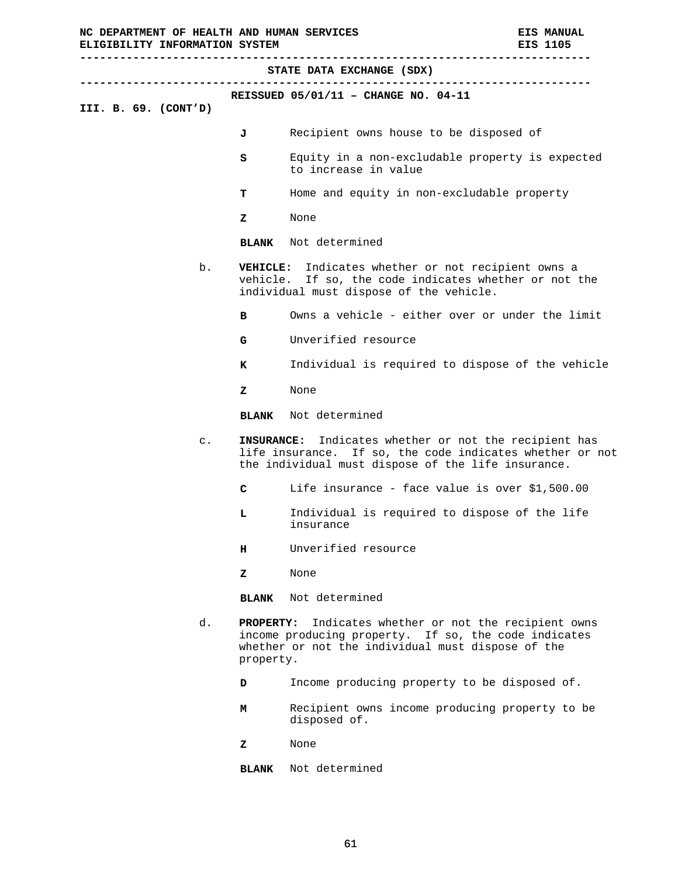**III. B. 69. (CONT'D)**

- **J** Recipient owns house to be disposed of
- **S** Equity in a non-excludable property is expected to increase in value
- **T** Home and equity in non-excludable property
- **Z** None
- **BLANK** Not determined

b. **VEHICLE:** Indicates whether or not recipient owns a vehicle. If so, the code indicates whether or not the individual must dispose of the vehicle.

- **B** Owns a vehicle - either over or under the limit
- **G** Unverified resource
- **K** Individual is required to dispose of the vehicle
- **Z** None
- **BLANK** Not determined

c. **INSURANCE:** Indicates whether or not the recipient has life insurance. If so, the code indicates whether or not the individual must dispose of the life insurance.

- **C** Life insurance - face value is over $1,500.00
- **L** Individual is required to dispose of the life insurance
- **H** Unverified resource
- **Z** None
- **BLANK** Not determined

d. **PROPERTY:** Indicates whether or not the recipient owns income producing property. If so, the code indicates whether or not the individual must dispose of the property.

- **D** Income producing property to be disposed of.
- **M** Recipient owns income producing property to be disposed of.
- **Z** None
- **BLANK** Not determined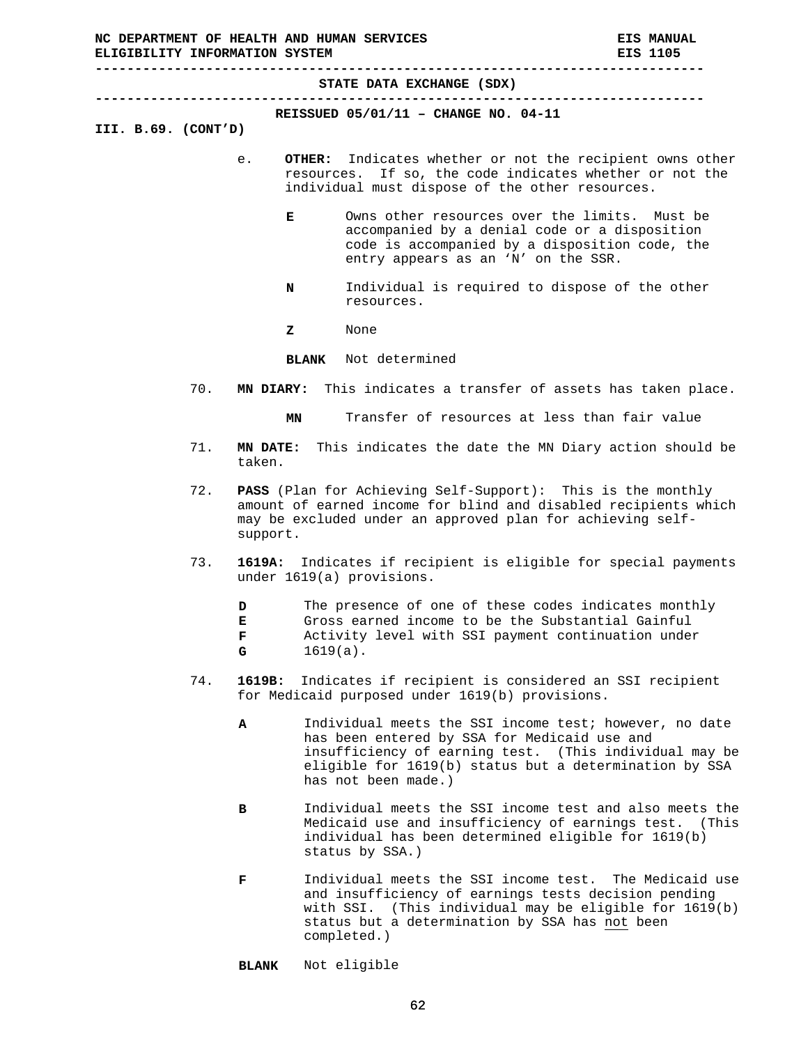**STATE DATA EXCHANGE (SDX)**

**REISSUED 05/01/11 – CHANGE NO. 04-11**

**III. B.69. (CONT'D)**

e. **OTHER:** Indicates whether or not the recipient owns other resources. If so, the code indicates whether or not the individual must dispose of the other resources.

- **E** Owns other resources over the limits. Must be accompanied by a denial code or a disposition code is accompanied by a disposition code, the entry appears as an 'N' on the SSR.
- **N** Individual is required to dispose of the other resources.
- **Z** None
- **BLANK** Not determined

70. **MN DIARY:** This indicates a transfer of assets has taken place.

    - **MN** Transfer of resources at less than fair value

71. **MN DATE:** This indicates the date the MN Diary action should be taken.

72. **PASS** (Plan for Achieving Self-Support): This is the monthly amount of earned income for blind and disabled recipients which may be excluded under an approved plan for achieving self-support.

73. **1619A:** Indicates if recipient is eligible for special payments under 1619(a) provisions.

    **D**
    **E**
    **F**
    **G** The presence of one of these codes indicates monthly Gross earned income to be the Substantial Gainful Activity level with SSI payment continuation under 1619(a).

74. **1619B:** Indicates if recipient is considered an SSI recipient for Medicaid purposed under 1619(b) provisions.

    - **A** Individual meets the SSI income test; however, no date has been entered by SSA for Medicaid use and insufficiency of earning test. (This individual may be eligible for 1619(b) status but a determination by SSA has not been made.)
    - **B** Individual meets the SSI income test and also meets the Medicaid use and insufficiency of earnings test. (This individual has been determined eligible for 1619(b) status by SSA.)
    - **F** Individual meets the SSI income test. The Medicaid use and insufficiency of earnings tests decision pending with SSI. (This individual may be eligible for 1619(b) status but a determination by SSA has not been completed.)
    - **BLANK** Not eligible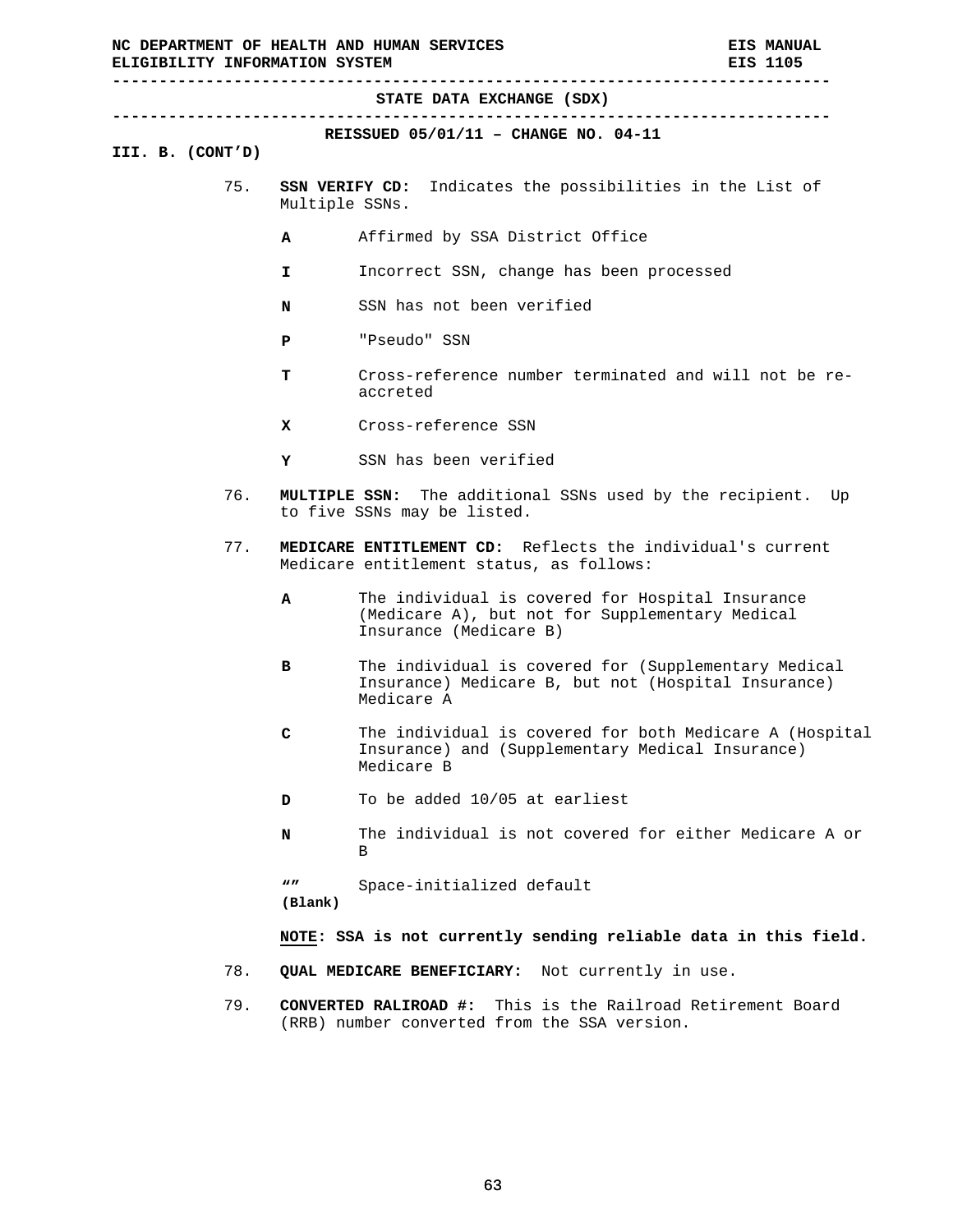III. B. (CONT'D)

75. **SSN VERIFY CD:** Indicates the possibilities in the List of Multiple SSNs.

| | |
|---|---|
| **A** | Affirmed by SSA District Office |
| **I** | Incorrect SSN, change has been processed |
| **N** | SSN has not been verified |
| **P** | "Pseudo" SSN |
| **T** | Cross-reference number terminated and will not be re-accreted |
| **X** | Cross-reference SSN |
| **Y** | SSN has been verified |

76. **MULTIPLE SSN:** The additional SSNs used by the recipient. Up to five SSNs may be listed.

77. **MEDICARE ENTITLEMENT CD:** Reflects the individual's current Medicare entitlement status, as follows:

| | |
|---|---|
| **A** | The individual is covered for Hospital Insurance (Medicare A), but not for Supplementary Medical Insurance (Medicare B) |
| **B** | The individual is covered for (Supplementary Medical Insurance) Medicare B, but not (Hospital Insurance) Medicare A |
| **C** | The individual is covered for both Medicare A (Hospital Insurance) and (Supplementary Medical Insurance) Medicare B |
| **D** | To be added 10/05 at earliest |
| **N** | The individual is not covered for either Medicare A or B |
| **""** **(Blank)** | Space-initialized default |

**NOTE: SSA is not currently sending reliable data in this field.**

78. **QUAL MEDICARE BENEFICIARY:** Not currently in use.

79. **CONVERTED RALIROAD #:** This is the Railroad Retirement Board (RRB) number converted from the SSA version.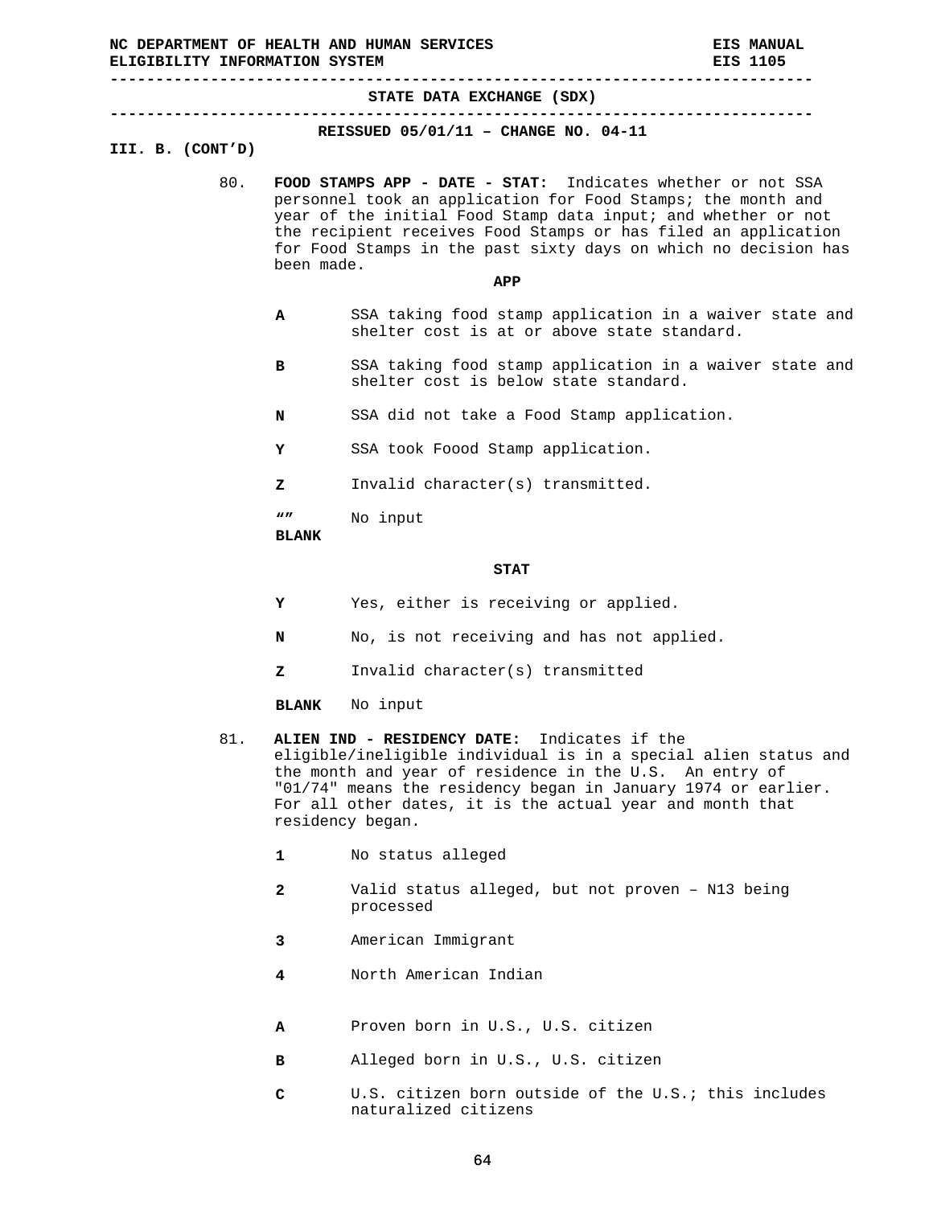**III. B. (CONT'D)**

80. **FOOD STAMPS APP - DATE - STAT:** Indicates whether or not SSA personnel took an application for Food Stamps; the month and year of the initial Food Stamp data input; and whether or not the recipient receives Food Stamps or has filed an application for Food Stamps in the past sixty days on which no decision has been made.

**APP**

| | |
|---|---|
| **A** | SSA taking food stamp application in a waiver state and shelter cost is at or above state standard. |
| **B** | SSA taking food stamp application in a waiver state and shelter cost is below state standard. |
| **N** | SSA did not take a Food Stamp application. |
| **Y** | SSA took Foood Stamp application. |
| **Z** | Invalid character(s) transmitted. |
| **""** **BLANK** | No input |

**STAT**

| | |
|---|---|
| **Y** | Yes, either is receiving or applied. |
| **N** | No, is not receiving and has not applied. |
| **Z** | Invalid character(s) transmitted |
| **BLANK** | No input |

81. **ALIEN IND - RESIDENCY DATE:** Indicates if the eligible/ineligible individual is in a special alien status and the month and year of residence in the U.S. An entry of "01/74" means the residency began in January 1974 or earlier. For all other dates, it is the actual year and month that residency began.

| | |
|---|---|
| **1** | No status alleged |
| **2** | Valid status alleged, but not proven – N13 being processed |
| **3** | American Immigrant |
| **4** | North American Indian |
| **A** | Proven born in U.S., U.S. citizen |
| **B** | Alleged born in U.S., U.S. citizen |
| **C** | U.S. citizen born outside of the U.S.; this includes naturalized citizens |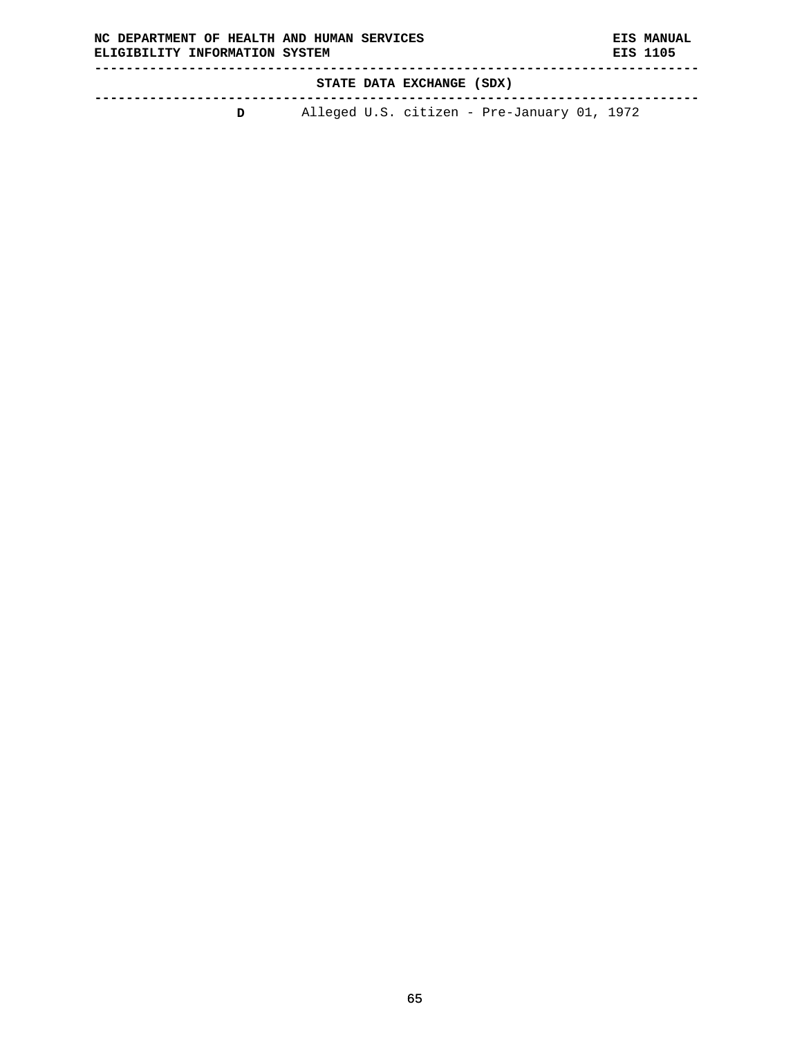**STATE DATA EXCHANGE (SDX)**

| | |
|---|---|
| **D** | Alleged U.S. citizen - Pre-January 01, 1972 |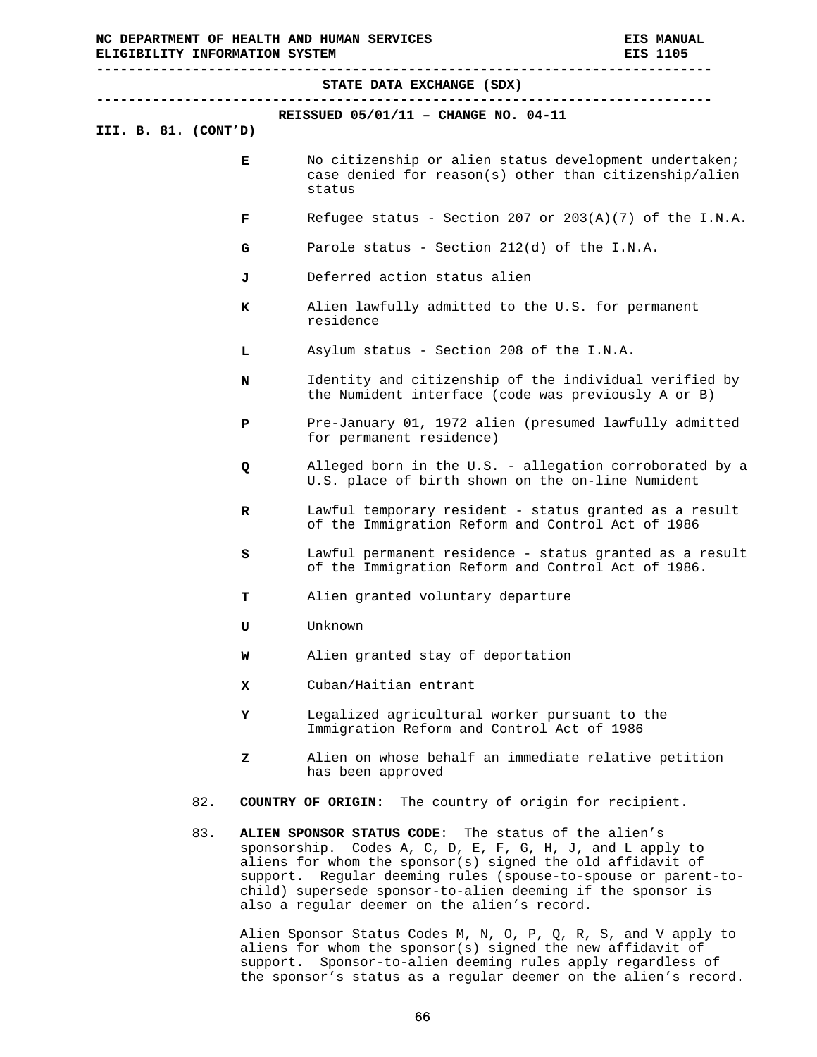III. B. 81. (CONT'D)

| | |
|---|---|
| **E** | No citizenship or alien status development undertaken; case denied for reason(s) other than citizenship/alien status |
| **F** | Refugee status - Section 207 or 203(A)(7) of the I.N.A. |
| **G** | Parole status - Section 212(d) of the I.N.A. |
| **J** | Deferred action status alien |
| **K** | Alien lawfully admitted to the U.S. for permanent residence |
| **L** | Asylum status - Section 208 of the I.N.A. |
| **N** | Identity and citizenship of the individual verified by the Numident interface (code was previously A or B) |
| **P** | Pre-January 01, 1972 alien (presumed lawfully admitted for permanent residence) |
| **Q** | Alleged born in the U.S. - allegation corroborated by a U.S. place of birth shown on the on-line Numident |
| **R** | Lawful temporary resident - status granted as a result of the Immigration Reform and Control Act of 1986 |
| **S** | Lawful permanent residence - status granted as a result of the Immigration Reform and Control Act of 1986. |
| **T** | Alien granted voluntary departure |
| **U** | Unknown |
| **W** | Alien granted stay of deportation |
| **X** | Cuban/Haitian entrant |
| **Y** | Legalized agricultural worker pursuant to the Immigration Reform and Control Act of 1986 |
| **Z** | Alien on whose behalf an immediate relative petition has been approved |

82. **COUNTRY OF ORIGIN:** The country of origin for recipient.

83. **ALIEN SPONSOR STATUS CODE**: The status of the alien's sponsorship. Codes A, C, D, E, F, G, H, J, and L apply to aliens for whom the sponsor(s) signed the old affidavit of support. Regular deeming rules (spouse-to-spouse or parent-to-child) supersede sponsor-to-alien deeming if the sponsor is also a regular deemer on the alien's record.

    Alien Sponsor Status Codes M, N, O, P, Q, R, S, and V apply to aliens for whom the sponsor(s) signed the new affidavit of support. Sponsor-to-alien deeming rules apply regardless of the sponsor's status as a regular deemer on the alien's record.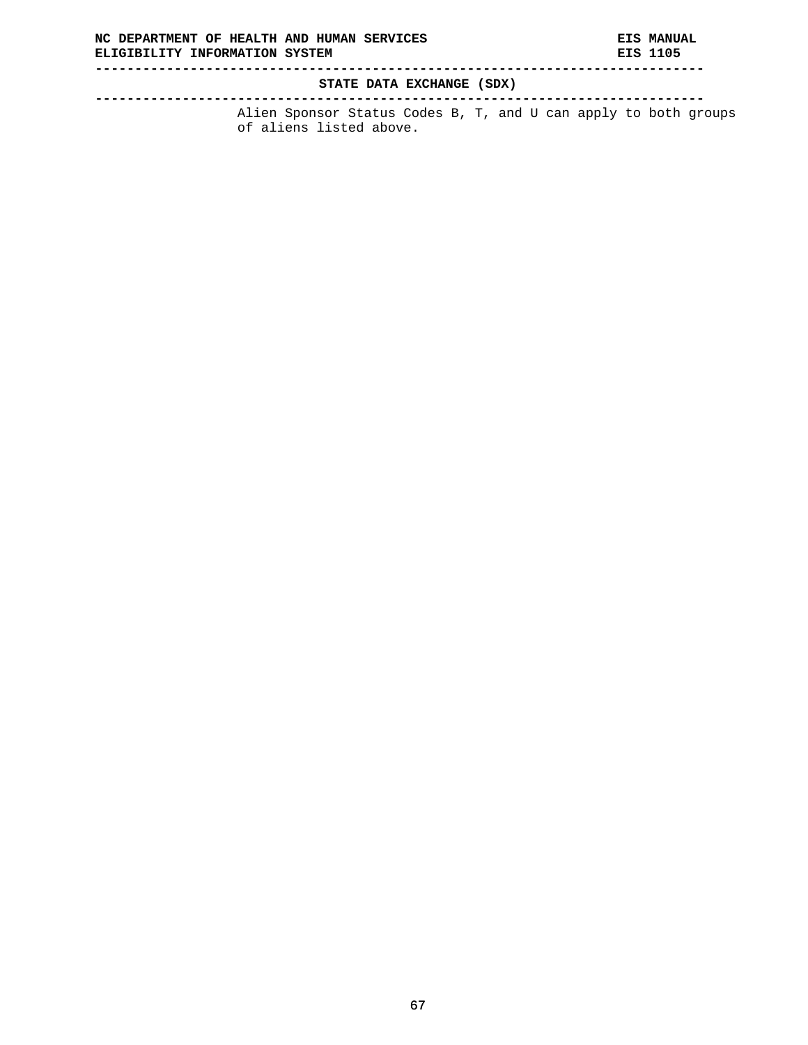Alien Sponsor Status Codes B, T, and U can apply to both groups of aliens listed above.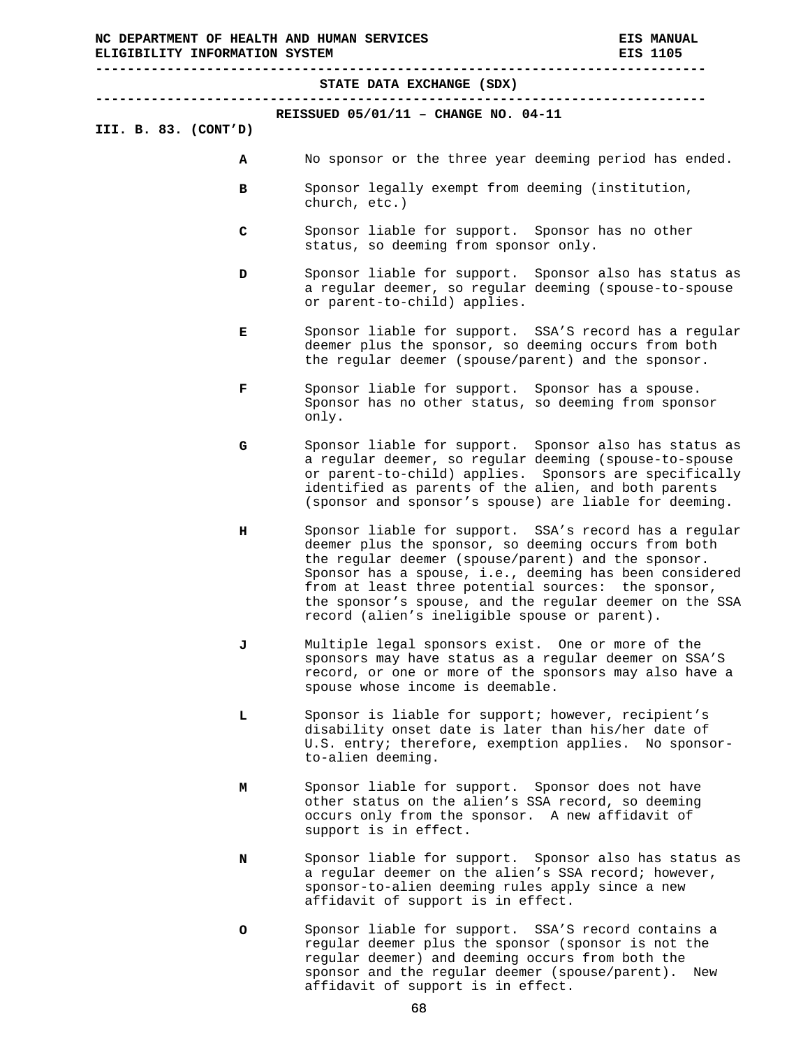III. B. 83. (CONT'D)

**A** No sponsor or the three year deeming period has ended.

**B** Sponsor legally exempt from deeming (institution, church, etc.)

**C** Sponsor liable for support. Sponsor has no other status, so deeming from sponsor only.

**D** Sponsor liable for support. Sponsor also has status as a regular deemer, so regular deeming (spouse-to-spouse or parent-to-child) applies.

**E** Sponsor liable for support. SSA'S record has a regular deemer plus the sponsor, so deeming occurs from both the regular deemer (spouse/parent) and the sponsor.

**F** Sponsor liable for support. Sponsor has a spouse. Sponsor has no other status, so deeming from sponsor only.

**G** Sponsor liable for support. Sponsor also has status as a regular deemer, so regular deeming (spouse-to-spouse or parent-to-child) applies. Sponsors are specifically identified as parents of the alien, and both parents (sponsor and sponsor's spouse) are liable for deeming.

**H** Sponsor liable for support. SSA's record has a regular deemer plus the sponsor, so deeming occurs from both the regular deemer (spouse/parent) and the sponsor. Sponsor has a spouse, i.e., deeming has been considered from at least three potential sources: the sponsor, the sponsor's spouse, and the regular deemer on the SSA record (alien's ineligible spouse or parent).

**J** Multiple legal sponsors exist. One or more of the sponsors may have status as a regular deemer on SSA'S record, or one or more of the sponsors may also have a spouse whose income is deemable.

**L** Sponsor is liable for support; however, recipient's disability onset date is later than his/her date of U.S. entry; therefore, exemption applies. No sponsor-to-alien deeming.

**M** Sponsor liable for support. Sponsor does not have other status on the alien's SSA record, so deeming occurs only from the sponsor. A new affidavit of support is in effect.

**N** Sponsor liable for support. Sponsor also has status as a regular deemer on the alien's SSA record; however, sponsor-to-alien deeming rules apply since a new affidavit of support is in effect.

**O** Sponsor liable for support. SSA'S record contains a regular deemer plus the sponsor (sponsor is not the regular deemer) and deeming occurs from both the sponsor and the regular deemer (spouse/parent). New affidavit of support is in effect.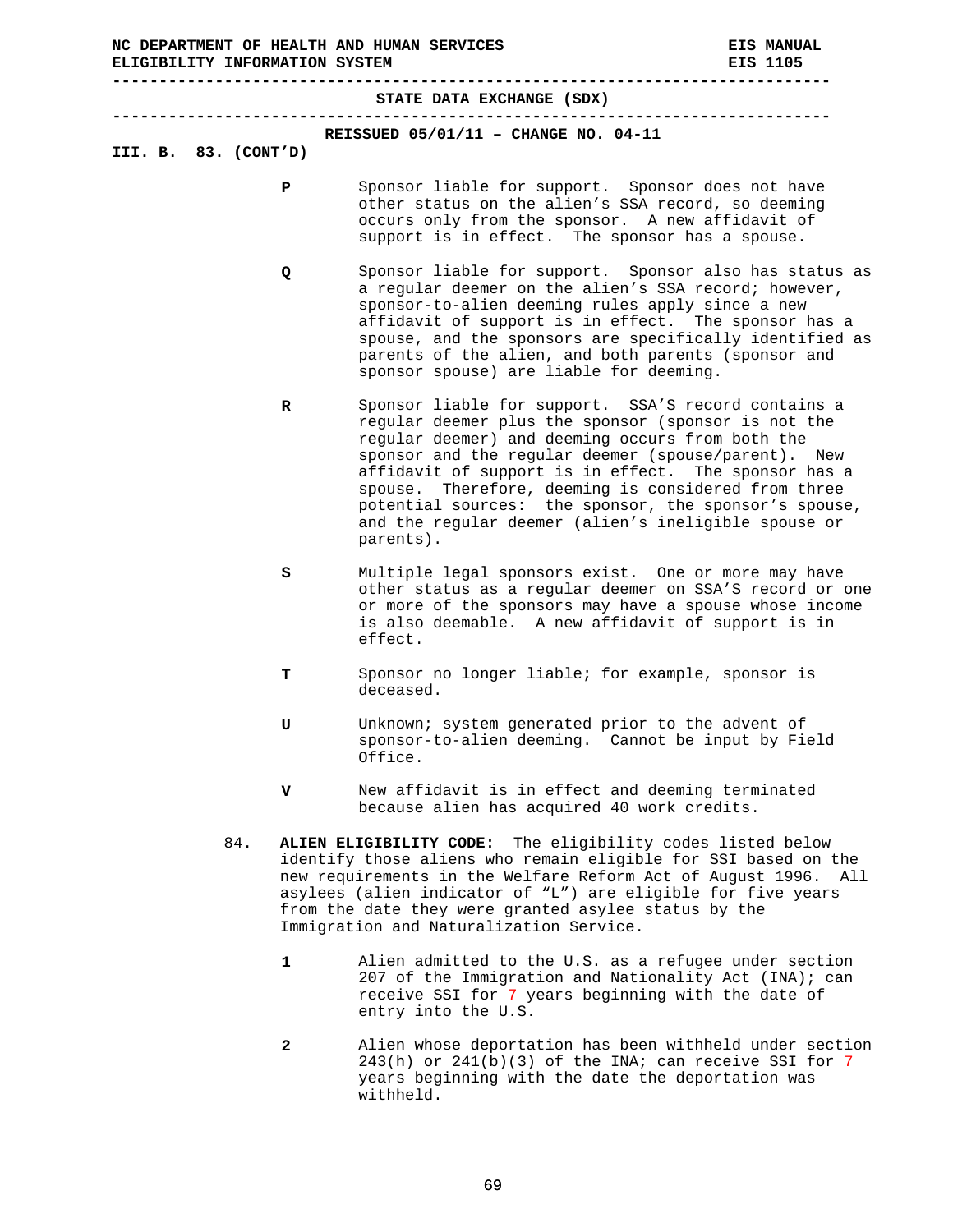STATE DATA EXCHANGE (SDX)

REISSUED 05/01/11 – CHANGE NO. 04-11

III. B. 83. (CONT'D)

**P** Sponsor liable for support. Sponsor does not have other status on the alien's SSA record, so deeming occurs only from the sponsor. A new affidavit of support is in effect. The sponsor has a spouse.

**Q** Sponsor liable for support. Sponsor also has status as a regular deemer on the alien's SSA record; however, sponsor-to-alien deeming rules apply since a new affidavit of support is in effect. The sponsor has a spouse, and the sponsors are specifically identified as parents of the alien, and both parents (sponsor and sponsor spouse) are liable for deeming.

**R** Sponsor liable for support. SSA'S record contains a regular deemer plus the sponsor (sponsor is not the regular deemer) and deeming occurs from both the sponsor and the regular deemer (spouse/parent). New affidavit of support is in effect. The sponsor has a spouse. Therefore, deeming is considered from three potential sources: the sponsor, the sponsor's spouse, and the regular deemer (alien's ineligible spouse or parents).

**S** Multiple legal sponsors exist. One or more may have other status as a regular deemer on SSA'S record or one or more of the sponsors may have a spouse whose income is also deemable. A new affidavit of support is in effect.

**T** Sponsor no longer liable; for example, sponsor is deceased.

**U** Unknown; system generated prior to the advent of sponsor-to-alien deeming. Cannot be input by Field Office.

**V** New affidavit is in effect and deeming terminated because alien has acquired 40 work credits.

84. **ALIEN ELIGIBILITY CODE:** The eligibility codes listed below identify those aliens who remain eligible for SSI based on the new requirements in the Welfare Reform Act of August 1996. All asylees (alien indicator of "L") are eligible for five years from the date they were granted asylee status by the Immigration and Naturalization Service.

**1** Alien admitted to the U.S. as a refugee under section 207 of the Immigration and Nationality Act (INA); can receive SSI for 7 years beginning with the date of entry into the U.S.

**2** Alien whose deportation has been withheld under section 243(h) or 241(b)(3) of the INA; can receive SSI for 7 years beginning with the date the deportation was withheld.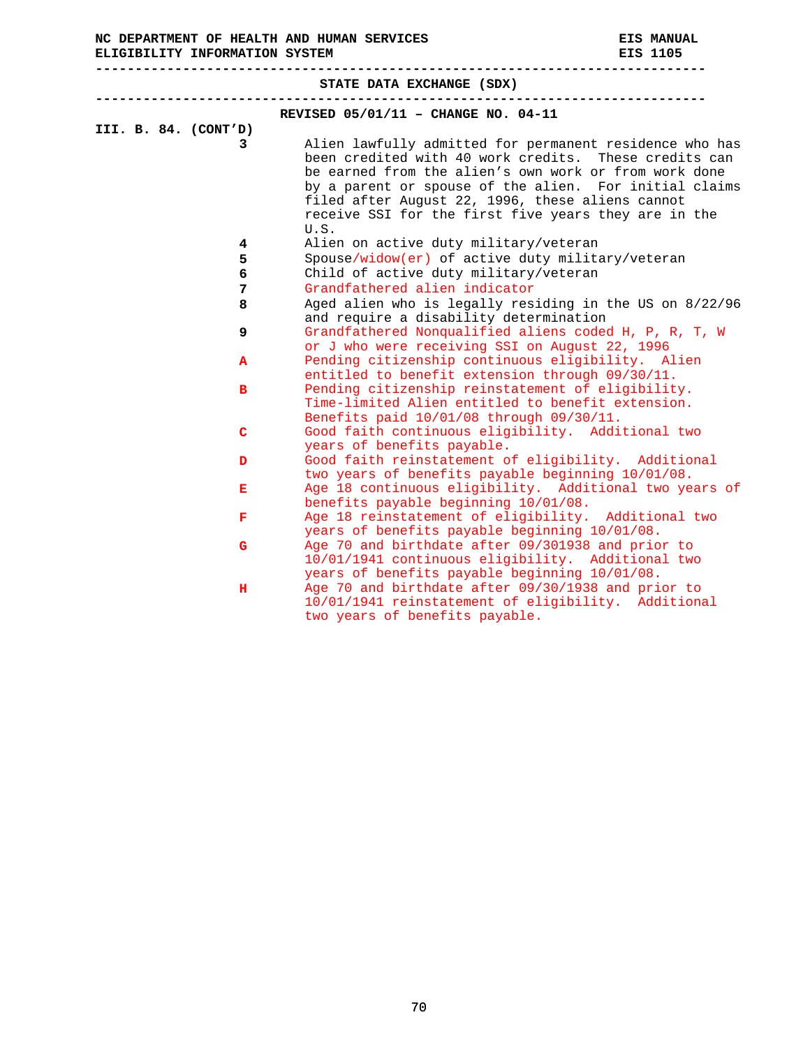**STATE DATA EXCHANGE (SDX)**

**REVISED 05/01/11 – CHANGE NO. 04-11**

**III. B. 84. (CONT'D)**

| | |
|---|---|
| **3** | Alien lawfully admitted for permanent residence who has been credited with 40 work credits. These credits can be earned from the alien's own work or from work done by a parent or spouse of the alien. For initial claims filed after August 22, 1996, these aliens cannot receive SSI for the first five years they are in the U.S. |
| **4** | Alien on active duty military/veteran |
| **5** | Spouse/widow(er) of active duty military/veteran |
| **6** | Child of active duty military/veteran |
| **7** | Grandfathered alien indicator |
| **8** | Aged alien who is legally residing in the US on 8/22/96 and require a disability determination |
| **9** | Grandfathered Nonqualified aliens coded H, P, R, T, W or J who were receiving SSI on August 22, 1996 |
| **A** | Pending citizenship continuous eligibility. Alien entitled to benefit extension through 09/30/11. |
| **B** | Pending citizenship reinstatement of eligibility. Time-limited Alien entitled to benefit extension. Benefits paid 10/01/08 through 09/30/11. |
| **C** | Good faith continuous eligibility. Additional two years of benefits payable. |
| **D** | Good faith reinstatement of eligibility. Additional two years of benefits payable beginning 10/01/08. |
| **E** | Age 18 continuous eligibility. Additional two years of benefits payable beginning 10/01/08. |
| **F** | Age 18 reinstatement of eligibility. Additional two years of benefits payable beginning 10/01/08. |
| **G** | Age 70 and birthdate after 09/301938 and prior to 10/01/1941 continuous eligibility. Additional two years of benefits payable beginning 10/01/08. |
| **H** | Age 70 and birthdate after 09/30/1938 and prior to 10/01/1941 reinstatement of eligibility. Additional two years of benefits payable. |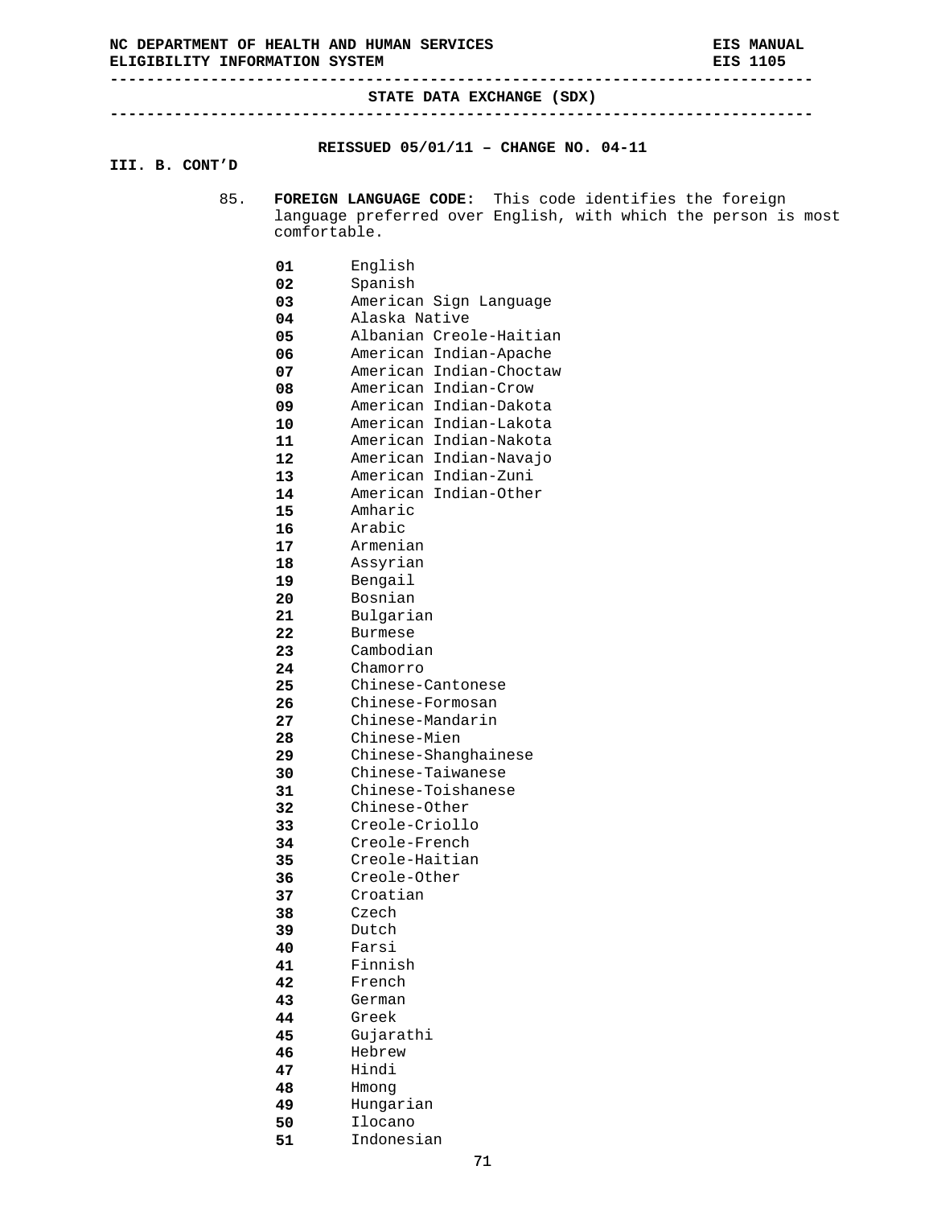**STATE DATA EXCHANGE (SDX)**

**REISSUED 05/01/11 – CHANGE NO. 04-11**

**III. B. CONT'D**

85. **FOREIGN LANGUAGE CODE:** This code identifies the foreign language preferred over English, with which the person is most comfortable.

| | |
|---|---|
| **01** | English |
| **02** | Spanish |
| **03** | American Sign Language |
| **04** | Alaska Native |
| **05** | Albanian Creole-Haitian |
| **06** | American Indian-Apache |
| **07** | American Indian-Choctaw |
| **08** | American Indian-Crow |
| **09** | American Indian-Dakota |
| **10** | American Indian-Lakota |
| **11** | American Indian-Nakota |
| **12** | American Indian-Navajo |
| **13** | American Indian-Zuni |
| **14** | American Indian-Other |
| **15** | Amharic |
| **16** | Arabic |
| **17** | Armenian |
| **18** | Assyrian |
| **19** | Bengail |
| **20** | Bosnian |
| **21** | Bulgarian |
| **22** | Burmese |
| **23** | Cambodian |
| **24** | Chamorro |
| **25** | Chinese-Cantonese |
| **26** | Chinese-Formosan |
| **27** | Chinese-Mandarin |
| **28** | Chinese-Mien |
| **29** | Chinese-Shanghainese |
| **30** | Chinese-Taiwanese |
| **31** | Chinese-Toishanese |
| **32** | Chinese-Other |
| **33** | Creole-Criollo |
| **34** | Creole-French |
| **35** | Creole-Haitian |
| **36** | Creole-Other |
| **37** | Croatian |
| **38** | Czech |
| **39** | Dutch |
| **40** | Farsi |
| **41** | Finnish |
| **42** | French |
| **43** | German |
| **44** | Greek |
| **45** | Gujarathi |
| **46** | Hebrew |
| **47** | Hindi |
| **48** | Hmong |
| **49** | Hungarian |
| **50** | Ilocano |
| **51** | Indonesian |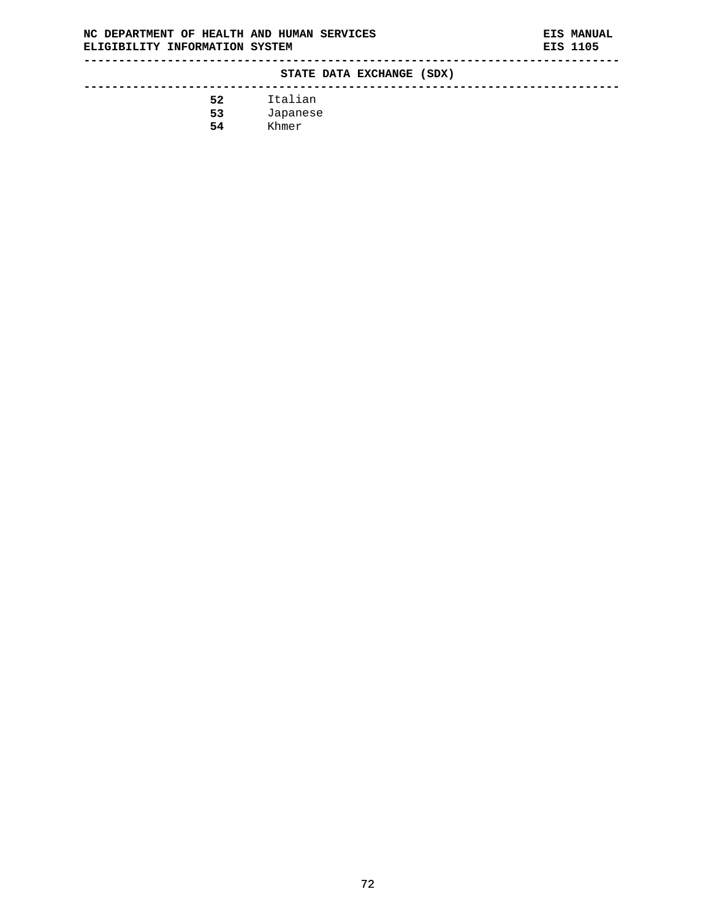| | |
|---|---|
| **52** | Italian |
| **53** | Japanese |
| **54** | Khmer |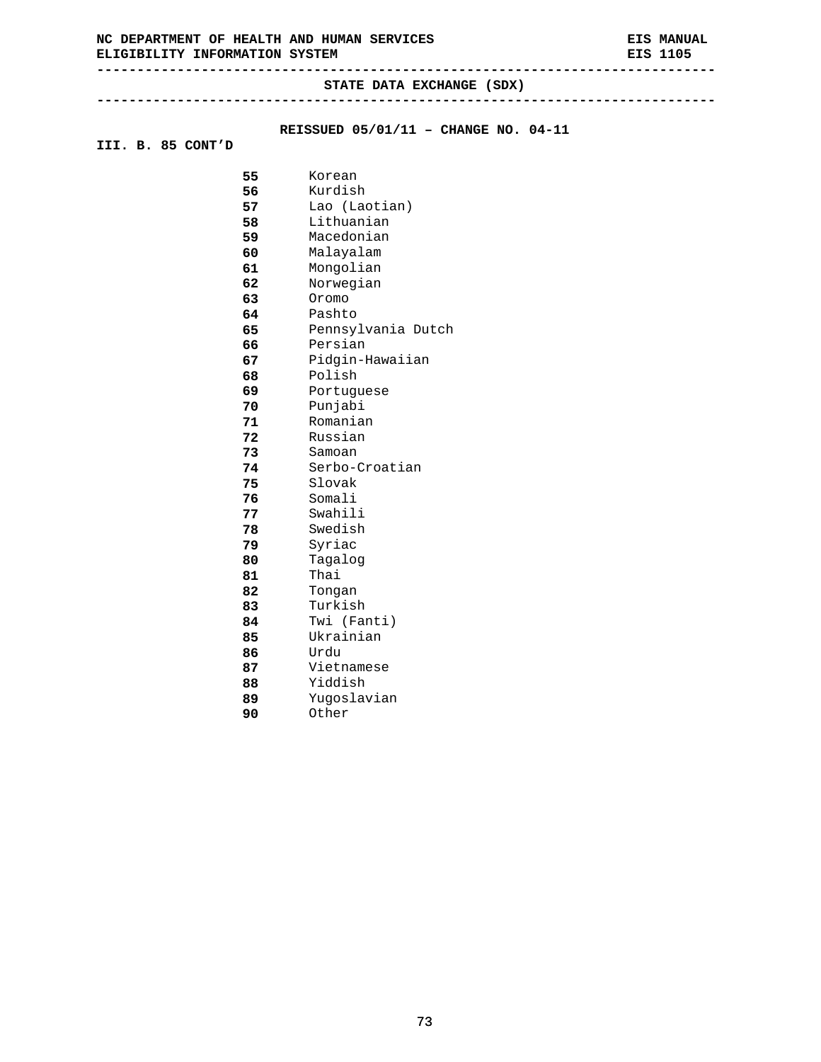**REISSUED 05/01/11 – CHANGE NO. 04-11**

**III. B. 85 CONT'D**

| | |
|---|---|
| **55** | Korean |
| **56** | Kurdish |
| **57** | Lao (Laotian) |
| **58** | Lithuanian |
| **59** | Macedonian |
| **60** | Malayalam |
| **61** | Mongolian |
| **62** | Norwegian |
| **63** | Oromo |
| **64** | Pashto |
| **65** | Pennsylvania Dutch |
| **66** | Persian |
| **67** | Pidgin-Hawaiian |
| **68** | Polish |
| **69** | Portuguese |
| **70** | Punjabi |
| **71** | Romanian |
| **72** | Russian |
| **73** | Samoan |
| **74** | Serbo-Croatian |
| **75** | Slovak |
| **76** | Somali |
| **77** | Swahili |
| **78** | Swedish |
| **79** | Syriac |
| **80** | Tagalog |
| **81** | Thai |
| **82** | Tongan |
| **83** | Turkish |
| **84** | Twi (Fanti) |
| **85** | Ukrainian |
| **86** | Urdu |
| **87** | Vietnamese |
| **88** | Yiddish |
| **89** | Yugoslavian |
| **90** | Other |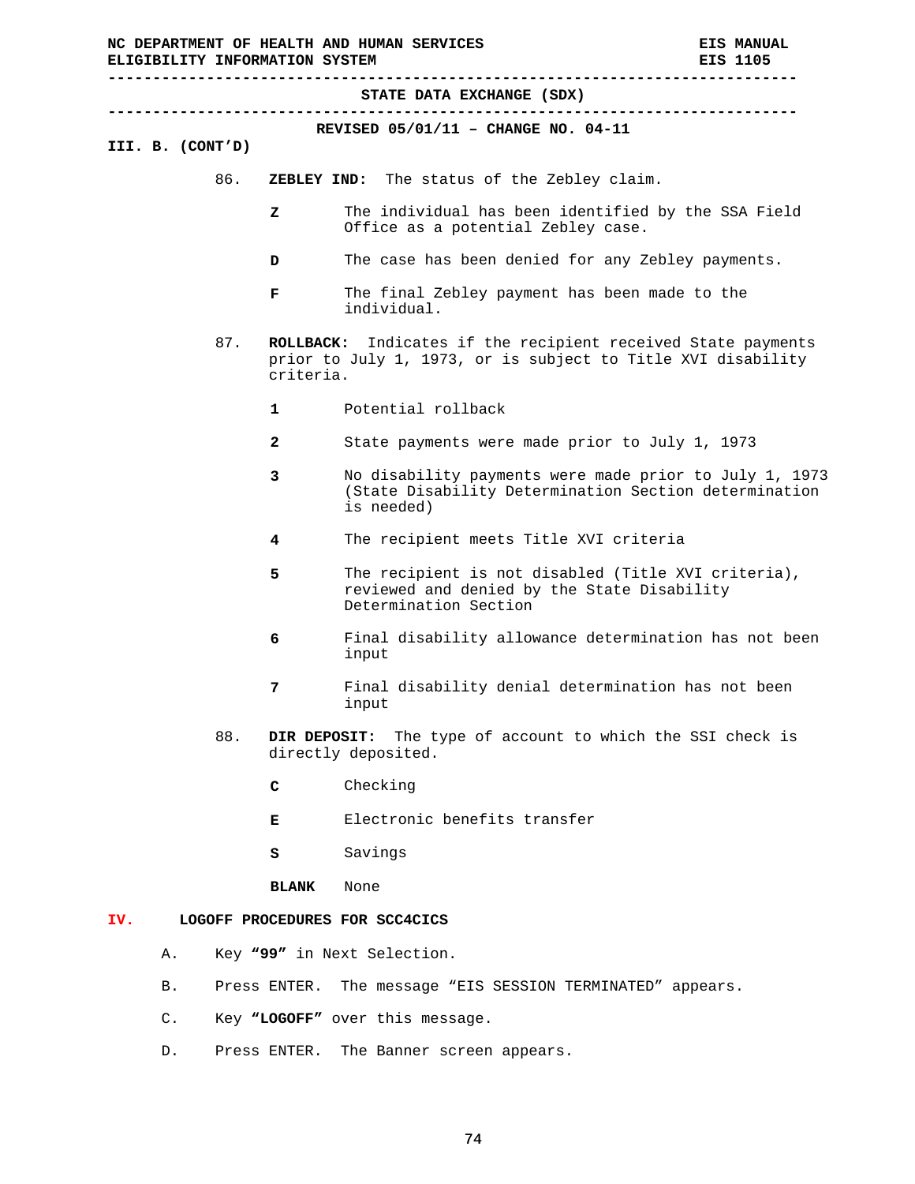III. B. (CONT'D)

86. **ZEBLEY IND:** The status of the Zebley claim.

- **Z** The individual has been identified by the SSA Field Office as a potential Zebley case.
- **D** The case has been denied for any Zebley payments.
- **F** The final Zebley payment has been made to the individual.

87. **ROLLBACK:** Indicates if the recipient received State payments prior to July 1, 1973, or is subject to Title XVI disability criteria.

- **1** Potential rollback
- **2** State payments were made prior to July 1, 1973
- **3** No disability payments were made prior to July 1, 1973 (State Disability Determination Section determination is needed)
- **4** The recipient meets Title XVI criteria
- **5** The recipient is not disabled (Title XVI criteria), reviewed and denied by the State Disability Determination Section
- **6** Final disability allowance determination has not been input
- **7** Final disability denial determination has not been input

88. **DIR DEPOSIT:** The type of account to which the SSI check is directly deposited.

- **C** Checking
- **E** Electronic benefits transfer
- **S** Savings
- **BLANK** None

## IV. LOGOFF PROCEDURES FOR SCC4CICS

A. Key **"99"** in Next Selection.

B. Press ENTER. The message "EIS SESSION TERMINATED" appears.

C. Key **"LOGOFF"** over this message.

D. Press ENTER. The Banner screen appears.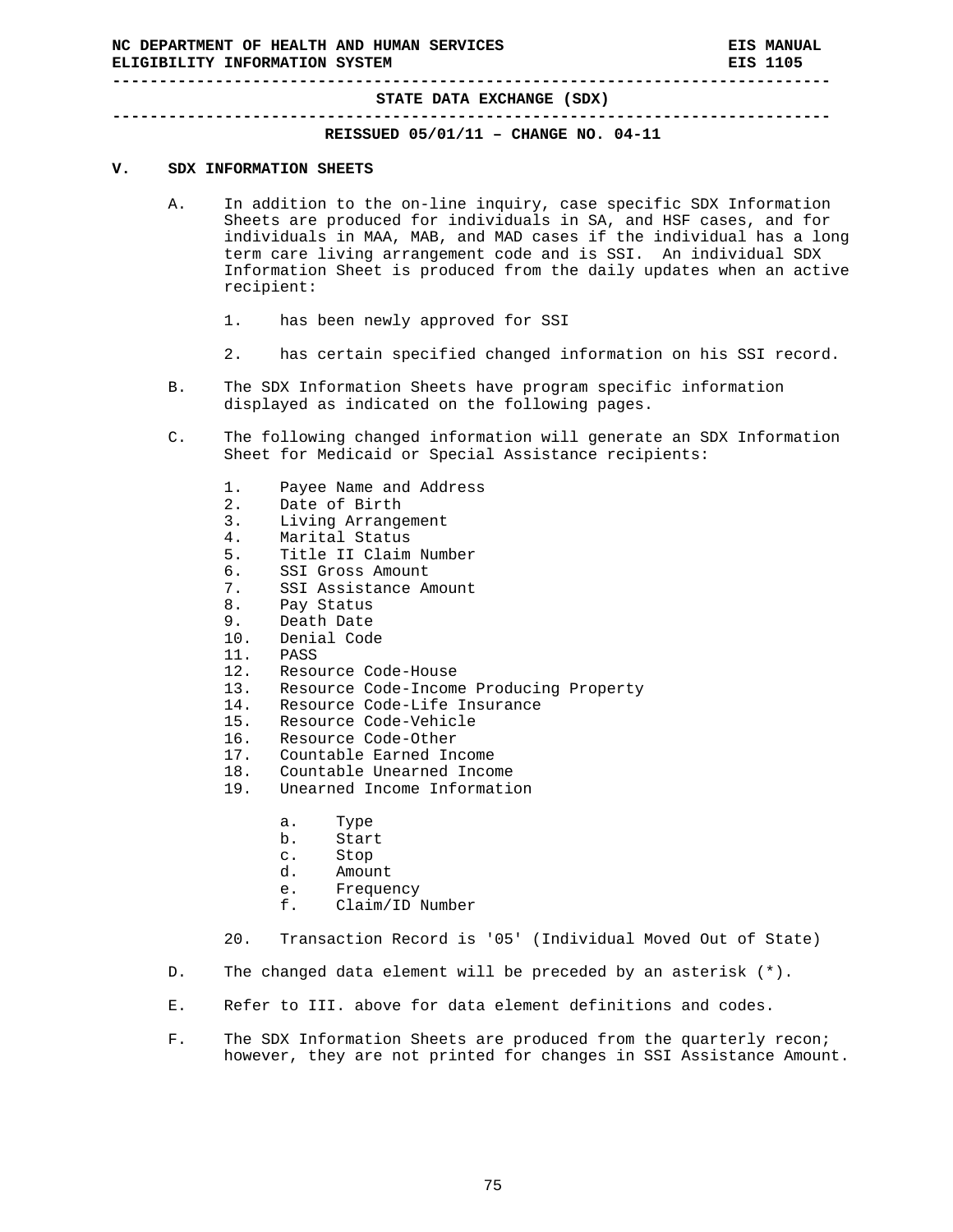## V. SDX INFORMATION SHEETS

A. In addition to the on-line inquiry, case specific SDX Information Sheets are produced for individuals in SA, and HSF cases, and for individuals in MAA, MAB, and MAD cases if the individual has a long term care living arrangement code and is SSI. An individual SDX Information Sheet is produced from the daily updates when an active recipient:

1. has been newly approved for SSI

2. has certain specified changed information on his SSI record.

B. The SDX Information Sheets have program specific information displayed as indicated on the following pages.

C. The following changed information will generate an SDX Information Sheet for Medicaid or Special Assistance recipients:

1. Payee Name and Address
2. Date of Birth
3. Living Arrangement
4. Marital Status
5. Title II Claim Number
6. SSI Gross Amount
7. SSI Assistance Amount
8. Pay Status
9. Death Date
10. Denial Code
11. PASS
12. Resource Code-House
13. Resource Code-Income Producing Property
14. Resource Code-Life Insurance
15. Resource Code-Vehicle
16. Resource Code-Other
17. Countable Earned Income
18. Countable Unearned Income
19. Unearned Income Information

    a. Type
    b. Start
    c. Stop
    d. Amount
    e. Frequency
    f. Claim/ID Number

20. Transaction Record is '05' (Individual Moved Out of State)

D. The changed data element will be preceded by an asterisk (*).

E. Refer to III. above for data element definitions and codes.

F. The SDX Information Sheets are produced from the quarterly recon; however, they are not printed for changes in SSI Assistance Amount.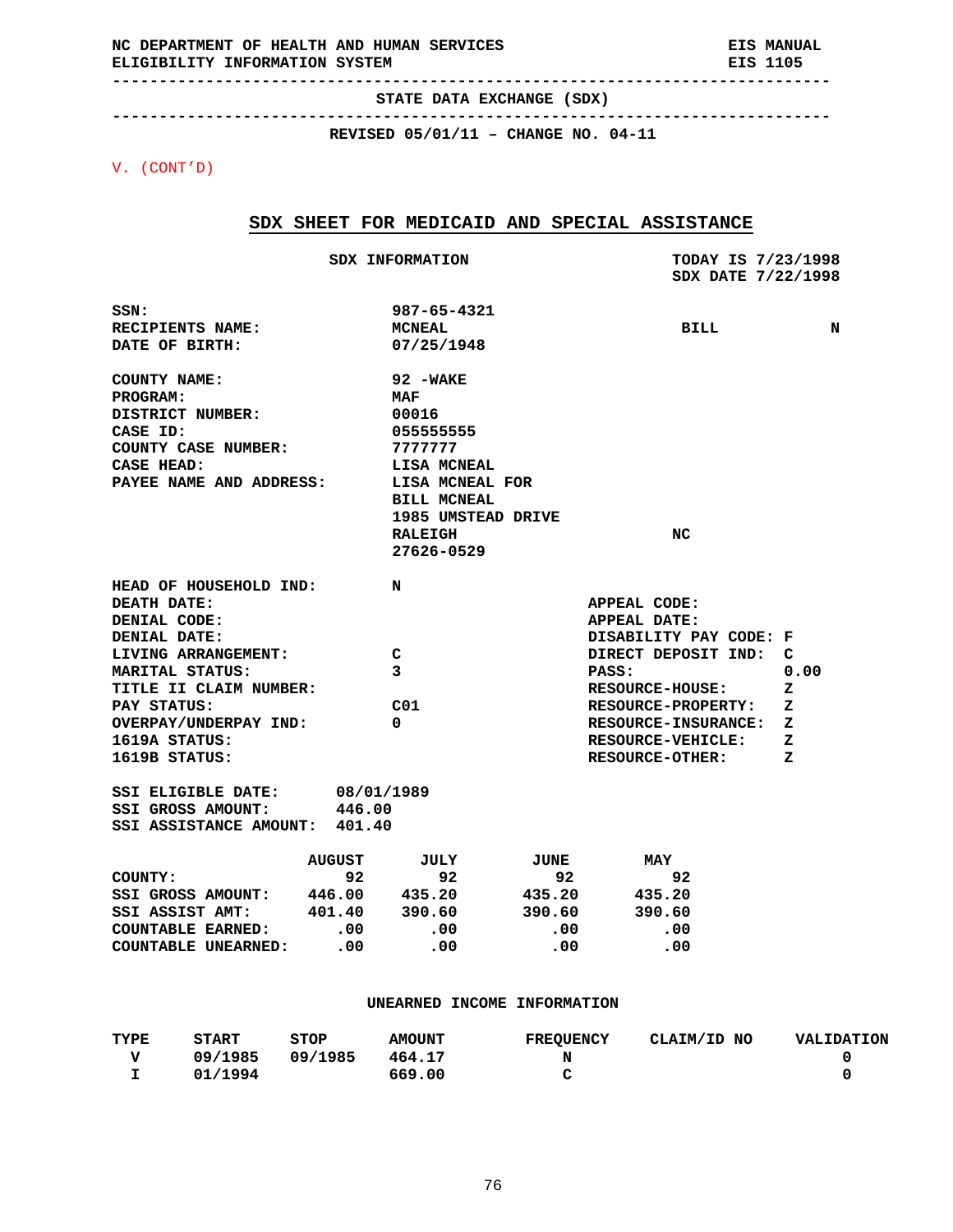V. (CONT'D)

## SDX SHEET FOR MEDICAID AND SPECIAL ASSISTANCE

SDX INFORMATION

TODAY IS 7/23/1998
SDX DATE 7/22/1998

| | | | |
|---|---|---|---|
| SSN: | 987-65-4321 | | |
| RECIPIENTS NAME: | MCNEAL | BILL | N |
| DATE OF BIRTH: | 07/25/1948 | | |
| COUNTY NAME: | 92 -WAKE | | |
| PROGRAM: | MAF | | |
| DISTRICT NUMBER: | 00016 | | |
| CASE ID: | 055555555 | | |
| COUNTY CASE NUMBER: | 7777777 | | |
| CASE HEAD: | LISA MCNEAL | | |
| PAYEE NAME AND ADDRESS: | LISA MCNEAL FOR<br>BILL MCNEAL<br>1985 UMSTEAD DRIVE<br>RALEIGH<br>27626-0529 | NC | |

| | | | |
|---|---|---|---|
| HEAD OF HOUSEHOLD IND: | N | | |
| DEATH DATE: | | APPEAL CODE: | |
| DENIAL CODE: | | APPEAL DATE: | |
| DENIAL DATE: | | DISABILITY PAY CODE: | F |
| LIVING ARRANGEMENT: | C | DIRECT DEPOSIT IND: | C |
| MARITAL STATUS: | 3 | PASS: | 0.00 |
| TITLE II CLAIM NUMBER: | | RESOURCE-HOUSE: | Z |
| PAY STATUS: | C01 | RESOURCE-PROPERTY: | Z |
| OVERPAY/UNDERPAY IND: | 0 | RESOURCE-INSURANCE: | Z |
| 1619A STATUS: | | RESOURCE-VEHICLE: | Z |
| 1619B STATUS: | | RESOURCE-OTHER: | Z |

SSI ELIGIBLE DATE: 08/01/1989
SSI GROSS AMOUNT: 446.00
SSI ASSISTANCE AMOUNT: 401.40

| | AUGUST | JULY | JUNE | MAY |
|---|---|---|---|---|
| COUNTY: | 92 | 92 | 92 | 92 |
| SSI GROSS AMOUNT: | 446.00 | 435.20 | 435.20 | 435.20 |
| SSI ASSIST AMT: | 401.40 | 390.60 | 390.60 | 390.60 |
| COUNTABLE EARNED: | .00 | .00 | .00 | .00 |
| COUNTABLE UNEARNED: | .00 | .00 | .00 | .00 |

UNEARNED INCOME INFORMATION

| TYPE | START | STOP | AMOUNT | FREQUENCY | CLAIM/ID NO | VALIDATION |
|---|---|---|---|---|---|---|
| V | 09/1985 | 09/1985 | 464.17 | N | | 0 |
| I | 01/1994 | | 669.00 | C | | 0 |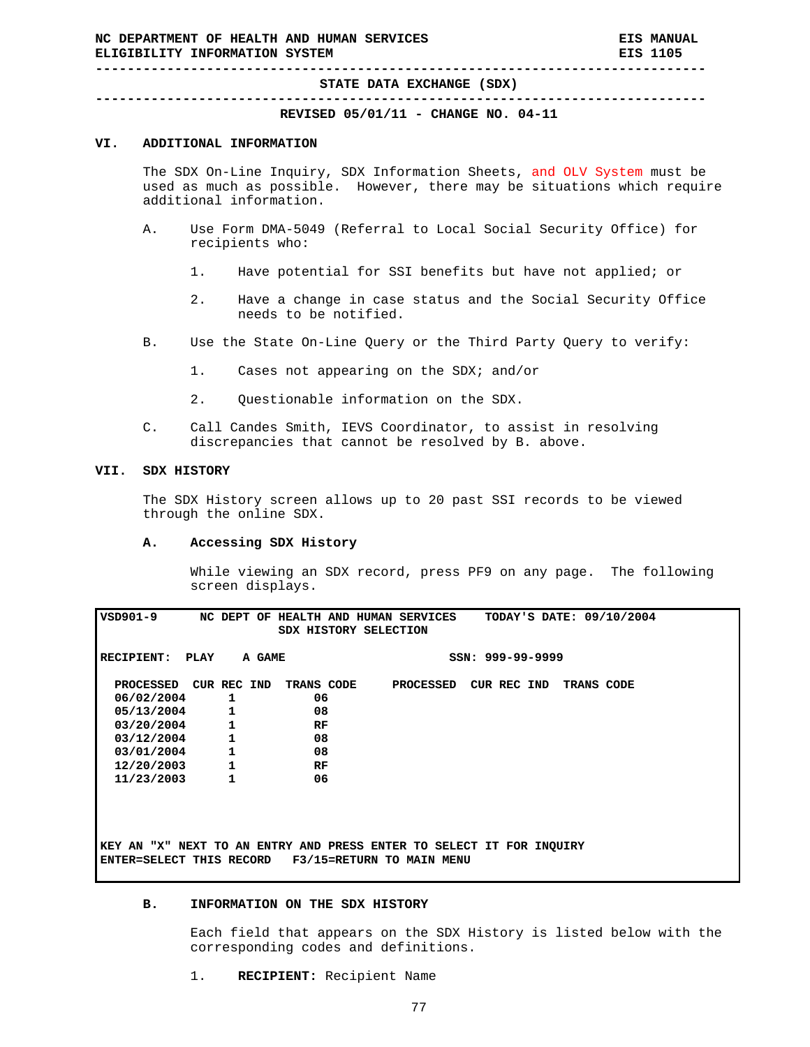## VI. ADDITIONAL INFORMATION

The SDX On-Line Inquiry, SDX Information Sheets, and OLV System must be used as much as possible. However, there may be situations which require additional information.

A. Use Form DMA-5049 (Referral to Local Social Security Office) for recipients who:

1. Have potential for SSI benefits but have not applied; or

2. Have a change in case status and the Social Security Office needs to be notified.

B. Use the State On-Line Query or the Third Party Query to verify:

1. Cases not appearing on the SDX; and/or

2. Questionable information on the SDX.

C. Call Candes Smith, IEVS Coordinator, to assist in resolving discrepancies that cannot be resolved by B. above.

## VII. SDX HISTORY

The SDX History screen allows up to 20 past SSI records to be viewed through the online SDX.

### A. Accessing SDX History

While viewing an SDX record, press PF9 on any page. The following screen displays.

```
VSD901-9      NC DEPT OF HEALTH AND HUMAN SERVICES     TODAY'S DATE: 09/10/2004
                           SDX HISTORY SELECTION

RECIPIENT:  PLAY    A GAME                        SSN: 999-99-9999

  PROCESSED  CUR REC IND  TRANS CODE     PROCESSED  CUR REC IND  TRANS CODE
  06/02/2004      1          06
  05/13/2004      1          08
  03/20/2004      1          RF
  03/12/2004      1          08
  03/01/2004      1          08
  12/20/2003      1          RF
  11/23/2003      1          06



KEY AN "X" NEXT TO AN ENTRY AND PRESS ENTER TO SELECT IT FOR INQUIRY
ENTER=SELECT THIS RECORD   F3/15=RETURN TO MAIN MENU
```

### B. INFORMATION ON THE SDX HISTORY

Each field that appears on the SDX History is listed below with the corresponding codes and definitions.

1. **RECIPIENT:** Recipient Name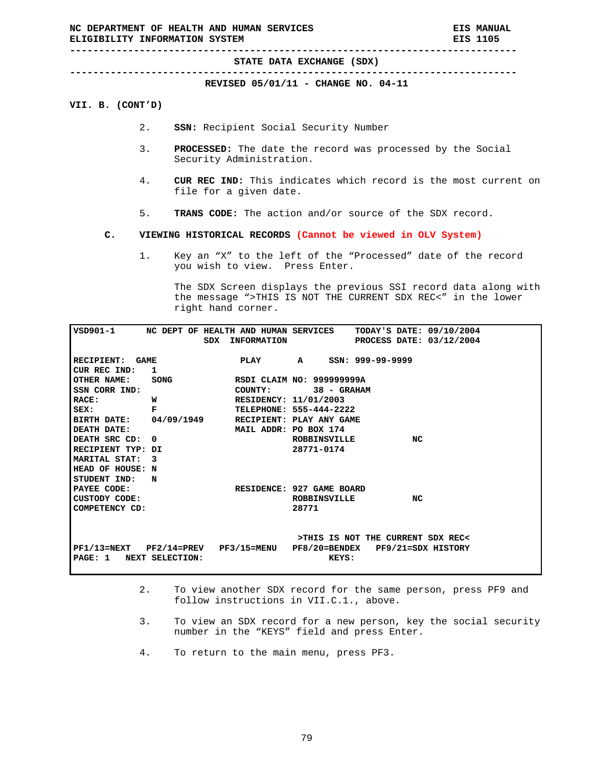VII. B. (CONT'D)

2. **SSN:** Recipient Social Security Number

3. **PROCESSED:** The date the record was processed by the Social Security Administration.

4. **CUR REC IND:** This indicates which record is the most current on file for a given date.

5. **TRANS CODE:** The action and/or source of the SDX record.

**C. VIEWING HISTORICAL RECORDS (Cannot be viewed in OLV System)**

1. Key an "X" to the left of the "Processed" date of the record you wish to view. Press Enter.

   The SDX Screen displays the previous SSI record data along with the message ">THIS IS NOT THE CURRENT SDX REC<" in the lower right hand corner.

```
VSD901-1      NC DEPT OF HEALTH AND HUMAN SERVICES    TODAY'S DATE: 09/10/2004
                        SDX  INFORMATION              PROCESS DATE: 03/12/2004

RECIPIENT:  GAME              PLAY       A     SSN: 999-99-9999
CUR REC IND:   1
OTHER NAME:    SONG          RSDI CLAIM NO: 999999999A
SSN CORR IND:                COUNTY:       38 - GRAHAM
RACE:          W             RESIDENCY: 11/01/2003
SEX:           F             TELEPHONE: 555-444-2222
BIRTH DATE:    04/09/1949    RECIPIENT: PLAY ANY GAME
DEATH DATE:                  MAIL ADDR: PO BOX 174
DEATH SRC CD:  0                        ROBBINSVILLE          NC
RECIPIENT TYP: DI                       28771-0174
MARITAL STAT:  3
HEAD OF HOUSE: N
STUDENT IND:   N
PAYEE CODE:                  RESIDENCE: 927 GAME BOARD
CUSTODY CODE:                           ROBBINSVILLE          NC
COMPETENCY CD:                          28771


                                         >THIS IS NOT THE CURRENT SDX REC<
PF1/13=NEXT   PF2/14=PREV   PF3/15=MENU   PF8/20=BENDEX   PF9/21=SDX HISTORY
PAGE: 1   NEXT SELECTION:                       KEYS:
```

2. To view another SDX record for the same person, press PF9 and follow instructions in VII.C.1., above.

3. To view an SDX record for a new person, key the social security number in the "KEYS" field and press Enter.

4. To return to the main menu, press PF3.